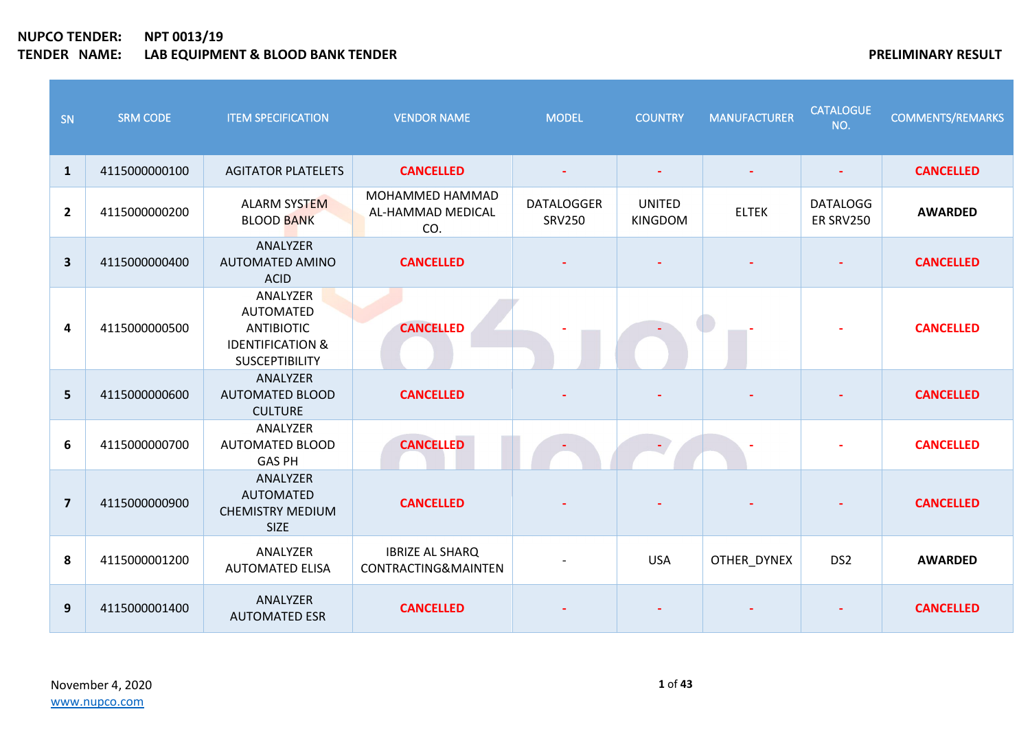**NUPCO TENDER:** **NPT 0013/19**

**TENDER NAME:** **LAB EQUIPMENT & BLOOD BANK TENDER**

**PRELIMINARY RESULT**

| SN | SRM CODE | ITEM SPECIFICATION | VENDOR NAME | MODEL | COUNTRY | MANUFACTURER | CATALOGUE NO. | COMMENTS/REMARKS |
|---|---|---|---|---|---|---|---|---|
| **1** | 4115000000100 | AGITATOR PLATELETS | **CANCELLED** | - | - | - | - | **CANCELLED** |
| **2** | 4115000000200 | ALARM SYSTEM BLOOD BANK | MOHAMMED HAMMAD AL-HAMMAD MEDICAL CO. | DATALOGGER SRV250 | UNITED KINGDOM | ELTEK | DATALOGG ER SRV250 | **AWARDED** |
| **3** | 4115000000400 | ANALYZER AUTOMATED AMINO ACID | **CANCELLED** | - | - | - | - | **CANCELLED** |
| **4** | 4115000000500 | ANALYZER AUTOMATED ANTIBIOTIC IDENTIFICATION & SUSCEPTIBILITY | **CANCELLED** | - | - | - | - | **CANCELLED** |
| **5** | 4115000000600 | ANALYZER AUTOMATED BLOOD CULTURE | **CANCELLED** | - | - | - | - | **CANCELLED** |
| **6** | 4115000000700 | ANALYZER AUTOMATED BLOOD GAS PH | **CANCELLED** | - | - | - | - | **CANCELLED** |
| **7** | 4115000000900 | ANALYZER AUTOMATED CHEMISTRY MEDIUM SIZE | **CANCELLED** | - | - | - | - | **CANCELLED** |
| **8** | 4115000001200 | ANALYZER AUTOMATED ELISA | IBRIZE AL SHARQ CONTRACTING&MAINTEN | - | USA | OTHER_DYNEX | DS2 | **AWARDED** |
| **9** | 4115000001400 | ANALYZER AUTOMATED ESR | **CANCELLED** | - | - | - | - | **CANCELLED** |

November 4, 2020

www.nupco.com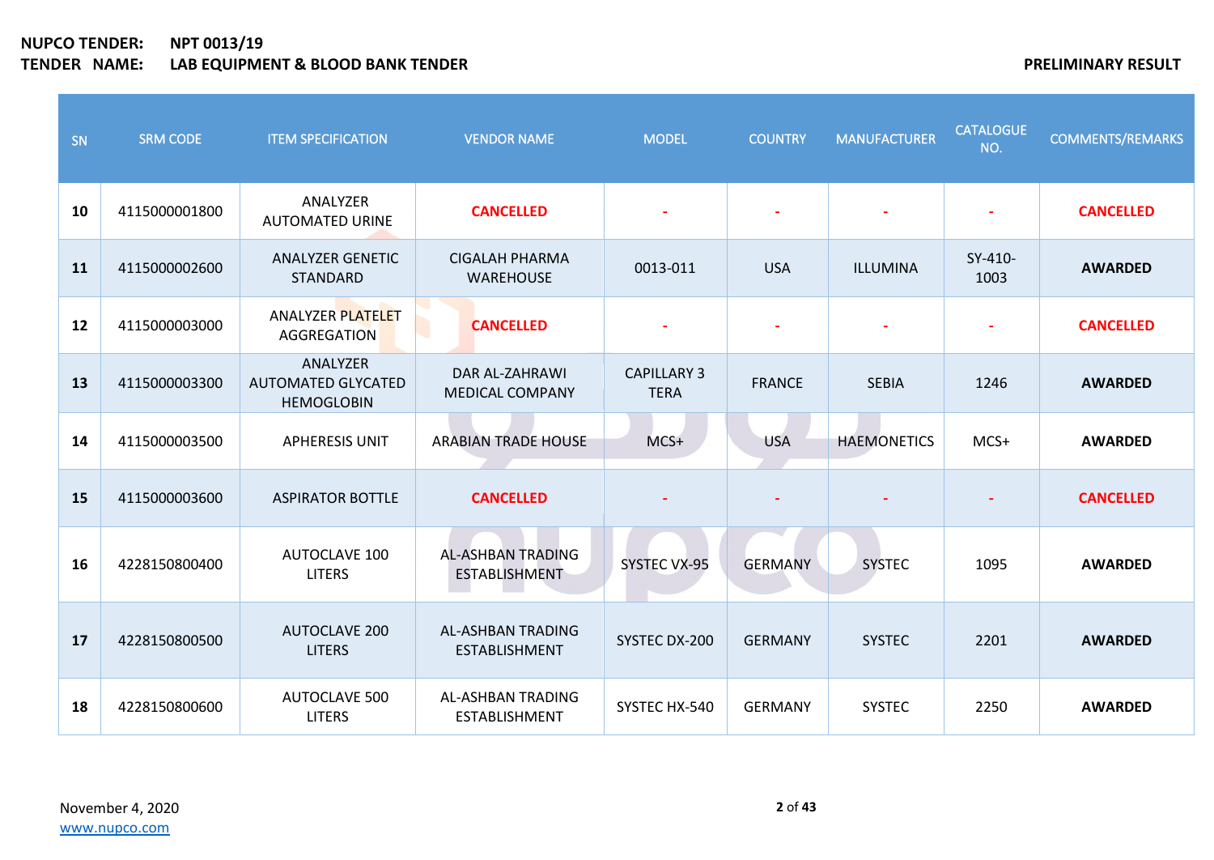**NUPCO TENDER:** **NPT 0013/19**
**TENDER NAME:** **LAB EQUIPMENT & BLOOD BANK TENDER** **PRELIMINARY RESULT**

| SN | SRM CODE | ITEM SPECIFICATION | VENDOR NAME | MODEL | COUNTRY | MANUFACTURER | CATALOGUE NO. | COMMENTS/REMARKS |
|---|---|---|---|---|---|---|---|---|
| **10** | 4115000001800 | ANALYZER AUTOMATED URINE | **CANCELLED** | - | - | - | - | **CANCELLED** |
| **11** | 4115000002600 | ANALYZER GENETIC STANDARD | CIGALAH PHARMA WAREHOUSE | 0013-011 | USA | ILLUMINA | SY-410-1003 | **AWARDED** |
| **12** | 4115000003000 | ANALYZER PLATELET AGGREGATION | **CANCELLED** | - | - | - | - | **CANCELLED** |
| **13** | 4115000003300 | ANALYZER AUTOMATED GLYCATED HEMOGLOBIN | DAR AL-ZAHRAWI MEDICAL COMPANY | CAPILLARY 3 TERA | FRANCE | SEBIA | 1246 | **AWARDED** |
| **14** | 4115000003500 | APHERESIS UNIT | ARABIAN TRADE HOUSE | MCS+ | USA | HAEMONETICS | MCS+ | **AWARDED** |
| **15** | 4115000003600 | ASPIRATOR BOTTLE | **CANCELLED** | - | - | - | - | **CANCELLED** |
| **16** | 4228150800400 | AUTOCLAVE 100 LITERS | AL-ASHBAN TRADING ESTABLISHMENT | SYSTEC VX-95 | GERMANY | SYSTEC | 1095 | **AWARDED** |
| **17** | 4228150800500 | AUTOCLAVE 200 LITERS | AL-ASHBAN TRADING ESTABLISHMENT | SYSTEC DX-200 | GERMANY | SYSTEC | 2201 | **AWARDED** |
| **18** | 4228150800600 | AUTOCLAVE 500 LITERS | AL-ASHBAN TRADING ESTABLISHMENT | SYSTEC HX-540 | GERMANY | SYSTEC | 2250 | **AWARDED** |

November 4, 2020
www.nupco.com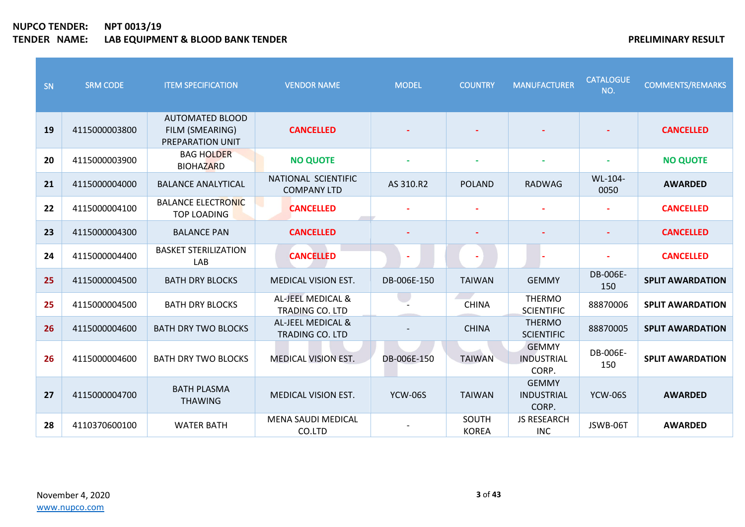**NUPCO TENDER:** NPT 0013/19
**TENDER NAME:** LAB EQUIPMENT & BLOOD BANK TENDER

**PRELIMINARY RESULT**

| SN | SRM CODE | ITEM SPECIFICATION | VENDOR NAME | MODEL | COUNTRY | MANUFACTURER | CATALOGUE NO. | COMMENTS/REMARKS |
|---|---|---|---|---|---|---|---|---|
| 19 | 4115000003800 | AUTOMATED BLOOD FILM (SMEARING) PREPARATION UNIT | CANCELLED | - | - | - | - | CANCELLED |
| 20 | 4115000003900 | BAG HOLDER BIOHAZARD | NO QUOTE | - | - | - | - | NO QUOTE |
| 21 | 4115000004000 | BALANCE ANALYTICAL | NATIONAL SCIENTIFIC COMPANY LTD | AS 310.R2 | POLAND | RADWAG | WL-104-0050 | AWARDED |
| 22 | 4115000004100 | BALANCE ELECTRONIC TOP LOADING | CANCELLED | - | - | - | - | CANCELLED |
| 23 | 4115000004300 | BALANCE PAN | CANCELLED | - | - | - | - | CANCELLED |
| 24 | 4115000004400 | BASKET STERILIZATION LAB | CANCELLED | - | - | - | - | CANCELLED |
| 25 | 4115000004500 | BATH DRY BLOCKS | MEDICAL VISION EST. | DB-006E-150 | TAIWAN | GEMMY | DB-006E-150 | SPLIT AWARDATION |
| 25 | 4115000004500 | BATH DRY BLOCKS | AL-JEEL MEDICAL & TRADING CO. LTD | - | CHINA | THERMO SCIENTIFIC | 88870006 | SPLIT AWARDATION |
| 26 | 4115000004600 | BATH DRY TWO BLOCKS | AL-JEEL MEDICAL & TRADING CO. LTD | - | CHINA | THERMO SCIENTIFIC | 88870005 | SPLIT AWARDATION |
| 26 | 4115000004600 | BATH DRY TWO BLOCKS | MEDICAL VISION EST. | DB-006E-150 | TAIWAN | GEMMY INDUSTRIAL CORP. | DB-006E-150 | SPLIT AWARDATION |
| 27 | 4115000004700 | BATH PLASMA THAWING | MEDICAL VISION EST. | YCW-06S | TAIWAN | GEMMY INDUSTRIAL CORP. | YCW-06S | AWARDED |
| 28 | 4110370600100 | WATER BATH | MENA SAUDI MEDICAL CO.LTD | - | SOUTH KOREA | JS RESEARCH INC | JSWB-06T | AWARDED |

November 4, 2020
www.nupco.com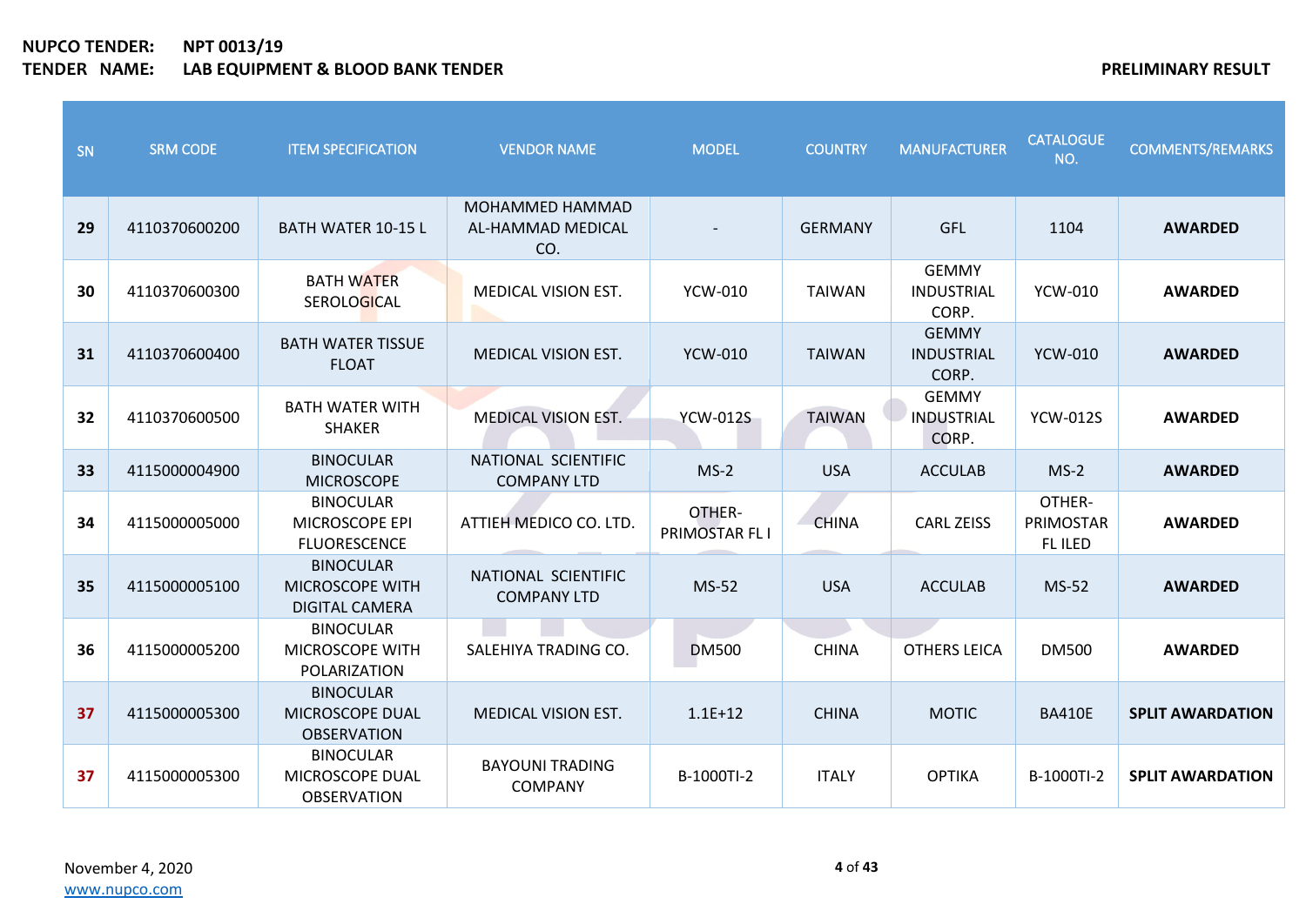**NUPCO TENDER:** **NPT 0013/19**
**TENDER NAME:** **LAB EQUIPMENT & BLOOD BANK TENDER**

**PRELIMINARY RESULT**

| SN | SRM CODE | ITEM SPECIFICATION | VENDOR NAME | MODEL | COUNTRY | MANUFACTURER | CATALOGUE NO. | COMMENTS/REMARKS |
|---|---|---|---|---|---|---|---|---|
| **29** | 4110370600200 | BATH WATER 10-15 L | MOHAMMED HAMMAD AL-HAMMAD MEDICAL CO. | - | GERMANY | GFL | 1104 | **AWARDED** |
| **30** | 4110370600300 | BATH WATER SEROLOGICAL | MEDICAL VISION EST. | YCW-010 | TAIWAN | GEMMY INDUSTRIAL CORP. | YCW-010 | **AWARDED** |
| **31** | 4110370600400 | BATH WATER TISSUE FLOAT | MEDICAL VISION EST. | YCW-010 | TAIWAN | GEMMY INDUSTRIAL CORP. | YCW-010 | **AWARDED** |
| **32** | 4110370600500 | BATH WATER WITH SHAKER | MEDICAL VISION EST. | YCW-012S | TAIWAN | GEMMY INDUSTRIAL CORP. | YCW-012S | **AWARDED** |
| **33** | 4115000004900 | BINOCULAR MICROSCOPE | NATIONAL SCIENTIFIC COMPANY LTD | MS-2 | USA | ACCULAB | MS-2 | **AWARDED** |
| **34** | 4115000005000 | BINOCULAR MICROSCOPE EPI FLUORESCENCE | ATTIEH MEDICO CO. LTD. | OTHER-PRIMOSTAR FL I | CHINA | CARL ZEISS | OTHER-PRIMOSTAR FL ILED | **AWARDED** |
| **35** | 4115000005100 | BINOCULAR MICROSCOPE WITH DIGITAL CAMERA | NATIONAL SCIENTIFIC COMPANY LTD | MS-52 | USA | ACCULAB | MS-52 | **AWARDED** |
| **36** | 4115000005200 | BINOCULAR MICROSCOPE WITH POLARIZATION | SALEHIYA TRADING CO. | DM500 | CHINA | OTHERS LEICA | DM500 | **AWARDED** |
| **37** | 4115000005300 | BINOCULAR MICROSCOPE DUAL OBSERVATION | MEDICAL VISION EST. | 1.1E+12 | CHINA | MOTIC | BA410E | **SPLIT AWARDATION** |
| **37** | 4115000005300 | BINOCULAR MICROSCOPE DUAL OBSERVATION | BAYOUNI TRADING COMPANY | B-1000TI-2 | ITALY | OPTIKA | B-1000TI-2 | **SPLIT AWARDATION** |

November 4, 2020
www.nupco.com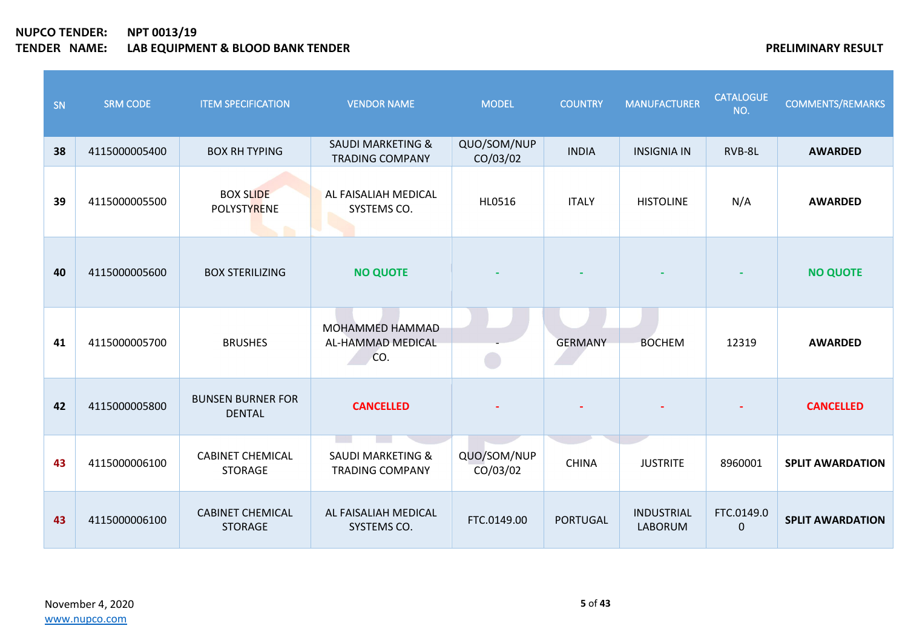**NUPCO TENDER:** **NPT 0013/19**
**TENDER NAME:** **LAB EQUIPMENT & BLOOD BANK TENDER**

**PRELIMINARY RESULT**

| SN | SRM CODE | ITEM SPECIFICATION | VENDOR NAME | MODEL | COUNTRY | MANUFACTURER | CATALOGUE NO. | COMMENTS/REMARKS |
|---|---|---|---|---|---|---|---|---|
| **38** | 4115000005400 | BOX RH TYPING | SAUDI MARKETING & TRADING COMPANY | QUO/SOM/NUP CO/03/02 | INDIA | INSIGNIA IN | RVB-8L | **AWARDED** |
| **39** | 4115000005500 | BOX SLIDE POLYSTYRENE | AL FAISALIAH MEDICAL SYSTEMS CO. | HL0516 | ITALY | HISTOLINE | N/A | **AWARDED** |
| **40** | 4115000005600 | BOX STERILIZING | **NO QUOTE** | - | - | - | - | **NO QUOTE** |
| **41** | 4115000005700 | BRUSHES | MOHAMMED HAMMAD AL-HAMMAD MEDICAL CO. | - | GERMANY | BOCHEM | 12319 | **AWARDED** |
| **42** | 4115000005800 | BUNSEN BURNER FOR DENTAL | **CANCELLED** | - | - | - | - | **CANCELLED** |
| **43** | 4115000006100 | CABINET CHEMICAL STORAGE | SAUDI MARKETING & TRADING COMPANY | QUO/SOM/NUP CO/03/02 | CHINA | JUSTRITE | 8960001 | **SPLIT AWARDATION** |
| **43** | 4115000006100 | CABINET CHEMICAL STORAGE | AL FAISALIAH MEDICAL SYSTEMS CO. | FTC.0149.00 | PORTUGAL | INDUSTRIAL LABORUM | FTC.0149.00 | **SPLIT AWARDATION** |

November 4, 2020
www.nupco.com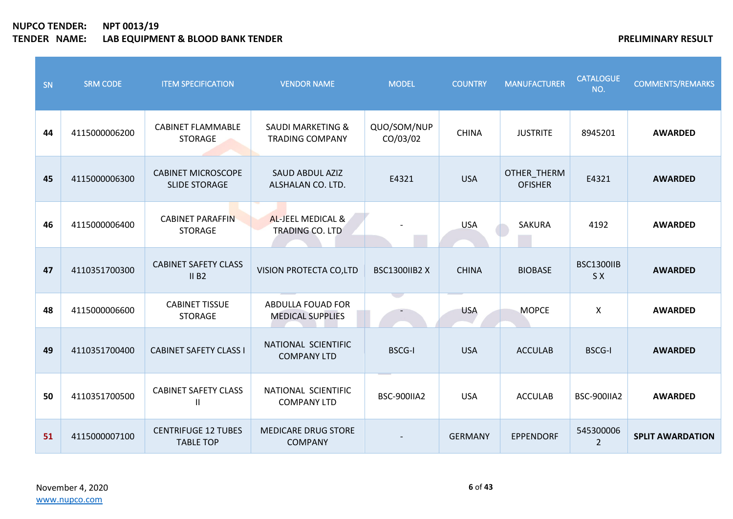**NUPCO TENDER:** **NPT 0013/19**
**TENDER NAME:** **LAB EQUIPMENT & BLOOD BANK TENDER**

**PRELIMINARY RESULT**

| SN | SRM CODE | ITEM SPECIFICATION | VENDOR NAME | MODEL | COUNTRY | MANUFACTURER | CATALOGUE NO. | COMMENTS/REMARKS |
|---|---|---|---|---|---|---|---|---|
| **44** | 4115000006200 | CABINET FLAMMABLE STORAGE | SAUDI MARKETING & TRADING COMPANY | QUO/SOM/NUPCO/03/02 | CHINA | JUSTRITE | 8945201 | **AWARDED** |
| **45** | 4115000006300 | CABINET MICROSCOPE SLIDE STORAGE | SAUD ABDUL AZIZ ALSHALAN CO. LTD. | E4321 | USA | OTHER_THERMOFISHER | E4321 | **AWARDED** |
| **46** | 4115000006400 | CABINET PARAFFIN STORAGE | AL-JEEL MEDICAL & TRADING CO. LTD | - | USA | SAKURA | 4192 | **AWARDED** |
| **47** | 4110351700300 | CABINET SAFETY CLASS II B2 | VISION PROTECTA CO,LTD | BSC1300IIB2 X | CHINA | BIOBASE | BSC1300IIBS X | **AWARDED** |
| **48** | 4115000006600 | CABINET TISSUE STORAGE | ABDULLA FOUAD FOR MEDICAL SUPPLIES | - | USA | MOPCE | X | **AWARDED** |
| **49** | 4110351700400 | CABINET SAFETY CLASS I | NATIONAL SCIENTIFIC COMPANY LTD | BSCG-I | USA | ACCULAB | BSCG-I | **AWARDED** |
| **50** | 4110351700500 | CABINET SAFETY CLASS II | NATIONAL SCIENTIFIC COMPANY LTD | BSC-900IIA2 | USA | ACCULAB | BSC-900IIA2 | **AWARDED** |
| **51** | 4115000007100 | CENTRIFUGE 12 TUBES TABLE TOP | MEDICARE DRUG STORE COMPANY | - | GERMANY | EPPENDORF | 5453000062 | **SPLIT AWARDATION** |

November 4, 2020
www.nupco.com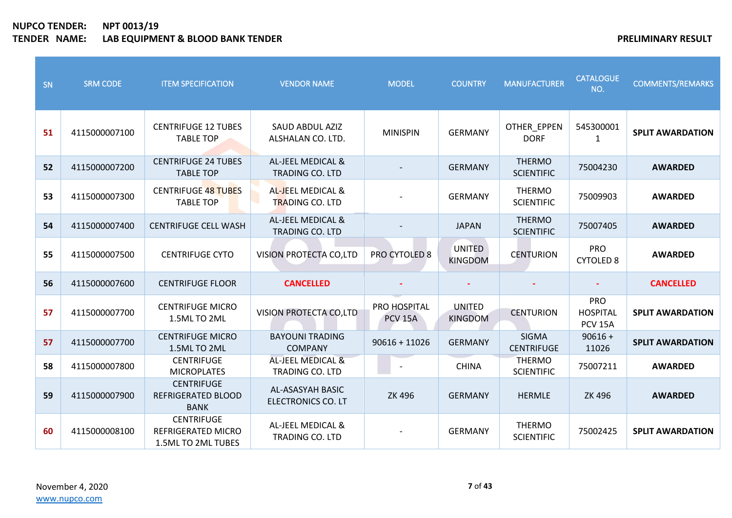**NUPCO TENDER:** NPT 0013/19
**TENDER NAME:** LAB EQUIPMENT & BLOOD BANK TENDER

**PRELIMINARY RESULT**

| SN | SRM CODE | ITEM SPECIFICATION | VENDOR NAME | MODEL | COUNTRY | MANUFACTURER | CATALOGUE NO. | COMMENTS/REMARKS |
|---|---|---|---|---|---|---|---|---|
| 51 | 4115000007100 | CENTRIFUGE 12 TUBES TABLE TOP | SAUD ABDUL AZIZ ALSHALAN CO. LTD. | MINISPIN | GERMANY | OTHER_EPPENDORF | 5453000011 | **SPLIT AWARDATION** |
| 52 | 4115000007200 | CENTRIFUGE 24 TUBES TABLE TOP | AL-JEEL MEDICAL & TRADING CO. LTD | - | GERMANY | THERMO SCIENTIFIC | 75004230 | **AWARDED** |
| 53 | 4115000007300 | CENTRIFUGE 48 TUBES TABLE TOP | AL-JEEL MEDICAL & TRADING CO. LTD | - | GERMANY | THERMO SCIENTIFIC | 75009903 | **AWARDED** |
| 54 | 4115000007400 | CENTRIFUGE CELL WASH | AL-JEEL MEDICAL & TRADING CO. LTD | - | JAPAN | THERMO SCIENTIFIC | 75007405 | **AWARDED** |
| 55 | 4115000007500 | CENTRIFUGE CYTO | VISION PROTECTA CO,LTD | PRO CYTOLED 8 | UNITED KINGDOM | CENTURION | PRO CYTOLED 8 | **AWARDED** |
| 56 | 4115000007600 | CENTRIFUGE FLOOR | **CANCELLED** | - | - | - | - | **CANCELLED** |
| 57 | 4115000007700 | CENTRIFUGE MICRO 1.5ML TO 2ML | VISION PROTECTA CO,LTD | PRO HOSPITAL PCV 15A | UNITED KINGDOM | CENTURION | PRO HOSPITAL PCV 15A | **SPLIT AWARDATION** |
| 57 | 4115000007700 | CENTRIFUGE MICRO 1.5ML TO 2ML | BAYOUNI TRADING COMPANY | 90616 + 11026 | GERMANY | SIGMA CENTRIFUGE | 90616 + 11026 | **SPLIT AWARDATION** |
| 58 | 4115000007800 | CENTRIFUGE MICROPLATES | AL-JEEL MEDICAL & TRADING CO. LTD | - | CHINA | THERMO SCIENTIFIC | 75007211 | **AWARDED** |
| 59 | 4115000007900 | CENTRIFUGE REFRIGERATED BLOOD BANK | AL-ASASYAH BASIC ELECTRONICS CO. LT | ZK 496 | GERMANY | HERMLE | ZK 496 | **AWARDED** |
| 60 | 4115000008100 | CENTRIFUGE REFRIGERATED MICRO 1.5ML TO 2ML TUBES | AL-JEEL MEDICAL & TRADING CO. LTD | - | GERMANY | THERMO SCIENTIFIC | 75002425 | **SPLIT AWARDATION** |

November 4, 2020
www.nupco.com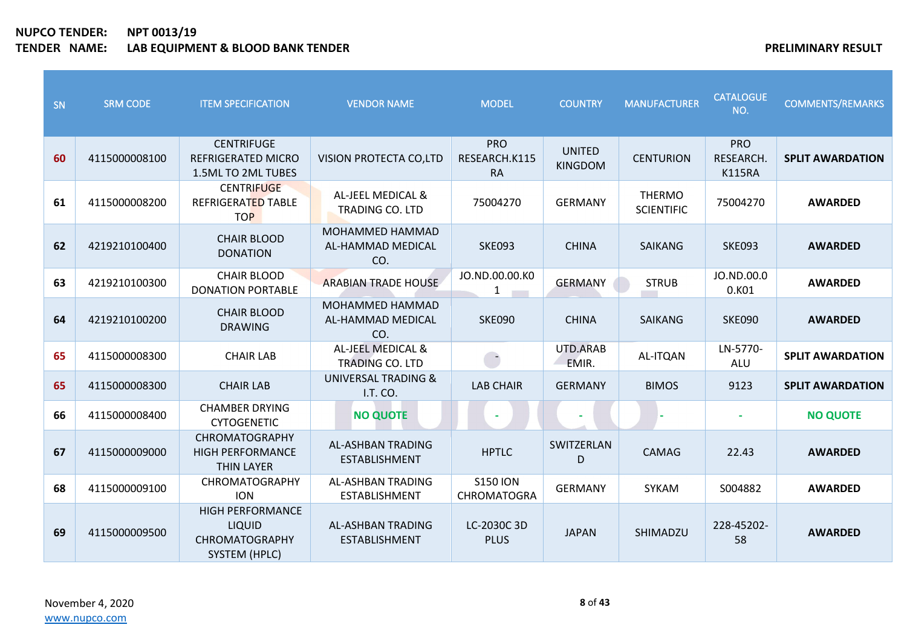**NUPCO TENDER:** NPT 0013/19
**TENDER NAME:** LAB EQUIPMENT & BLOOD BANK TENDER

**PRELIMINARY RESULT**

| SN | SRM CODE | ITEM SPECIFICATION | VENDOR NAME | MODEL | COUNTRY | MANUFACTURER | CATALOGUE NO. | COMMENTS/REMARKS |
|---|---|---|---|---|---|---|---|---|
| 60 | 4115000008100 | CENTRIFUGE REFRIGERATED MICRO 1.5ML TO 2ML TUBES | VISION PROTECTA CO,LTD | PRO RESEARCH.K115RA | UNITED KINGDOM | CENTURION | PRO RESEARCH. K115RA | **SPLIT AWARDATION** |
| 61 | 4115000008200 | CENTRIFUGE REFRIGERATED TABLE TOP | AL-JEEL MEDICAL & TRADING CO. LTD | 75004270 | GERMANY | THERMO SCIENTIFIC | 75004270 | **AWARDED** |
| 62 | 4219210100400 | CHAIR BLOOD DONATION | MOHAMMED HAMMAD AL-HAMMAD MEDICAL CO. | SKE093 | CHINA | SAIKANG | SKE093 | **AWARDED** |
| 63 | 4219210100300 | CHAIR BLOOD DONATION PORTABLE | ARABIAN TRADE HOUSE | JO.ND.00.00.K01 | GERMANY | STRUB | JO.ND.00.00.K01 | **AWARDED** |
| 64 | 4219210100200 | CHAIR BLOOD DRAWING | MOHAMMED HAMMAD AL-HAMMAD MEDICAL CO. | SKE090 | CHINA | SAIKANG | SKE090 | **AWARDED** |
| 65 | 4115000008300 | CHAIR LAB | AL-JEEL MEDICAL & TRADING CO. LTD | - | UTD.ARAB EMIR. | AL-ITQAN | LN-5770-ALU | **SPLIT AWARDATION** |
| 65 | 4115000008300 | CHAIR LAB | UNIVERSAL TRADING & I.T. CO. | LAB CHAIR | GERMANY | BIMOS | 9123 | **SPLIT AWARDATION** |
| 66 | 4115000008400 | CHAMBER DRYING CYTOGENETIC | **NO QUOTE** | - | - | - | - | **NO QUOTE** |
| 67 | 4115000009000 | CHROMATOGRAPHY HIGH PERFORMANCE THIN LAYER | AL-ASHBAN TRADING ESTABLISHMENT | HPTLC | SWITZERLAND | CAMAG | 22.43 | **AWARDED** |
| 68 | 4115000009100 | CHROMATOGRAPHY ION | AL-ASHBAN TRADING ESTABLISHMENT | S150 ION CHROMATOGRA | GERMANY | SYKAM | S004882 | **AWARDED** |
| 69 | 4115000009500 | HIGH PERFORMANCE LIQUID CHROMATOGRAPHY SYSTEM (HPLC) | AL-ASHBAN TRADING ESTABLISHMENT | LC-2030C 3D PLUS | JAPAN | SHIMADZU | 228-45202-58 | **AWARDED** |

November 4, 2020
www.nupco.com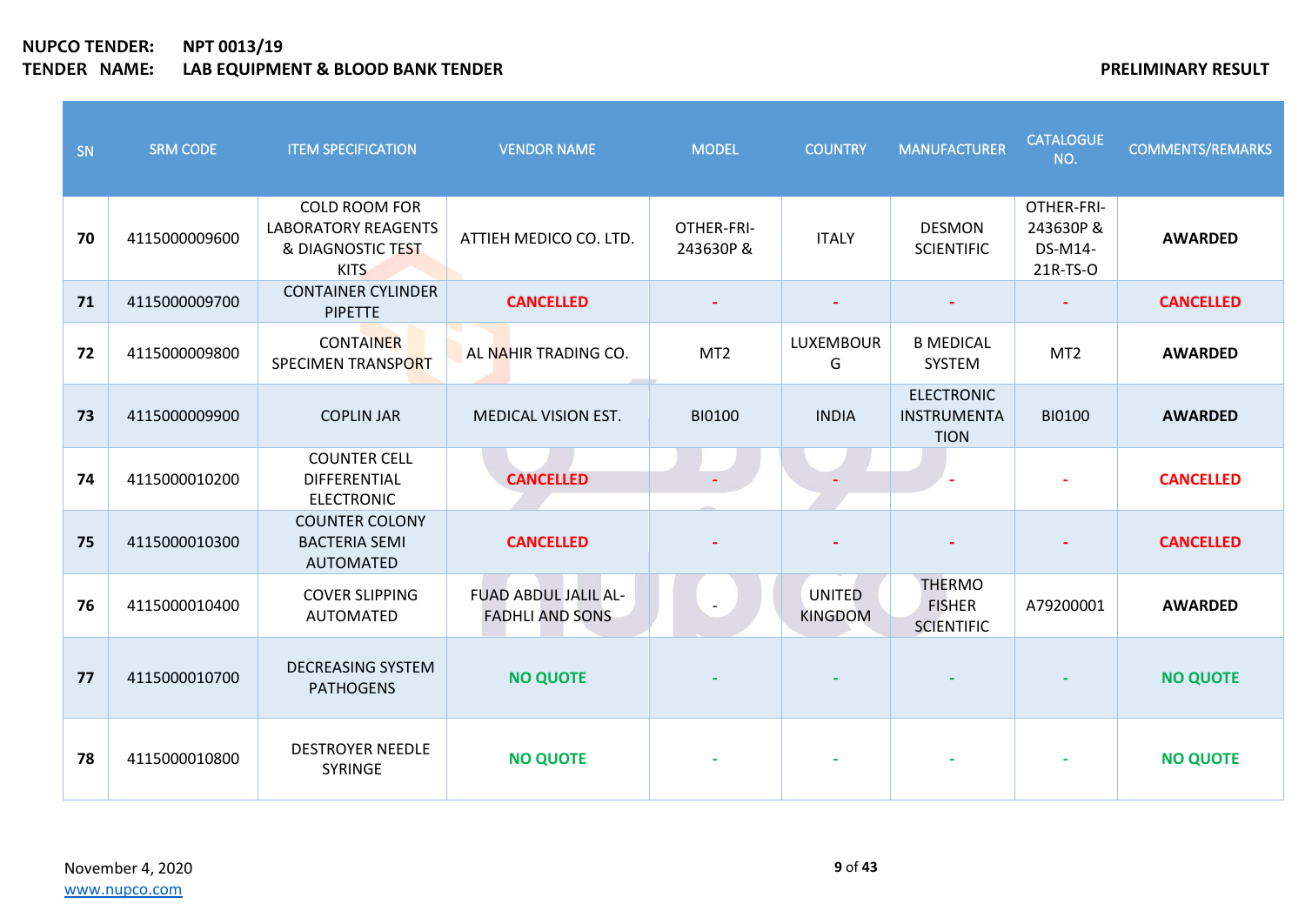**NUPCO TENDER:** **NPT 0013/19**
**TENDER NAME:** **LAB EQUIPMENT & BLOOD BANK TENDER**

**PRELIMINARY RESULT**

| SN | SRM CODE | ITEM SPECIFICATION | VENDOR NAME | MODEL | COUNTRY | MANUFACTURER | CATALOGUE NO. | COMMENTS/REMARKS |
|---|---|---|---|---|---|---|---|---|
| **70** | 4115000009600 | COLD ROOM FOR LABORATORY REAGENTS & DIAGNOSTIC TEST KITS | ATTIEH MEDICO CO. LTD. | OTHER-FRI-243630P & | ITALY | DESMON SCIENTIFIC | OTHER-FRI-243630P & DS-M14-21R-TS-O | **AWARDED** |
| **71** | 4115000009700 | CONTAINER CYLINDER PIPETTE | **CANCELLED** | - | - | - | - | **CANCELLED** |
| **72** | 4115000009800 | CONTAINER SPECIMEN TRANSPORT | AL NAHIR TRADING CO. | MT2 | LUXEMBOURG | B MEDICAL SYSTEM | MT2 | **AWARDED** |
| **73** | 4115000009900 | COPLIN JAR | MEDICAL VISION EST. | BI0100 | INDIA | ELECTRONIC INSTRUMENTATION | BI0100 | **AWARDED** |
| **74** | 4115000010200 | COUNTER CELL DIFFERENTIAL ELECTRONIC | **CANCELLED** | - | - | - | - | **CANCELLED** |
| **75** | 4115000010300 | COUNTER COLONY BACTERIA SEMI AUTOMATED | **CANCELLED** | - | - | - | - | **CANCELLED** |
| **76** | 4115000010400 | COVER SLIPPING AUTOMATED | FUAD ABDUL JALIL AL-FADHLI AND SONS | - | UNITED KINGDOM | THERMO FISHER SCIENTIFIC | A79200001 | **AWARDED** |
| **77** | 4115000010700 | DECREASING SYSTEM PATHOGENS | **NO QUOTE** | - | - | - | - | **NO QUOTE** |
| **78** | 4115000010800 | DESTROYER NEEDLE SYRINGE | **NO QUOTE** | - | - | - | - | **NO QUOTE** |

November 4, 2020
www.nupco.com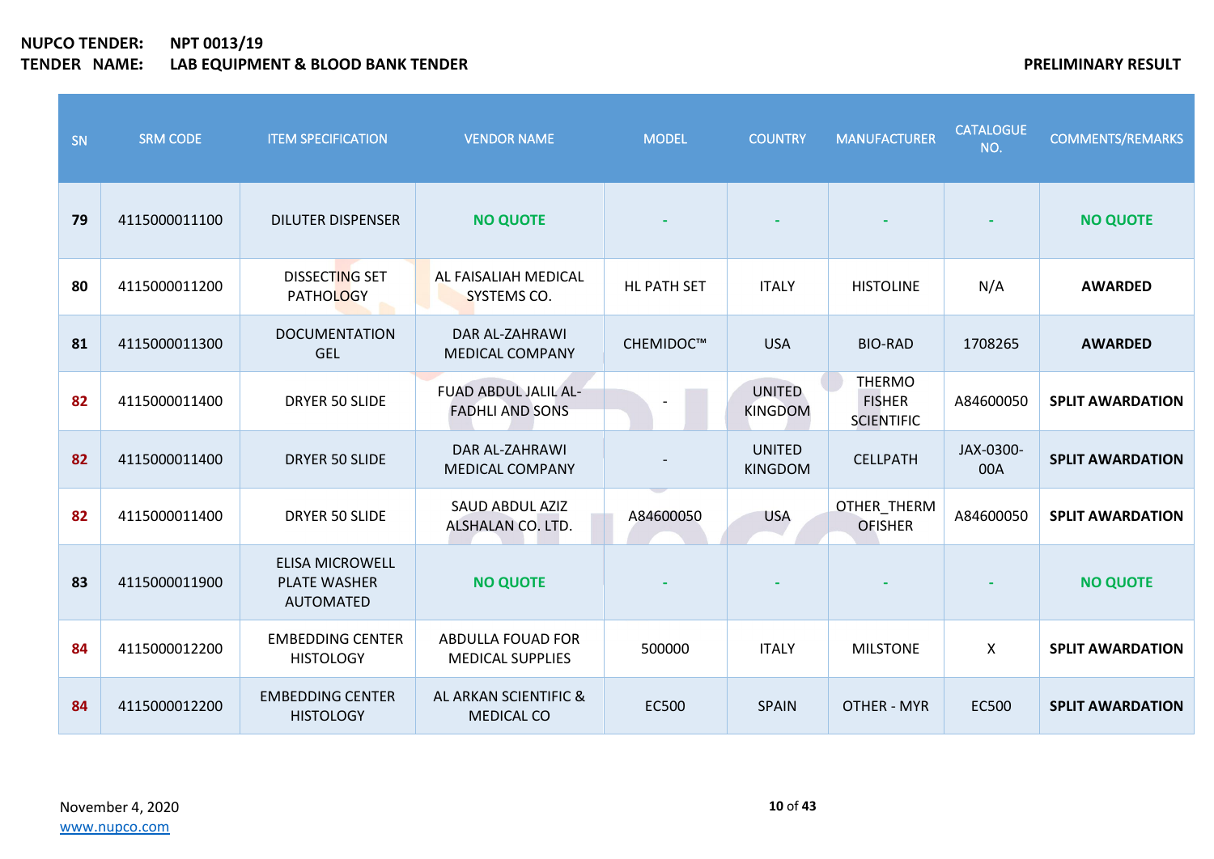**NUPCO TENDER:** NPT 0013/19
**TENDER NAME:** LAB EQUIPMENT & BLOOD BANK TENDER

**PRELIMINARY RESULT**

| SN | SRM CODE | ITEM SPECIFICATION | VENDOR NAME | MODEL | COUNTRY | MANUFACTURER | CATALOGUE NO. | COMMENTS/REMARKS |
|---|---|---|---|---|---|---|---|---|
| 79 | 4115000011100 | DILUTER DISPENSER | NO QUOTE | - | - | - | - | NO QUOTE |
| 80 | 4115000011200 | DISSECTING SET PATHOLOGY | AL FAISALIAH MEDICAL SYSTEMS CO. | HL PATH SET | ITALY | HISTOLINE | N/A | AWARDED |
| 81 | 4115000011300 | DOCUMENTATION GEL | DAR AL-ZAHRAWI MEDICAL COMPANY | CHEMIDOC™ | USA | BIO-RAD | 1708265 | AWARDED |
| 82 | 4115000011400 | DRYER 50 SLIDE | FUAD ABDUL JALIL AL-FADHLI AND SONS | - | UNITED KINGDOM | THERMO FISHER SCIENTIFIC | A84600050 | SPLIT AWARDATION |
| 82 | 4115000011400 | DRYER 50 SLIDE | DAR AL-ZAHRAWI MEDICAL COMPANY | - | UNITED KINGDOM | CELLPATH | JAX-0300-00A | SPLIT AWARDATION |
| 82 | 4115000011400 | DRYER 50 SLIDE | SAUD ABDUL AZIZ ALSHALAN CO. LTD. | A84600050 | USA | OTHER_THERMOFISHER | A84600050 | SPLIT AWARDATION |
| 83 | 4115000011900 | ELISA MICROWELL PLATE WASHER AUTOMATED | NO QUOTE | - | - | - | - | NO QUOTE |
| 84 | 4115000012200 | EMBEDDING CENTER HISTOLOGY | ABDULLA FOUAD FOR MEDICAL SUPPLIES | 500000 | ITALY | MILSTONE | X | SPLIT AWARDATION |
| 84 | 4115000012200 | EMBEDDING CENTER HISTOLOGY | AL ARKAN SCIENTIFIC & MEDICAL CO | EC500 | SPAIN | OTHER - MYR | EC500 | SPLIT AWARDATION |

November 4, 2020
www.nupco.com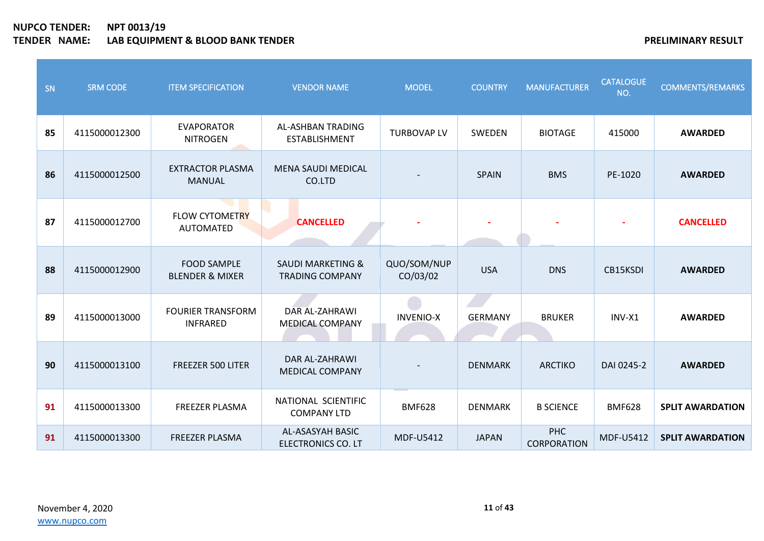**NUPCO TENDER:** **NPT 0013/19**
**TENDER NAME:** **LAB EQUIPMENT & BLOOD BANK TENDER**

**PRELIMINARY RESULT**

| SN | SRM CODE | ITEM SPECIFICATION | VENDOR NAME | MODEL | COUNTRY | MANUFACTURER | CATALOGUE NO. | COMMENTS/REMARKS |
|---|---|---|---|---|---|---|---|---|
| **85** | 4115000012300 | EVAPORATOR NITROGEN | AL-ASHBAN TRADING ESTABLISHMENT | TURBOVAP LV | SWEDEN | BIOTAGE | 415000 | **AWARDED** |
| **86** | 4115000012500 | EXTRACTOR PLASMA MANUAL | MENA SAUDI MEDICAL CO.LTD | - | SPAIN | BMS | PE-1020 | **AWARDED** |
| **87** | 4115000012700 | FLOW CYTOMETRY AUTOMATED | **CANCELLED** | - | - | - | - | **CANCELLED** |
| **88** | 4115000012900 | FOOD SAMPLE BLENDER & MIXER | SAUDI MARKETING & TRADING COMPANY | QUO/SOM/NUP CO/03/02 | USA | DNS | CB15KSDI | **AWARDED** |
| **89** | 4115000013000 | FOURIER TRANSFORM INFRARED | DAR AL-ZAHRAWI MEDICAL COMPANY | INVENIO-X | GERMANY | BRUKER | INV-X1 | **AWARDED** |
| **90** | 4115000013100 | FREEZER 500 LITER | DAR AL-ZAHRAWI MEDICAL COMPANY | - | DENMARK | ARCTIKO | DAI 0245-2 | **AWARDED** |
| **91** | 4115000013300 | FREEZER PLASMA | NATIONAL SCIENTIFIC COMPANY LTD | BMF628 | DENMARK | B SCIENCE | BMF628 | **SPLIT AWARDATION** |
| **91** | 4115000013300 | FREEZER PLASMA | AL-ASASYAH BASIC ELECTRONICS CO. LT | MDF-U5412 | JAPAN | PHC CORPORATION | MDF-U5412 | **SPLIT AWARDATION** |

November 4, 2020
www.nupco.com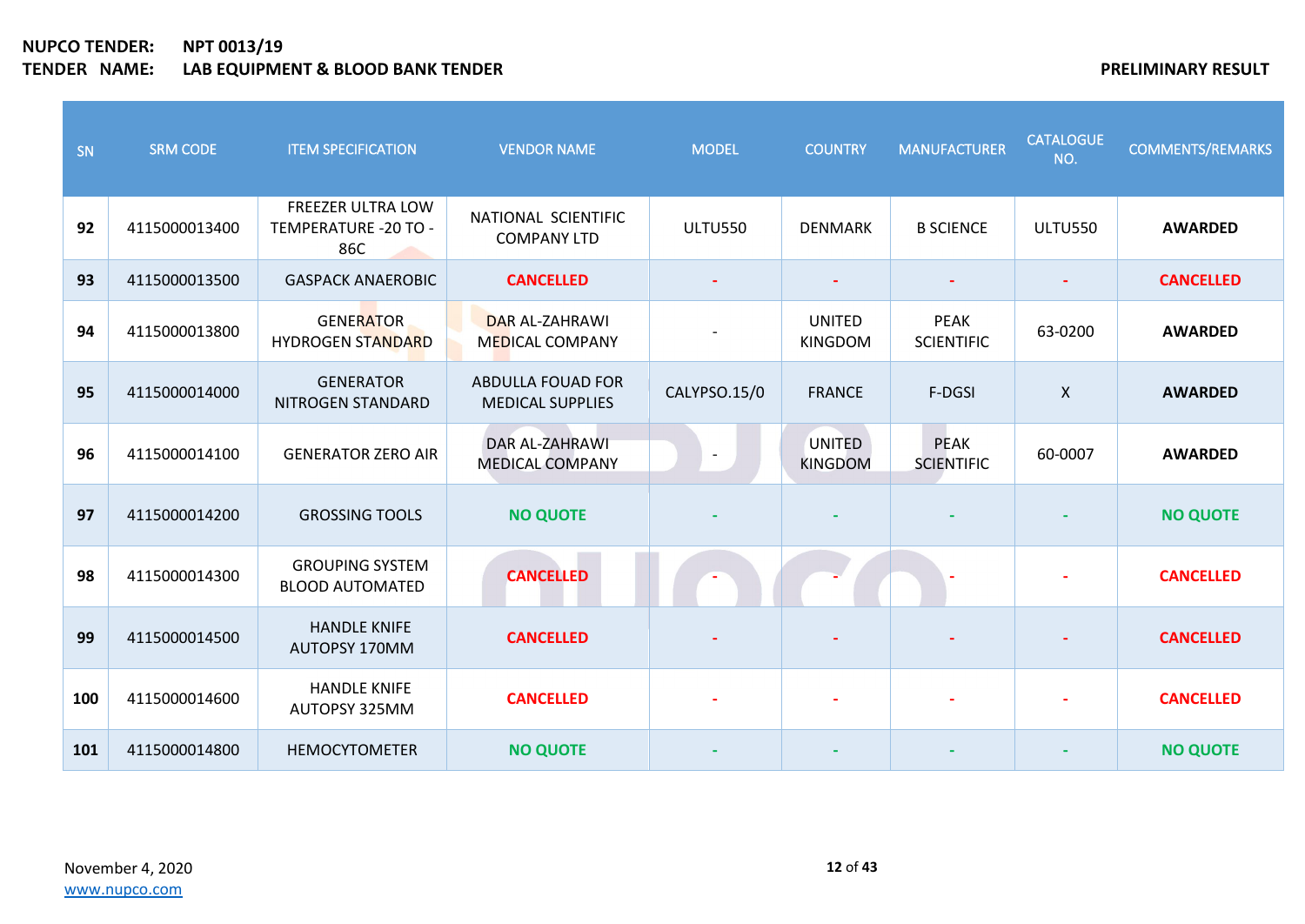**NUPCO TENDER:** **NPT 0013/19**

**TENDER NAME:** **LAB EQUIPMENT & BLOOD BANK TENDER**

**PRELIMINARY RESULT**

| SN | SRM CODE | ITEM SPECIFICATION | VENDOR NAME | MODEL | COUNTRY | MANUFACTURER | CATALOGUE NO. | COMMENTS/REMARKS |
|---|---|---|---|---|---|---|---|---|
| **92** | 4115000013400 | FREEZER ULTRA LOW TEMPERATURE -20 TO -86C | NATIONAL SCIENTIFIC COMPANY LTD | ULTU550 | DENMARK | B SCIENCE | ULTU550 | **AWARDED** |
| **93** | 4115000013500 | GASPACK ANAEROBIC | **CANCELLED** | - | - | - | - | **CANCELLED** |
| **94** | 4115000013800 | GENERATOR HYDROGEN STANDARD | DAR AL-ZAHRAWI MEDICAL COMPANY | - | UNITED KINGDOM | PEAK SCIENTIFIC | 63-0200 | **AWARDED** |
| **95** | 4115000014000 | GENERATOR NITROGEN STANDARD | ABDULLA FOUAD FOR MEDICAL SUPPLIES | CALYPSO.15/0 | FRANCE | F-DGSI | X | **AWARDED** |
| **96** | 4115000014100 | GENERATOR ZERO AIR | DAR AL-ZAHRAWI MEDICAL COMPANY | - | UNITED KINGDOM | PEAK SCIENTIFIC | 60-0007 | **AWARDED** |
| **97** | 4115000014200 | GROSSING TOOLS | **NO QUOTE** | - | - | - | - | **NO QUOTE** |
| **98** | 4115000014300 | GROUPING SYSTEM BLOOD AUTOMATED | **CANCELLED** | - | - | - | - | **CANCELLED** |
| **99** | 4115000014500 | HANDLE KNIFE AUTOPSY 170MM | **CANCELLED** | - | - | - | - | **CANCELLED** |
| **100** | 4115000014600 | HANDLE KNIFE AUTOPSY 325MM | **CANCELLED** | - | - | - | - | **CANCELLED** |
| **101** | 4115000014800 | HEMOCYTOMETER | **NO QUOTE** | - | - | - | - | **NO QUOTE** |

November 4, 2020

www.nupco.com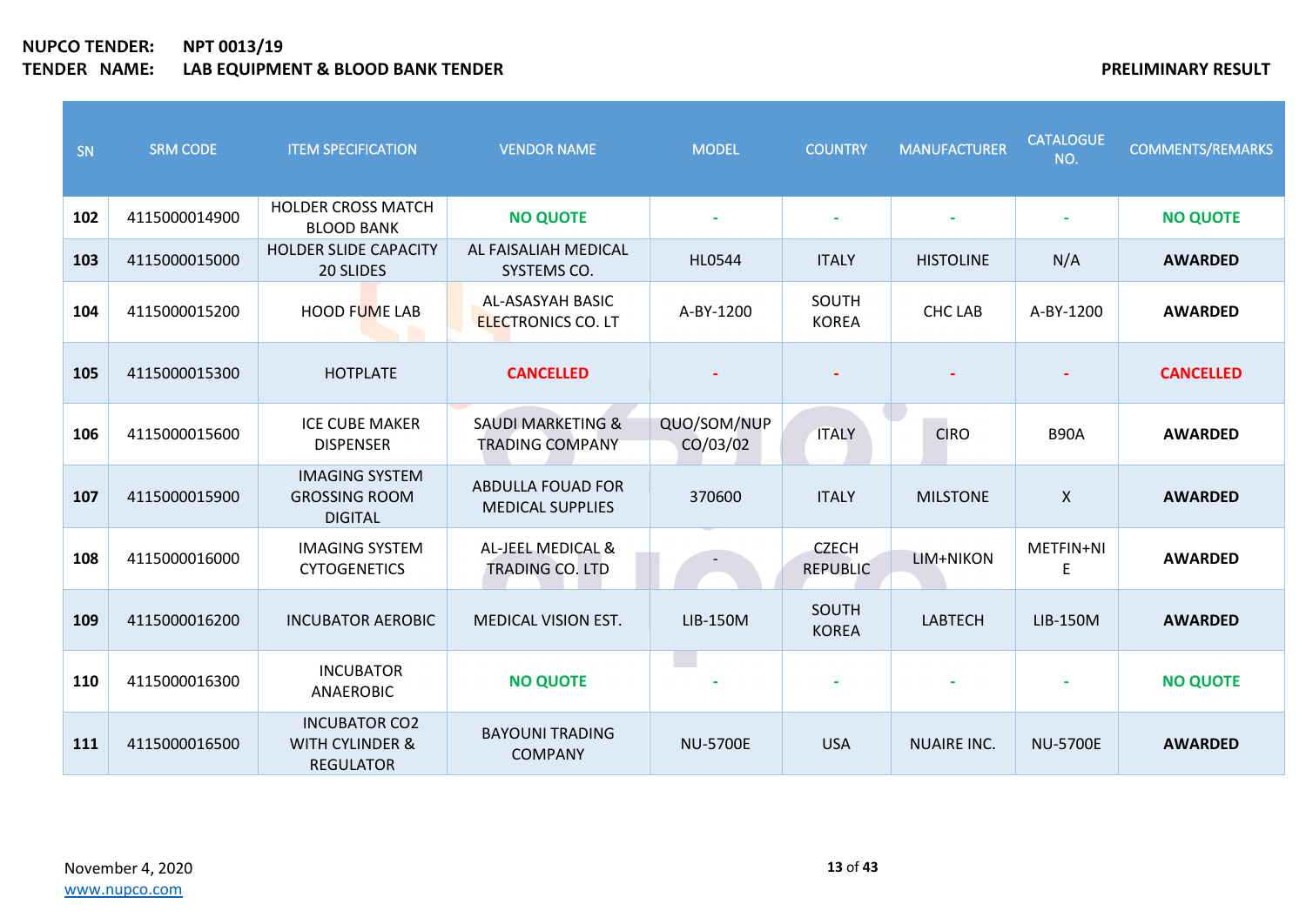**NUPCO TENDER:** **NPT 0013/19**

**TENDER NAME:** **LAB EQUIPMENT & BLOOD BANK TENDER**

**PRELIMINARY RESULT**

| SN | SRM CODE | ITEM SPECIFICATION | VENDOR NAME | MODEL | COUNTRY | MANUFACTURER | CATALOGUE NO. | COMMENTS/REMARKS |
|---|---|---|---|---|---|---|---|---|
| **102** | 4115000014900 | HOLDER CROSS MATCH BLOOD BANK | **NO QUOTE** | - | - | - | - | **NO QUOTE** |
| **103** | 4115000015000 | HOLDER SLIDE CAPACITY 20 SLIDES | AL FAISALIAH MEDICAL SYSTEMS CO. | HL0544 | ITALY | HISTOLINE | N/A | **AWARDED** |
| **104** | 4115000015200 | HOOD FUME LAB | AL-ASASYAH BASIC ELECTRONICS CO. LT | A-BY-1200 | SOUTH KOREA | CHC LAB | A-BY-1200 | **AWARDED** |
| **105** | 4115000015300 | HOTPLATE | **CANCELLED** | - | - | - | - | **CANCELLED** |
| **106** | 4115000015600 | ICE CUBE MAKER DISPENSER | SAUDI MARKETING & TRADING COMPANY | QUO/SOM/NUP CO/03/02 | ITALY | CIRO | B90A | **AWARDED** |
| **107** | 4115000015900 | IMAGING SYSTEM GROSSING ROOM DIGITAL | ABDULLA FOUAD FOR MEDICAL SUPPLIES | 370600 | ITALY | MILSTONE | X | **AWARDED** |
| **108** | 4115000016000 | IMAGING SYSTEM CYTOGENETICS | AL-JEEL MEDICAL & TRADING CO. LTD | - | CZECH REPUBLIC | LIM+NIKON | METFIN+NIE | **AWARDED** |
| **109** | 4115000016200 | INCUBATOR AEROBIC | MEDICAL VISION EST. | LIB-150M | SOUTH KOREA | LABTECH | LIB-150M | **AWARDED** |
| **110** | 4115000016300 | INCUBATOR ANAEROBIC | **NO QUOTE** | - | - | - | - | **NO QUOTE** |
| **111** | 4115000016500 | INCUBATOR CO2 WITH CYLINDER & REGULATOR | BAYOUNI TRADING COMPANY | NU-5700E | USA | NUAIRE INC. | NU-5700E | **AWARDED** |

November 4, 2020

www.nupco.com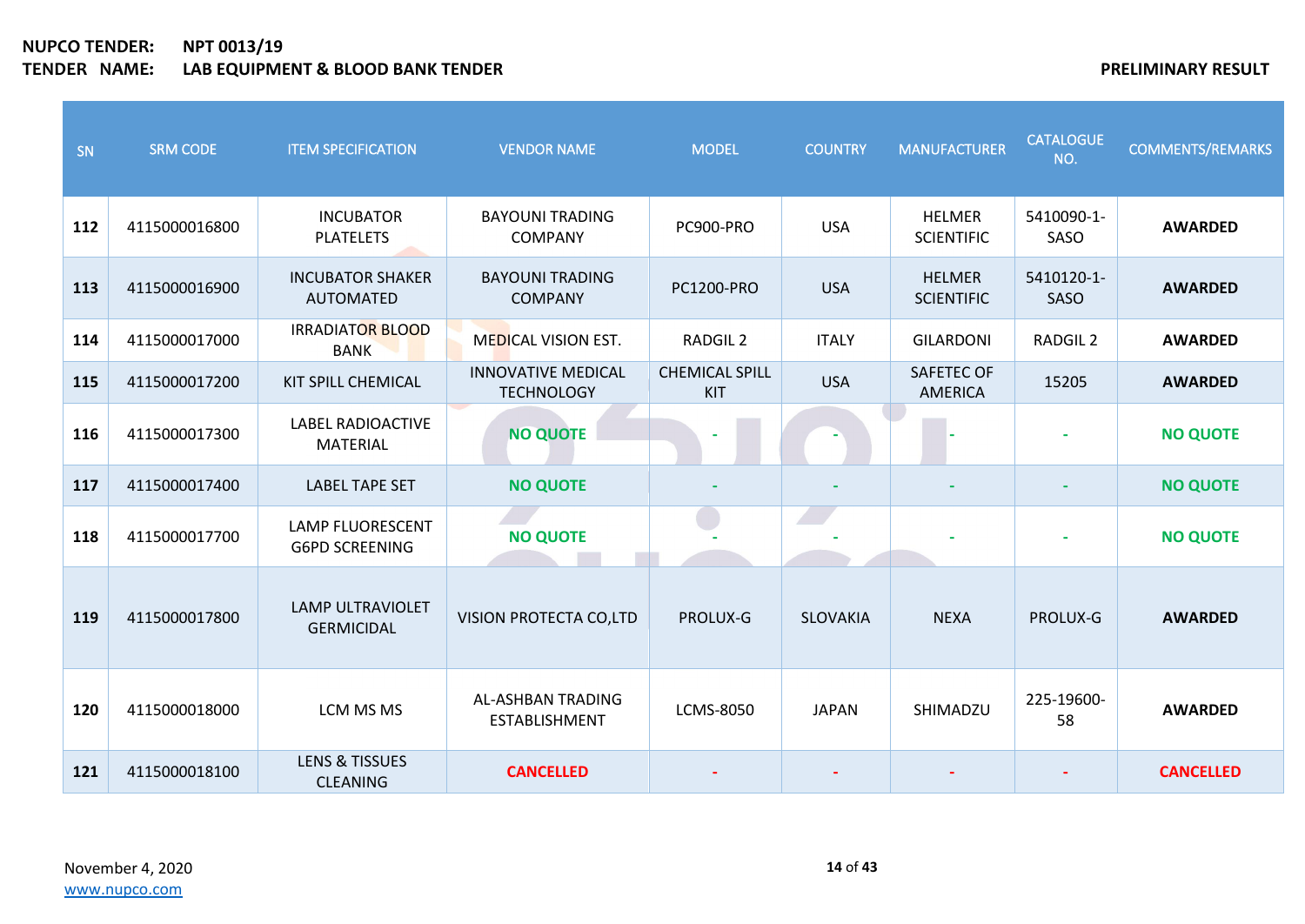**NUPCO TENDER:** NPT 0013/19

**TENDER NAME:** LAB EQUIPMENT & BLOOD BANK TENDER

**PRELIMINARY RESULT**

| SN | SRM CODE | ITEM SPECIFICATION | VENDOR NAME | MODEL | COUNTRY | MANUFACTURER | CATALOGUE NO. | COMMENTS/REMARKS |
|---|---|---|---|---|---|---|---|---|
| 112 | 4115000016800 | INCUBATOR PLATELETS | BAYOUNI TRADING COMPANY | PC900-PRO | USA | HELMER SCIENTIFIC | 5410090-1-SASO | AWARDED |
| 113 | 4115000016900 | INCUBATOR SHAKER AUTOMATED | BAYOUNI TRADING COMPANY | PC1200-PRO | USA | HELMER SCIENTIFIC | 5410120-1-SASO | AWARDED |
| 114 | 4115000017000 | IRRADIATOR BLOOD BANK | MEDICAL VISION EST. | RADGIL 2 | ITALY | GILARDONI | RADGIL 2 | AWARDED |
| 115 | 4115000017200 | KIT SPILL CHEMICAL | INNOVATIVE MEDICAL TECHNOLOGY | CHEMICAL SPILL KIT | USA | SAFETEC OF AMERICA | 15205 | AWARDED |
| 116 | 4115000017300 | LABEL RADIOACTIVE MATERIAL | NO QUOTE | - | - | - | - | NO QUOTE |
| 117 | 4115000017400 | LABEL TAPE SET | NO QUOTE | - | - | - | - | NO QUOTE |
| 118 | 4115000017700 | LAMP FLUORESCENT G6PD SCREENING | NO QUOTE | - | - | - | - | NO QUOTE |
| 119 | 4115000017800 | LAMP ULTRAVIOLET GERMICIDAL | VISION PROTECTA CO,LTD | PROLUX-G | SLOVAKIA | NEXA | PROLUX-G | AWARDED |
| 120 | 4115000018000 | LCM MS MS | AL-ASHBAN TRADING ESTABLISHMENT | LCMS-8050 | JAPAN | SHIMADZU | 225-19600-58 | AWARDED |
| 121 | 4115000018100 | LENS & TISSUES CLEANING | CANCELLED | - | - | - | - | CANCELLED |

November 4, 2020

www.nupco.com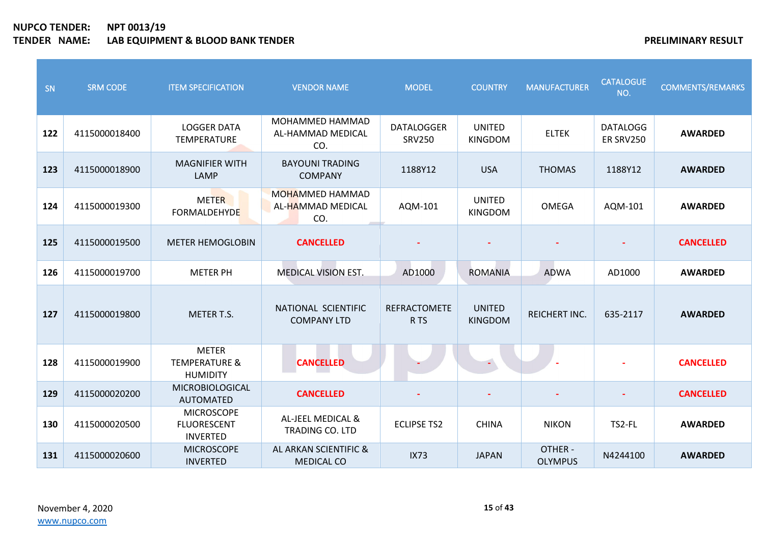**NUPCO TENDER:** **NPT 0013/19**
**TENDER NAME:** **LAB EQUIPMENT & BLOOD BANK TENDER**

**PRELIMINARY RESULT**

| SN | SRM CODE | ITEM SPECIFICATION | VENDOR NAME | MODEL | COUNTRY | MANUFACTURER | CATALOGUE NO. | COMMENTS/REMARKS |
|---|---|---|---|---|---|---|---|---|
| **122** | 4115000018400 | LOGGER DATA TEMPERATURE | MOHAMMED HAMMAD AL-HAMMAD MEDICAL CO. | DATALOGGER SRV250 | UNITED KINGDOM | ELTEK | DATALOGGER SRV250 | **AWARDED** |
| **123** | 4115000018900 | MAGNIFIER WITH LAMP | BAYOUNI TRADING COMPANY | 1188Y12 | USA | THOMAS | 1188Y12 | **AWARDED** |
| **124** | 4115000019300 | METER FORMALDEHYDE | MOHAMMED HAMMAD AL-HAMMAD MEDICAL CO. | AQM-101 | UNITED KINGDOM | OMEGA | AQM-101 | **AWARDED** |
| **125** | 4115000019500 | METER HEMOGLOBIN | **CANCELLED** | - | - | - | - | **CANCELLED** |
| **126** | 4115000019700 | METER PH | MEDICAL VISION EST. | AD1000 | ROMANIA | ADWA | AD1000 | **AWARDED** |
| **127** | 4115000019800 | METER T.S. | NATIONAL SCIENTIFIC COMPANY LTD | REFRACTOMETER TS | UNITED KINGDOM | REICHERT INC. | 635-2117 | **AWARDED** |
| **128** | 4115000019900 | METER TEMPERATURE & HUMIDITY | **CANCELLED** | - | - | - | - | **CANCELLED** |
| **129** | 4115000020200 | MICROBIOLOGICAL AUTOMATED | **CANCELLED** | - | - | - | - | **CANCELLED** |
| **130** | 4115000020500 | MICROSCOPE FLUORESCENT INVERTED | AL-JEEL MEDICAL & TRADING CO. LTD | ECLIPSE TS2 | CHINA | NIKON | TS2-FL | **AWARDED** |
| **131** | 4115000020600 | MICROSCOPE INVERTED | AL ARKAN SCIENTIFIC & MEDICAL CO | IX73 | JAPAN | OTHER - OLYMPUS | N4244100 | **AWARDED** |

November 4, 2020
www.nupco.com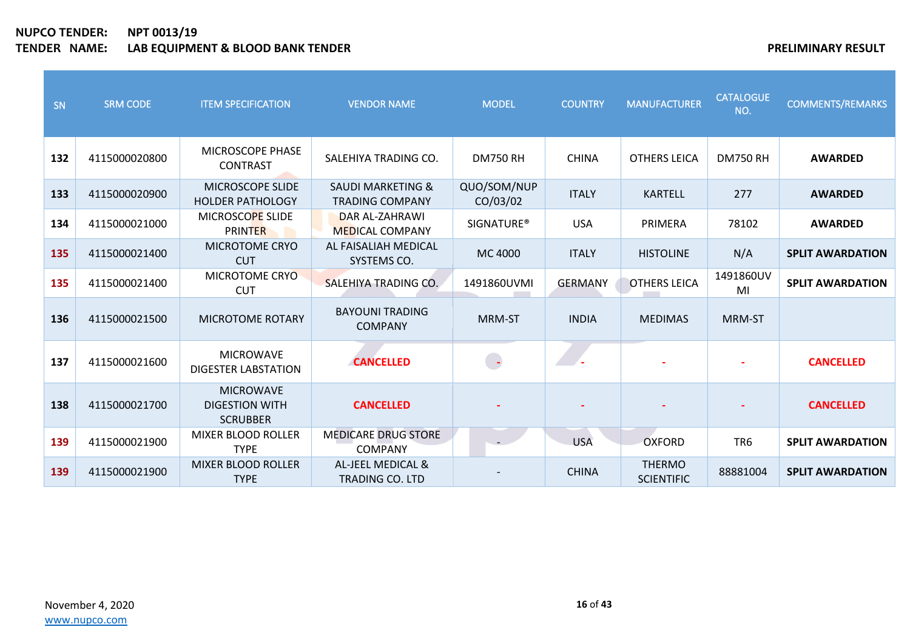**NUPCO TENDER:** NPT 0013/19
**TENDER NAME:** LAB EQUIPMENT & BLOOD BANK TENDER

**PRELIMINARY RESULT**

| SN | SRM CODE | ITEM SPECIFICATION | VENDOR NAME | MODEL | COUNTRY | MANUFACTURER | CATALOGUE NO. | COMMENTS/REMARKS |
|---|---|---|---|---|---|---|---|---|
| **132** | 4115000020800 | MICROSCOPE PHASE CONTRAST | SALEHIYA TRADING CO. | DM750 RH | CHINA | OTHERS LEICA | DM750 RH | **AWARDED** |
| **133** | 4115000020900 | MICROSCOPE SLIDE HOLDER PATHOLOGY | SAUDI MARKETING & TRADING COMPANY | QUO/SOM/NUP CO/03/02 | ITALY | KARTELL | 277 | **AWARDED** |
| **134** | 4115000021000 | MICROSCOPE SLIDE PRINTER | DAR AL-ZAHRAWI MEDICAL COMPANY | SIGNATURE® | USA | PRIMERA | 78102 | **AWARDED** |
| **135** | 4115000021400 | MICROTOME CRYO CUT | AL FAISALIAH MEDICAL SYSTEMS CO. | MC 4000 | ITALY | HISTOLINE | N/A | **SPLIT AWARDATION** |
| **135** | 4115000021400 | MICROTOME CRYO CUT | SALEHIYA TRADING CO. | 1491860UVMI | GERMANY | OTHERS LEICA | 1491860UV MI | **SPLIT AWARDATION** |
| **136** | 4115000021500 | MICROTOME ROTARY | BAYOUNI TRADING COMPANY | MRM-ST | INDIA | MEDIMAS | MRM-ST | |
| **137** | 4115000021600 | MICROWAVE DIGESTER LABSTATION | **CANCELLED** | - | - | - | - | **CANCELLED** |
| **138** | 4115000021700 | MICROWAVE DIGESTION WITH SCRUBBER | **CANCELLED** | - | - | - | - | **CANCELLED** |
| **139** | 4115000021900 | MIXER BLOOD ROLLER TYPE | MEDICARE DRUG STORE COMPANY | - | USA | OXFORD | TR6 | **SPLIT AWARDATION** |
| **139** | 4115000021900 | MIXER BLOOD ROLLER TYPE | AL-JEEL MEDICAL & TRADING CO. LTD | - | CHINA | THERMO SCIENTIFIC | 88881004 | **SPLIT AWARDATION** |

November 4, 2020
www.nupco.com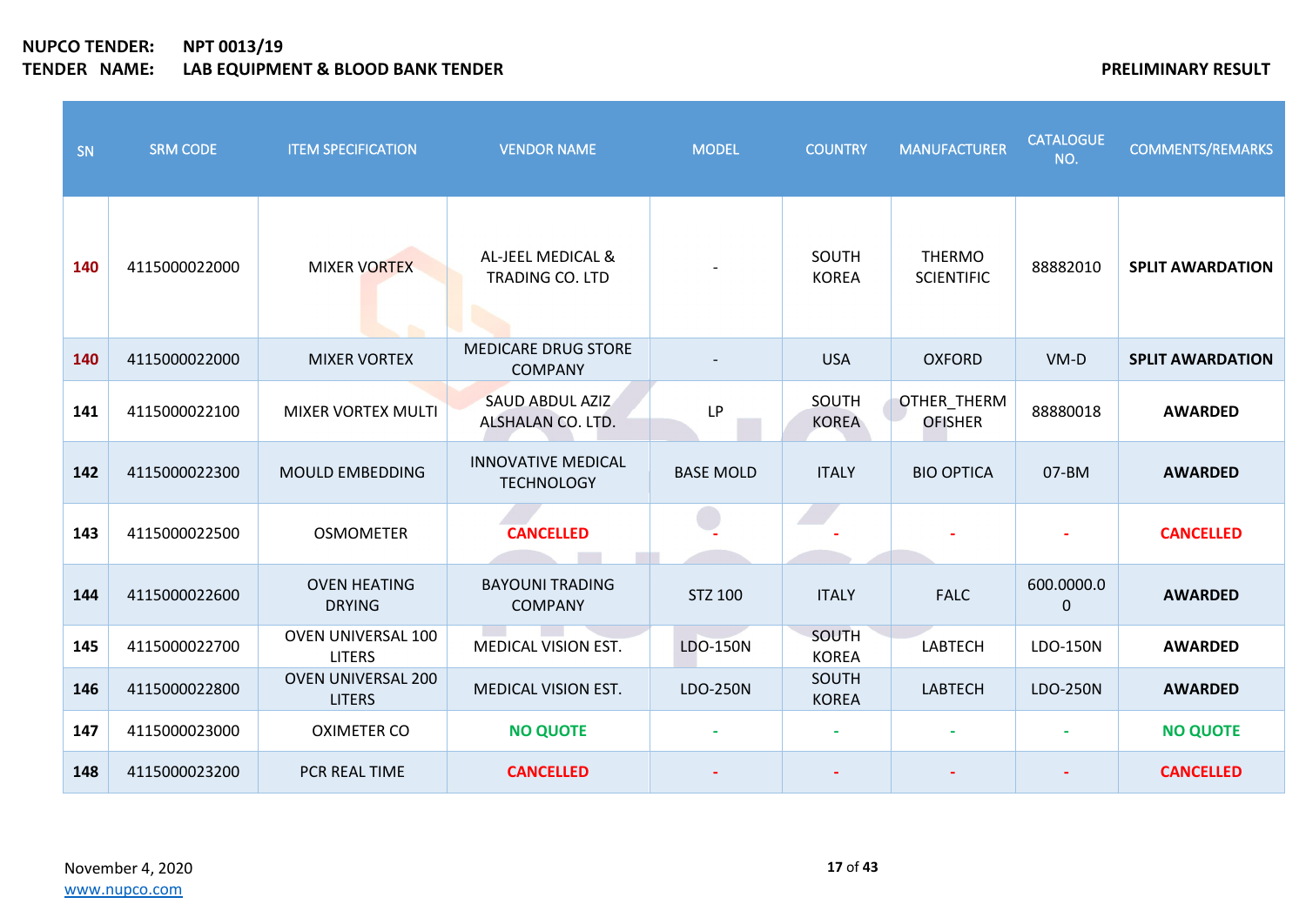**NUPCO TENDER:** NPT 0013/19
**TENDER NAME:** LAB EQUIPMENT & BLOOD BANK TENDER

**PRELIMINARY RESULT**

| SN | SRM CODE | ITEM SPECIFICATION | VENDOR NAME | MODEL | COUNTRY | MANUFACTURER | CATALOGUE NO. | COMMENTS/REMARKS |
|---|---|---|---|---|---|---|---|---|
| 140 | 4115000022000 | MIXER VORTEX | AL-JEEL MEDICAL & TRADING CO. LTD | - | SOUTH KOREA | THERMO SCIENTIFIC | 88882010 | **SPLIT AWARDATION** |
| 140 | 4115000022000 | MIXER VORTEX | MEDICARE DRUG STORE COMPANY | - | USA | OXFORD | VM-D | **SPLIT AWARDATION** |
| 141 | 4115000022100 | MIXER VORTEX MULTI | SAUD ABDUL AZIZ ALSHALAN CO. LTD. | LP | SOUTH KOREA | OTHER_THERM OFISHER | 88880018 | **AWARDED** |
| 142 | 4115000022300 | MOULD EMBEDDING | INNOVATIVE MEDICAL TECHNOLOGY | BASE MOLD | ITALY | BIO OPTICA | 07-BM | **AWARDED** |
| 143 | 4115000022500 | OSMOMETER | **CANCELLED** | - | - | - | - | **CANCELLED** |
| 144 | 4115000022600 | OVEN HEATING DRYING | BAYOUNI TRADING COMPANY | STZ 100 | ITALY | FALC | 600.0000.00 | **AWARDED** |
| 145 | 4115000022700 | OVEN UNIVERSAL 100 LITERS | MEDICAL VISION EST. | LDO-150N | SOUTH KOREA | LABTECH | LDO-150N | **AWARDED** |
| 146 | 4115000022800 | OVEN UNIVERSAL 200 LITERS | MEDICAL VISION EST. | LDO-250N | SOUTH KOREA | LABTECH | LDO-250N | **AWARDED** |
| 147 | 4115000023000 | OXIMETER CO | **NO QUOTE** | - | - | - | - | **NO QUOTE** |
| 148 | 4115000023200 | PCR REAL TIME | **CANCELLED** | - | - | - | - | **CANCELLED** |

November 4, 2020
www.nupco.com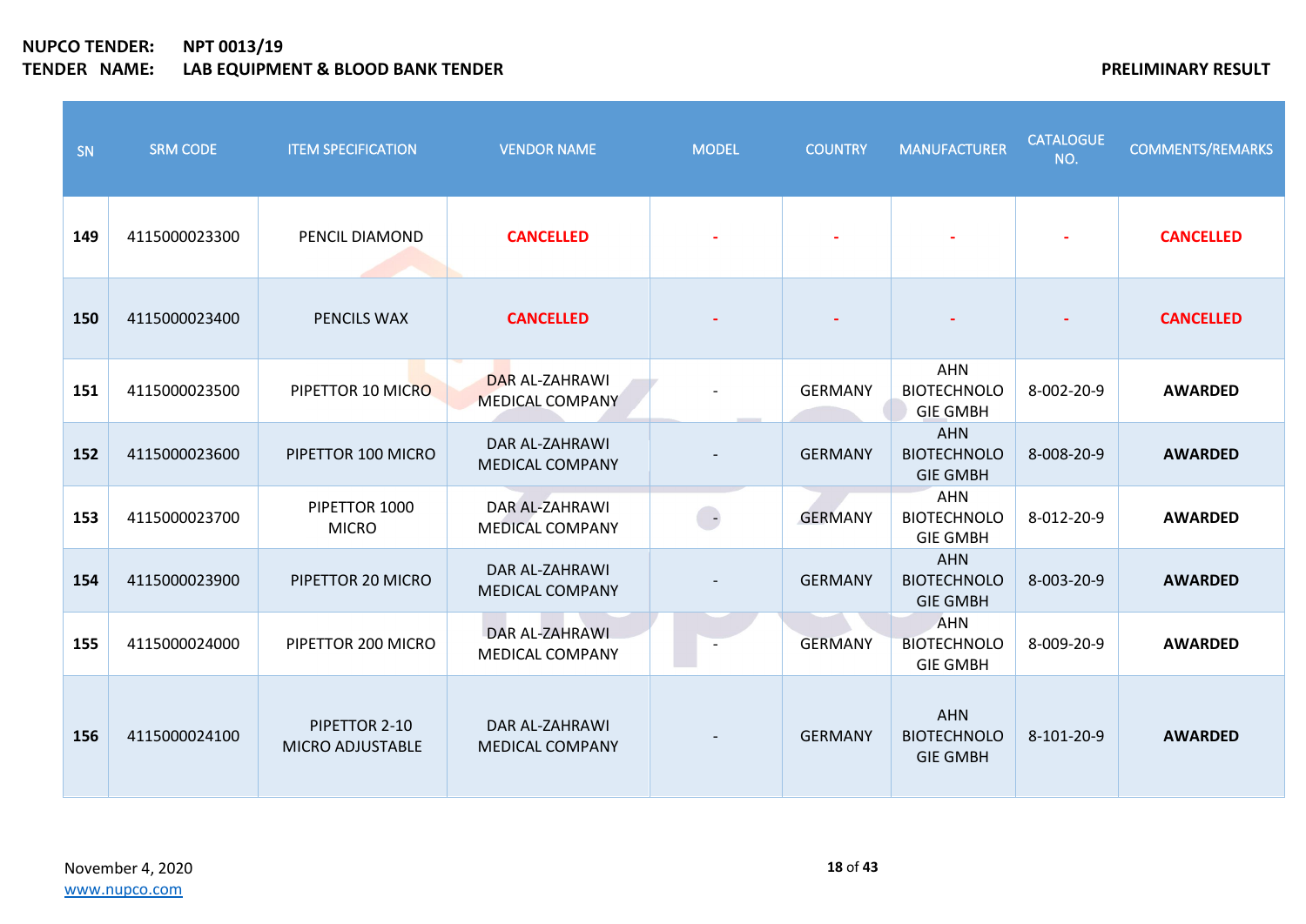**NUPCO TENDER:** NPT 0013/19
**TENDER NAME:** LAB EQUIPMENT & BLOOD BANK TENDER

**PRELIMINARY RESULT**

| SN | SRM CODE | ITEM SPECIFICATION | VENDOR NAME | MODEL | COUNTRY | MANUFACTURER | CATALOGUE NO. | COMMENTS/REMARKS |
|---|---|---|---|---|---|---|---|---|
| **149** | 4115000023300 | PENCIL DIAMOND | **CANCELLED** | - | - | - | - | **CANCELLED** |
| **150** | 4115000023400 | PENCILS WAX | **CANCELLED** | - | - | - | - | **CANCELLED** |
| **151** | 4115000023500 | PIPETTOR 10 MICRO | DAR AL-ZAHRAWI MEDICAL COMPANY | - | GERMANY | AHN BIOTECHNOLOGIE GMBH | 8-002-20-9 | **AWARDED** |
| **152** | 4115000023600 | PIPETTOR 100 MICRO | DAR AL-ZAHRAWI MEDICAL COMPANY | - | GERMANY | AHN BIOTECHNOLOGIE GMBH | 8-008-20-9 | **AWARDED** |
| **153** | 4115000023700 | PIPETTOR 1000 MICRO | DAR AL-ZAHRAWI MEDICAL COMPANY | - | GERMANY | AHN BIOTECHNOLOGIE GMBH | 8-012-20-9 | **AWARDED** |
| **154** | 4115000023900 | PIPETTOR 20 MICRO | DAR AL-ZAHRAWI MEDICAL COMPANY | - | GERMANY | AHN BIOTECHNOLOGIE GMBH | 8-003-20-9 | **AWARDED** |
| **155** | 4115000024000 | PIPETTOR 200 MICRO | DAR AL-ZAHRAWI MEDICAL COMPANY | - | GERMANY | AHN BIOTECHNOLOGIE GMBH | 8-009-20-9 | **AWARDED** |
| **156** | 4115000024100 | PIPETTOR 2-10 MICRO ADJUSTABLE | DAR AL-ZAHRAWI MEDICAL COMPANY | - | GERMANY | AHN BIOTECHNOLOGIE GMBH | 8-101-20-9 | **AWARDED** |

November 4, 2020
www.nupco.com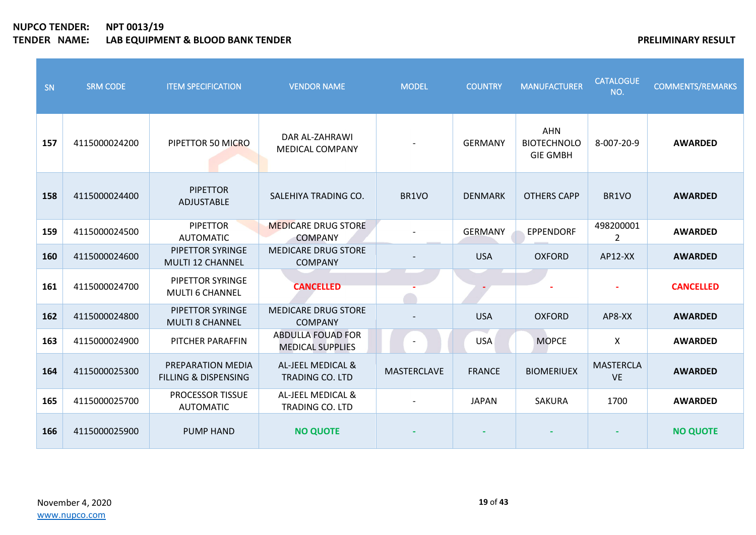**NUPCO TENDER:** **NPT 0013/19**
**TENDER NAME:** **LAB EQUIPMENT & BLOOD BANK TENDER**

**PRELIMINARY RESULT**

| SN | SRM CODE | ITEM SPECIFICATION | VENDOR NAME | MODEL | COUNTRY | MANUFACTURER | CATALOGUE NO. | COMMENTS/REMARKS |
|---|---|---|---|---|---|---|---|---|
| **157** | 4115000024200 | PIPETTOR 50 MICRO | DAR AL-ZAHRAWI MEDICAL COMPANY | - | GERMANY | AHN BIOTECHNOLOGIE GMBH | 8-007-20-9 | **AWARDED** |
| **158** | 4115000024400 | PIPETTOR ADJUSTABLE | SALEHIYA TRADING CO. | BR1VO | DENMARK | OTHERS CAPP | BR1VO | **AWARDED** |
| **159** | 4115000024500 | PIPETTOR AUTOMATIC | MEDICARE DRUG STORE COMPANY | - | GERMANY | EPPENDORF | 4982000012 | **AWARDED** |
| **160** | 4115000024600 | PIPETTOR SYRINGE MULTI 12 CHANNEL | MEDICARE DRUG STORE COMPANY | - | USA | OXFORD | AP12-XX | **AWARDED** |
| **161** | 4115000024700 | PIPETTOR SYRINGE MULTI 6 CHANNEL | **CANCELLED** | - | - | - | - | **CANCELLED** |
| **162** | 4115000024800 | PIPETTOR SYRINGE MULTI 8 CHANNEL | MEDICARE DRUG STORE COMPANY | - | USA | OXFORD | AP8-XX | **AWARDED** |
| **163** | 4115000024900 | PITCHER PARAFFIN | ABDULLA FOUAD FOR MEDICAL SUPPLIES | - | USA | MOPCE | X | **AWARDED** |
| **164** | 4115000025300 | PREPARATION MEDIA FILLING & DISPENSING | AL-JEEL MEDICAL & TRADING CO. LTD | MASTERCLAVE | FRANCE | BIOMERIUEX | MASTERCLAVE | **AWARDED** |
| **165** | 4115000025700 | PROCESSOR TISSUE AUTOMATIC | AL-JEEL MEDICAL & TRADING CO. LTD | - | JAPAN | SAKURA | 1700 | **AWARDED** |
| **166** | 4115000025900 | PUMP HAND | **NO QUOTE** | - | - | - | - | **NO QUOTE** |

November 4, 2020
www.nupco.com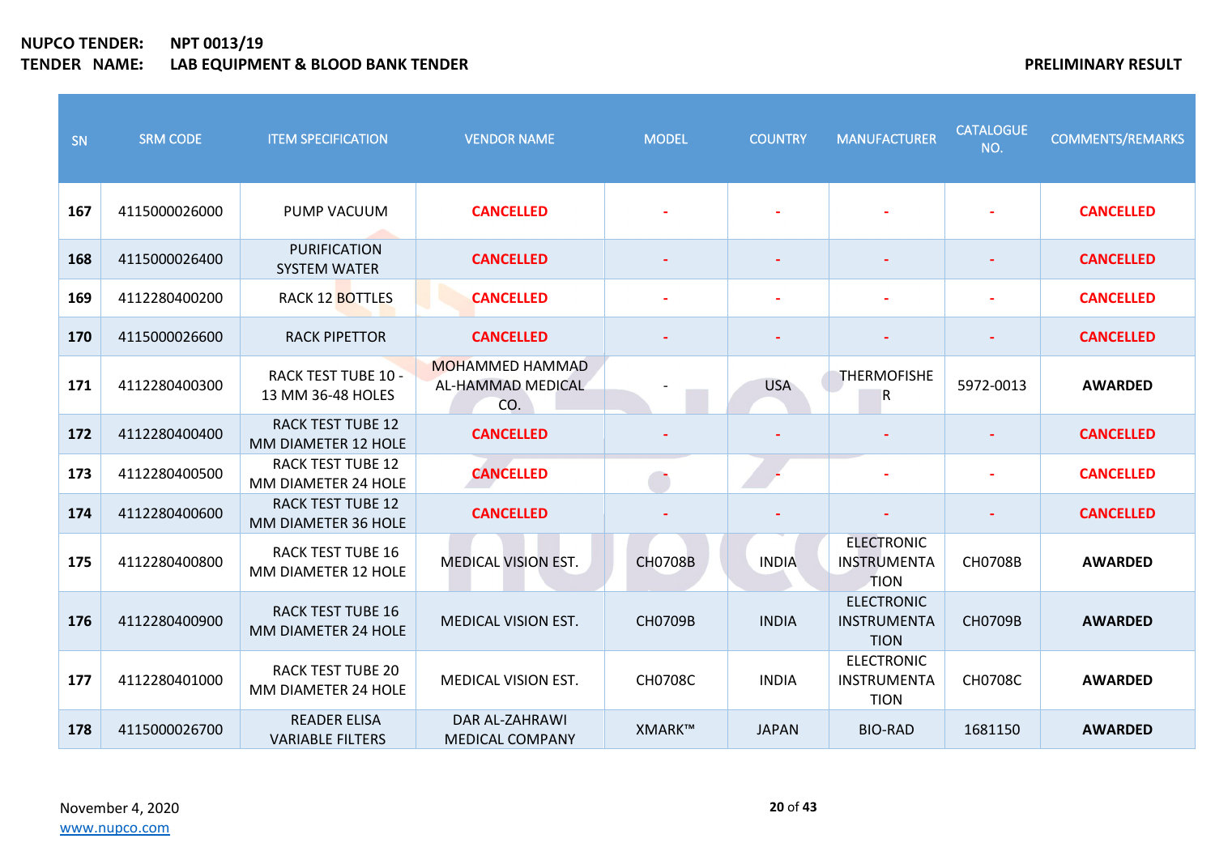**NUPCO TENDER:** **NPT 0013/19**
**TENDER NAME:** **LAB EQUIPMENT & BLOOD BANK TENDER**

**PRELIMINARY RESULT**

| SN | SRM CODE | ITEM SPECIFICATION | VENDOR NAME | MODEL | COUNTRY | MANUFACTURER | CATALOGUE NO. | COMMENTS/REMARKS |
|---|---|---|---|---|---|---|---|---|
| **167** | 4115000026000 | PUMP VACUUM | **CANCELLED** | - | - | - | - | **CANCELLED** |
| **168** | 4115000026400 | PURIFICATION SYSTEM WATER | **CANCELLED** | - | - | - | - | **CANCELLED** |
| **169** | 4112280400200 | RACK 12 BOTTLES | **CANCELLED** | - | - | - | - | **CANCELLED** |
| **170** | 4115000026600 | RACK PIPETTOR | **CANCELLED** | - | - | - | - | **CANCELLED** |
| **171** | 4112280400300 | RACK TEST TUBE 10 - 13 MM 36-48 HOLES | MOHAMMED HAMMAD AL-HAMMAD MEDICAL CO. | - | USA | THERMOFISHER | 5972-0013 | **AWARDED** |
| **172** | 4112280400400 | RACK TEST TUBE 12 MM DIAMETER 12 HOLE | **CANCELLED** | - | - | - | - | **CANCELLED** |
| **173** | 4112280400500 | RACK TEST TUBE 12 MM DIAMETER 24 HOLE | **CANCELLED** | - | - | - | - | **CANCELLED** |
| **174** | 4112280400600 | RACK TEST TUBE 12 MM DIAMETER 36 HOLE | **CANCELLED** | - | - | - | - | **CANCELLED** |
| **175** | 4112280400800 | RACK TEST TUBE 16 MM DIAMETER 12 HOLE | MEDICAL VISION EST. | CH0708B | INDIA | ELECTRONIC INSTRUMENTATION | CH0708B | **AWARDED** |
| **176** | 4112280400900 | RACK TEST TUBE 16 MM DIAMETER 24 HOLE | MEDICAL VISION EST. | CH0709B | INDIA | ELECTRONIC INSTRUMENTATION | CH0709B | **AWARDED** |
| **177** | 4112280401000 | RACK TEST TUBE 20 MM DIAMETER 24 HOLE | MEDICAL VISION EST. | CH0708C | INDIA | ELECTRONIC INSTRUMENTATION | CH0708C | **AWARDED** |
| **178** | 4115000026700 | READER ELISA VARIABLE FILTERS | DAR AL-ZAHRAWI MEDICAL COMPANY | XMARK™ | JAPAN | BIO-RAD | 1681150 | **AWARDED** |

November 4, 2020
www.nupco.com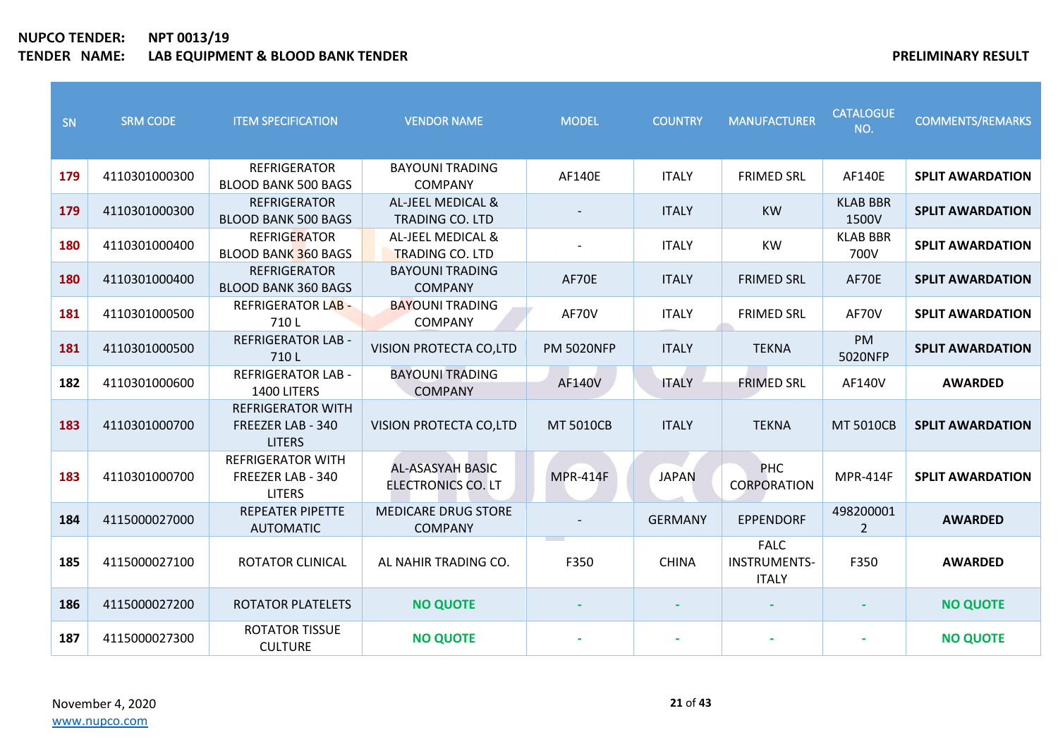**NUPCO TENDER:** **NPT 0013/19**

**TENDER NAME:** **LAB EQUIPMENT & BLOOD BANK TENDER**

**PRELIMINARY RESULT**

| SN | SRM CODE | ITEM SPECIFICATION | VENDOR NAME | MODEL | COUNTRY | MANUFACTURER | CATALOGUE NO. | COMMENTS/REMARKS |
|---|---|---|---|---|---|---|---|---|
| 179 | 4110301000300 | REFRIGERATOR BLOOD BANK 500 BAGS | BAYOUNI TRADING COMPANY | AF140E | ITALY | FRIMED SRL | AF140E | **SPLIT AWARDATION** |
| 179 | 4110301000300 | REFRIGERATOR BLOOD BANK 500 BAGS | AL-JEEL MEDICAL & TRADING CO. LTD | - | ITALY | KW | KLAB BBR 1500V | **SPLIT AWARDATION** |
| 180 | 4110301000400 | REFRIGERATOR BLOOD BANK 360 BAGS | AL-JEEL MEDICAL & TRADING CO. LTD | - | ITALY | KW | KLAB BBR 700V | **SPLIT AWARDATION** |
| 180 | 4110301000400 | REFRIGERATOR BLOOD BANK 360 BAGS | BAYOUNI TRADING COMPANY | AF70E | ITALY | FRIMED SRL | AF70E | **SPLIT AWARDATION** |
| 181 | 4110301000500 | REFRIGERATOR LAB - 710 L | BAYOUNI TRADING COMPANY | AF70V | ITALY | FRIMED SRL | AF70V | **SPLIT AWARDATION** |
| 181 | 4110301000500 | REFRIGERATOR LAB - 710 L | VISION PROTECTA CO,LTD | PM 5020NFP | ITALY | TEKNA | PM 5020NFP | **SPLIT AWARDATION** |
| 182 | 4110301000600 | REFRIGERATOR LAB - 1400 LITERS | BAYOUNI TRADING COMPANY | AF140V | ITALY | FRIMED SRL | AF140V | **AWARDED** |
| 183 | 4110301000700 | REFRIGERATOR WITH FREEZER LAB - 340 LITERS | VISION PROTECTA CO,LTD | MT 5010CB | ITALY | TEKNA | MT 5010CB | **SPLIT AWARDATION** |
| 183 | 4110301000700 | REFRIGERATOR WITH FREEZER LAB - 340 LITERS | AL-ASASYAH BASIC ELECTRONICS CO. LT | MPR-414F | JAPAN | PHC CORPORATION | MPR-414F | **SPLIT AWARDATION** |
| 184 | 4115000027000 | REPEATER PIPETTE AUTOMATIC | MEDICARE DRUG STORE COMPANY | - | GERMANY | EPPENDORF | 4982000012 | **AWARDED** |
| 185 | 4115000027100 | ROTATOR CLINICAL | AL NAHIR TRADING CO. | F350 | CHINA | FALC INSTRUMENTS-ITALY | F350 | **AWARDED** |
| 186 | 4115000027200 | ROTATOR PLATELETS | **NO QUOTE** | - | - | - | - | **NO QUOTE** |
| 187 | 4115000027300 | ROTATOR TISSUE CULTURE | **NO QUOTE** | - | - | - | - | **NO QUOTE** |

November 4, 2020

www.nupco.com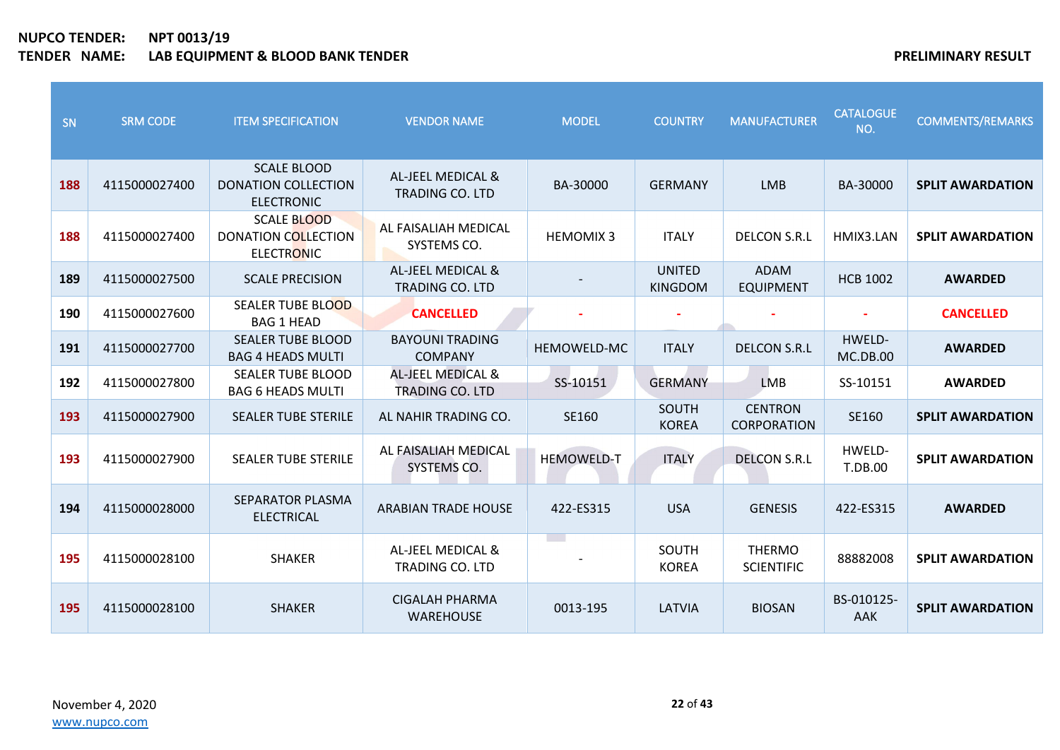**NUPCO TENDER:** **NPT 0013/19**

**TENDER NAME:** **LAB EQUIPMENT & BLOOD BANK TENDER**

**PRELIMINARY RESULT**

| SN | SRM CODE | ITEM SPECIFICATION | VENDOR NAME | MODEL | COUNTRY | MANUFACTURER | CATALOGUE NO. | COMMENTS/REMARKS |
|---|---|---|---|---|---|---|---|---|
| 188 | 4115000027400 | SCALE BLOOD DONATION COLLECTION ELECTRONIC | AL-JEEL MEDICAL & TRADING CO. LTD | BA-30000 | GERMANY | LMB | BA-30000 | **SPLIT AWARDATION** |
| 188 | 4115000027400 | SCALE BLOOD DONATION COLLECTION ELECTRONIC | AL FAISALIAH MEDICAL SYSTEMS CO. | HEMOMIX 3 | ITALY | DELCON S.R.L | HMIX3.LAN | **SPLIT AWARDATION** |
| 189 | 4115000027500 | SCALE PRECISION | AL-JEEL MEDICAL & TRADING CO. LTD | - | UNITED KINGDOM | ADAM EQUIPMENT | HCB 1002 | **AWARDED** |
| 190 | 4115000027600 | SEALER TUBE BLOOD BAG 1 HEAD | **CANCELLED** | - | - | - | - | **CANCELLED** |
| 191 | 4115000027700 | SEALER TUBE BLOOD BAG 4 HEADS MULTI | BAYOUNI TRADING COMPANY | HEMOWELD-MC | ITALY | DELCON S.R.L | HWELD-MC.DB.00 | **AWARDED** |
| 192 | 4115000027800 | SEALER TUBE BLOOD BAG 6 HEADS MULTI | AL-JEEL MEDICAL & TRADING CO. LTD | SS-10151 | GERMANY | LMB | SS-10151 | **AWARDED** |
| 193 | 4115000027900 | SEALER TUBE STERILE | AL NAHIR TRADING CO. | SE160 | SOUTH KOREA | CENTRON CORPORATION | SE160 | **SPLIT AWARDATION** |
| 193 | 4115000027900 | SEALER TUBE STERILE | AL FAISALIAH MEDICAL SYSTEMS CO. | HEMOWELD-T | ITALY | DELCON S.R.L | HWELD-T.DB.00 | **SPLIT AWARDATION** |
| 194 | 4115000028000 | SEPARATOR PLASMA ELECTRICAL | ARABIAN TRADE HOUSE | 422-ES315 | USA | GENESIS | 422-ES315 | **AWARDED** |
| 195 | 4115000028100 | SHAKER | AL-JEEL MEDICAL & TRADING CO. LTD | - | SOUTH KOREA | THERMO SCIENTIFIC | 88882008 | **SPLIT AWARDATION** |
| 195 | 4115000028100 | SHAKER | CIGALAH PHARMA WAREHOUSE | 0013-195 | LATVIA | BIOSAN | BS-010125-AAK | **SPLIT AWARDATION** |

November 4, 2020

www.nupco.com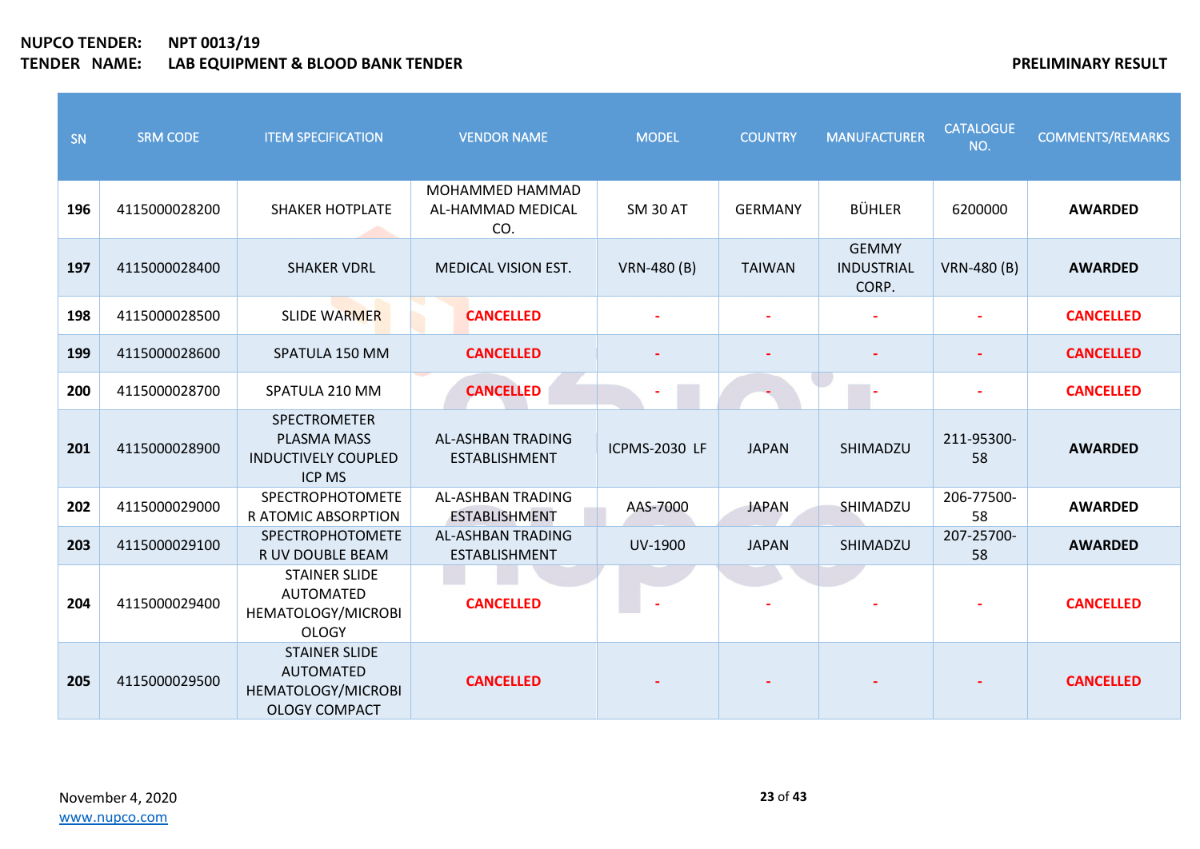**NUPCO TENDER:** NPT 0013/19
**TENDER NAME:** LAB EQUIPMENT & BLOOD BANK TENDER

**PRELIMINARY RESULT**

| SN | SRM CODE | ITEM SPECIFICATION | VENDOR NAME | MODEL | COUNTRY | MANUFACTURER | CATALOGUE NO. | COMMENTS/REMARKS |
|---|---|---|---|---|---|---|---|---|
| 196 | 4115000028200 | SHAKER HOTPLATE | MOHAMMED HAMMAD AL-HAMMAD MEDICAL CO. | SM 30 AT | GERMANY | BÜHLER | 6200000 | **AWARDED** |
| 197 | 4115000028400 | SHAKER VDRL | MEDICAL VISION EST. | VRN-480 (B) | TAIWAN | GEMMY INDUSTRIAL CORP. | VRN-480 (B) | **AWARDED** |
| 198 | 4115000028500 | SLIDE WARMER | **CANCELLED** | - | - | - | - | **CANCELLED** |
| 199 | 4115000028600 | SPATULA 150 MM | **CANCELLED** | - | - | - | - | **CANCELLED** |
| 200 | 4115000028700 | SPATULA 210 MM | **CANCELLED** | - | - | - | - | **CANCELLED** |
| 201 | 4115000028900 | SPECTROMETER PLASMA MASS INDUCTIVELY COUPLED ICP MS | AL-ASHBAN TRADING ESTABLISHMENT | ICPMS-2030 LF | JAPAN | SHIMADZU | 211-95300-58 | **AWARDED** |
| 202 | 4115000029000 | SPECTROPHOTOMETER ATOMIC ABSORPTION | AL-ASHBAN TRADING ESTABLISHMENT | AAS-7000 | JAPAN | SHIMADZU | 206-77500-58 | **AWARDED** |
| 203 | 4115000029100 | SPECTROPHOTOMETER UV DOUBLE BEAM | AL-ASHBAN TRADING ESTABLISHMENT | UV-1900 | JAPAN | SHIMADZU | 207-25700-58 | **AWARDED** |
| 204 | 4115000029400 | STAINER SLIDE AUTOMATED HEMATOLOGY/MICROBIOLOGY | **CANCELLED** | - | - | - | - | **CANCELLED** |
| 205 | 4115000029500 | STAINER SLIDE AUTOMATED HEMATOLOGY/MICROBIOLOGY COMPACT | **CANCELLED** | - | - | - | - | **CANCELLED** |

November 4, 2020
www.nupco.com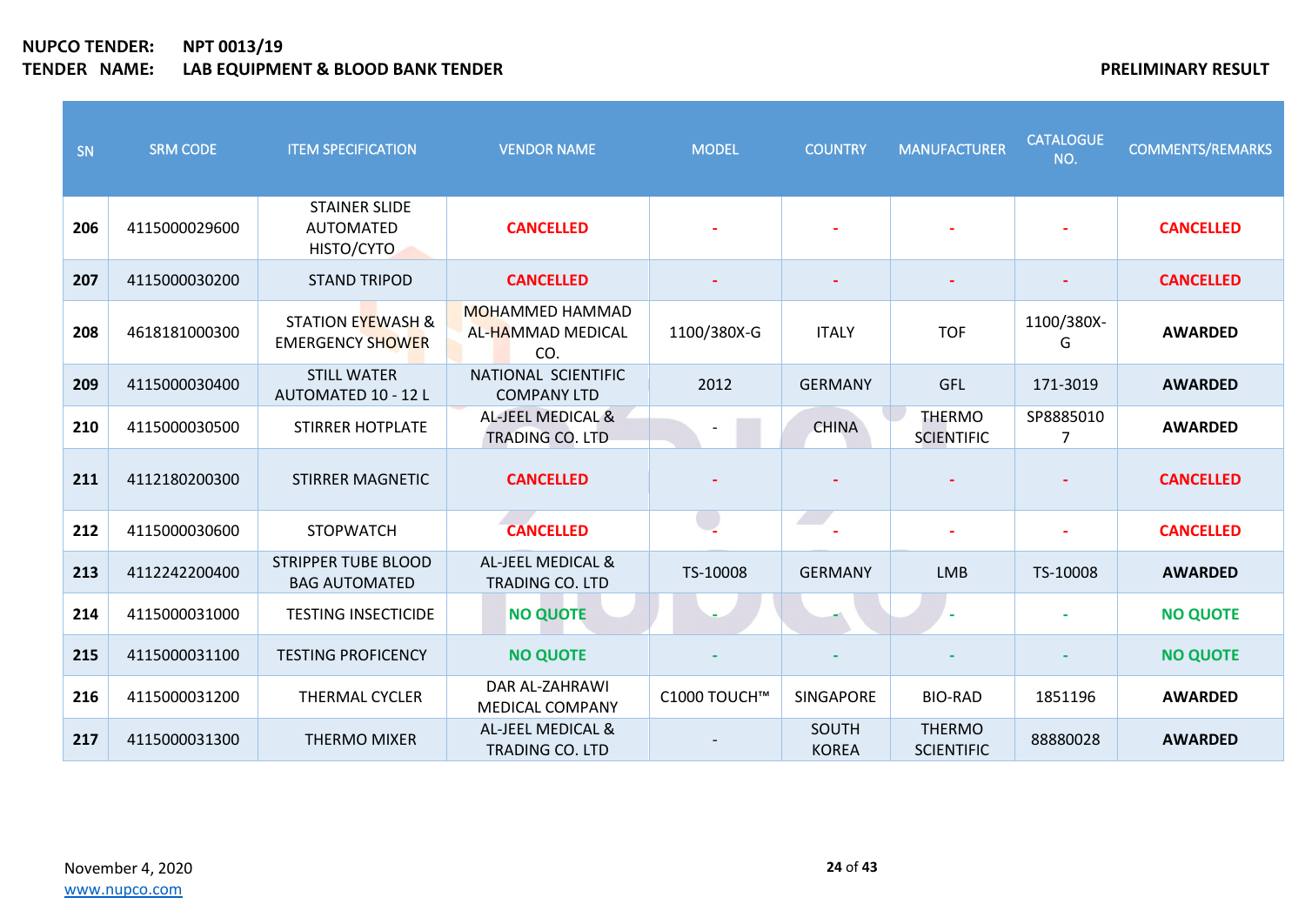**NUPCO TENDER:** **NPT 0013/19**

**TENDER NAME:** **LAB EQUIPMENT & BLOOD BANK TENDER**

**PRELIMINARY RESULT**

| SN | SRM CODE | ITEM SPECIFICATION | VENDOR NAME | MODEL | COUNTRY | MANUFACTURER | CATALOGUE NO. | COMMENTS/REMARKS |
|---|---|---|---|---|---|---|---|---|
| **206** | 4115000029600 | STAINER SLIDE AUTOMATED HISTO/CYTO | **CANCELLED** | - | - | - | - | **CANCELLED** |
| **207** | 4115000030200 | STAND TRIPOD | **CANCELLED** | - | - | - | - | **CANCELLED** |
| **208** | 4618181000300 | STATION EYEWASH & EMERGENCY SHOWER | MOHAMMED HAMMAD AL-HAMMAD MEDICAL CO. | 1100/380X-G | ITALY | TOF | 1100/380X-G | **AWARDED** |
| **209** | 4115000030400 | STILL WATER AUTOMATED 10 - 12 L | NATIONAL SCIENTIFIC COMPANY LTD | 2012 | GERMANY | GFL | 171-3019 | **AWARDED** |
| **210** | 4115000030500 | STIRRER HOTPLATE | AL-JEEL MEDICAL & TRADING CO. LTD | - | CHINA | THERMO SCIENTIFIC | SP88850107 | **AWARDED** |
| **211** | 4112180200300 | STIRRER MAGNETIC | **CANCELLED** | - | - | - | - | **CANCELLED** |
| **212** | 4115000030600 | STOPWATCH | **CANCELLED** | - | - | - | - | **CANCELLED** |
| **213** | 4112242200400 | STRIPPER TUBE BLOOD BAG AUTOMATED | AL-JEEL MEDICAL & TRADING CO. LTD | TS-10008 | GERMANY | LMB | TS-10008 | **AWARDED** |
| **214** | 4115000031000 | TESTING INSECTICIDE | **NO QUOTE** | - | - | - | - | **NO QUOTE** |
| **215** | 4115000031100 | TESTING PROFICENCY | **NO QUOTE** | - | - | - | - | **NO QUOTE** |
| **216** | 4115000031200 | THERMAL CYCLER | DAR AL-ZAHRAWI MEDICAL COMPANY | C1000 TOUCH™ | SINGAPORE | BIO-RAD | 1851196 | **AWARDED** |
| **217** | 4115000031300 | THERMO MIXER | AL-JEEL MEDICAL & TRADING CO. LTD | - | SOUTH KOREA | THERMO SCIENTIFIC | 88880028 | **AWARDED** |

November 4, 2020

www.nupco.com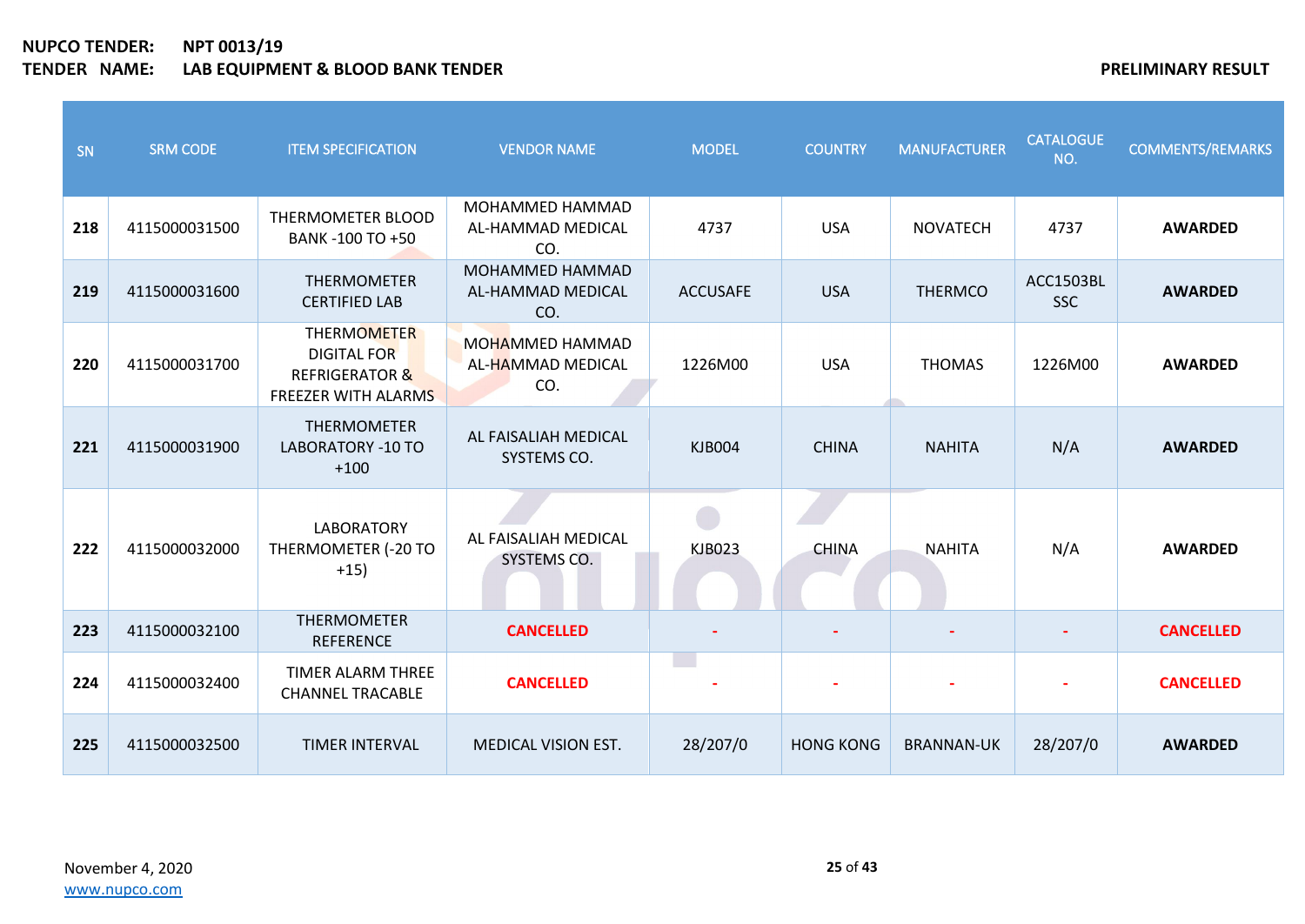**NUPCO TENDER:** NPT 0013/19
**TENDER NAME:** LAB EQUIPMENT & BLOOD BANK TENDER

**PRELIMINARY RESULT**

| SN | SRM CODE | ITEM SPECIFICATION | VENDOR NAME | MODEL | COUNTRY | MANUFACTURER | CATALOGUE NO. | COMMENTS/REMARKS |
|---|---|---|---|---|---|---|---|---|
| **218** | 4115000031500 | THERMOMETER BLOOD BANK -100 TO +50 | MOHAMMED HAMMAD AL-HAMMAD MEDICAL CO. | 4737 | USA | NOVATECH | 4737 | **AWARDED** |
| **219** | 4115000031600 | THERMOMETER CERTIFIED LAB | MOHAMMED HAMMAD AL-HAMMAD MEDICAL CO. | ACCUSAFE | USA | THERMCO | ACC1503BL SSC | **AWARDED** |
| **220** | 4115000031700 | THERMOMETER DIGITAL FOR REFRIGERATOR & FREEZER WITH ALARMS | MOHAMMED HAMMAD AL-HAMMAD MEDICAL CO. | 1226M00 | USA | THOMAS | 1226M00 | **AWARDED** |
| **221** | 4115000031900 | THERMOMETER LABORATORY -10 TO +100 | AL FAISALIAH MEDICAL SYSTEMS CO. | KJB004 | CHINA | NAHITA | N/A | **AWARDED** |
| **222** | 4115000032000 | LABORATORY THERMOMETER (-20 TO +15) | AL FAISALIAH MEDICAL SYSTEMS CO. | KJB023 | CHINA | NAHITA | N/A | **AWARDED** |
| **223** | 4115000032100 | THERMOMETER REFERENCE | **CANCELLED** | - | - | - | - | **CANCELLED** |
| **224** | 4115000032400 | TIMER ALARM THREE CHANNEL TRACABLE | **CANCELLED** | - | - | - | - | **CANCELLED** |
| **225** | 4115000032500 | TIMER INTERVAL | MEDICAL VISION EST. | 28/207/0 | HONG KONG | BRANNAN-UK | 28/207/0 | **AWARDED** |

November 4, 2020
www.nupco.com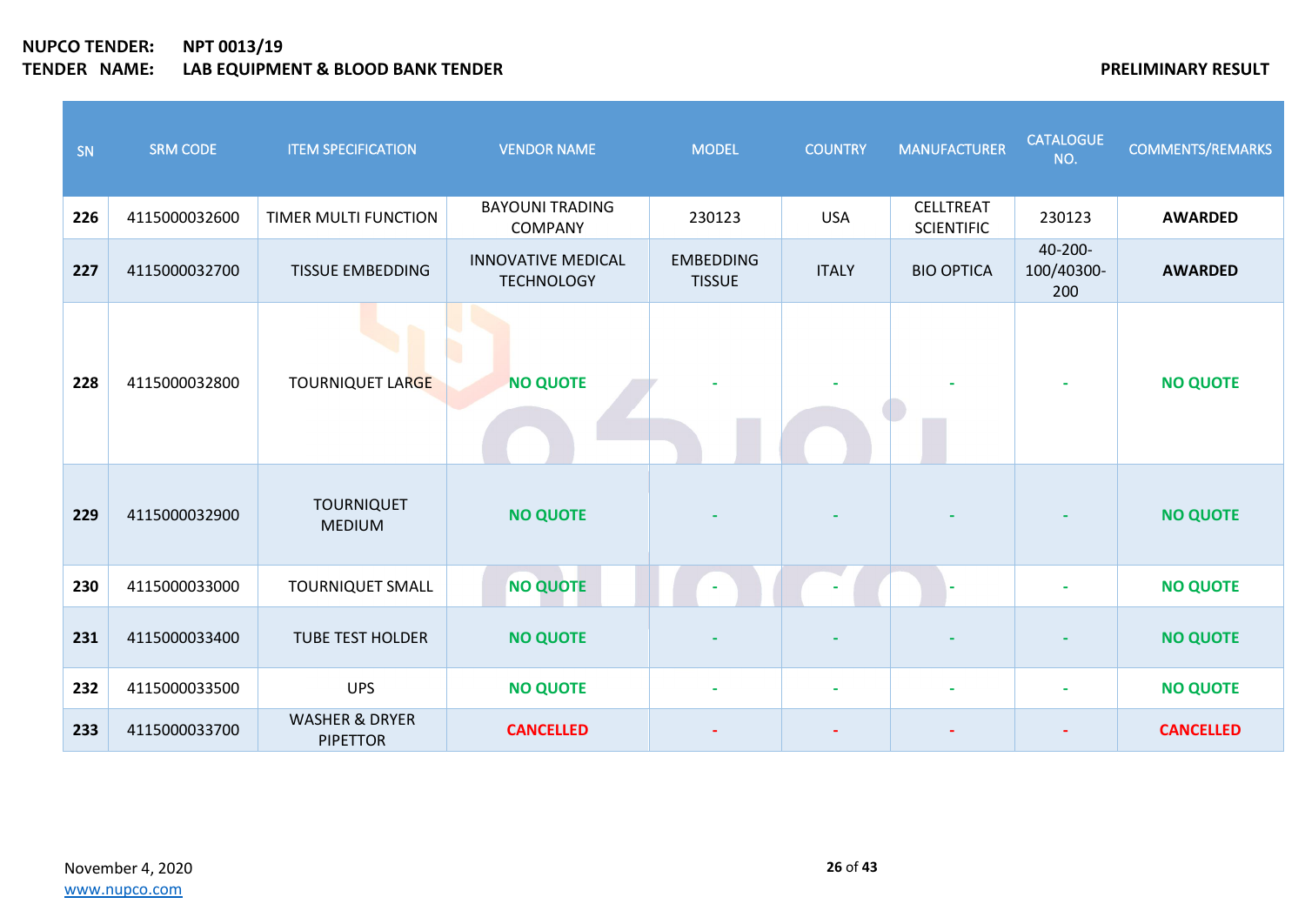**NUPCO TENDER:** NPT 0013/19
**TENDER NAME:** LAB EQUIPMENT & BLOOD BANK TENDER

**PRELIMINARY RESULT**

| SN | SRM CODE | ITEM SPECIFICATION | VENDOR NAME | MODEL | COUNTRY | MANUFACTURER | CATALOGUE NO. | COMMENTS/REMARKS |
|---|---|---|---|---|---|---|---|---|
| 226 | 4115000032600 | TIMER MULTI FUNCTION | BAYOUNI TRADING COMPANY | 230123 | USA | CELLTREAT SCIENTIFIC | 230123 | AWARDED |
| 227 | 4115000032700 | TISSUE EMBEDDING | INNOVATIVE MEDICAL TECHNOLOGY | EMBEDDING TISSUE | ITALY | BIO OPTICA | 40-200-100/40300-200 | AWARDED |
| 228 | 4115000032800 | TOURNIQUET LARGE | NO QUOTE | - | - | - | - | NO QUOTE |
| 229 | 4115000032900 | TOURNIQUET MEDIUM | NO QUOTE | - | - | - | - | NO QUOTE |
| 230 | 4115000033000 | TOURNIQUET SMALL | NO QUOTE | - | - | - | - | NO QUOTE |
| 231 | 4115000033400 | TUBE TEST HOLDER | NO QUOTE | - | - | - | - | NO QUOTE |
| 232 | 4115000033500 | UPS | NO QUOTE | - | - | - | - | NO QUOTE |
| 233 | 4115000033700 | WASHER & DRYER PIPETTOR | CANCELLED | - | - | - | - | CANCELLED |

November 4, 2020
www.nupco.com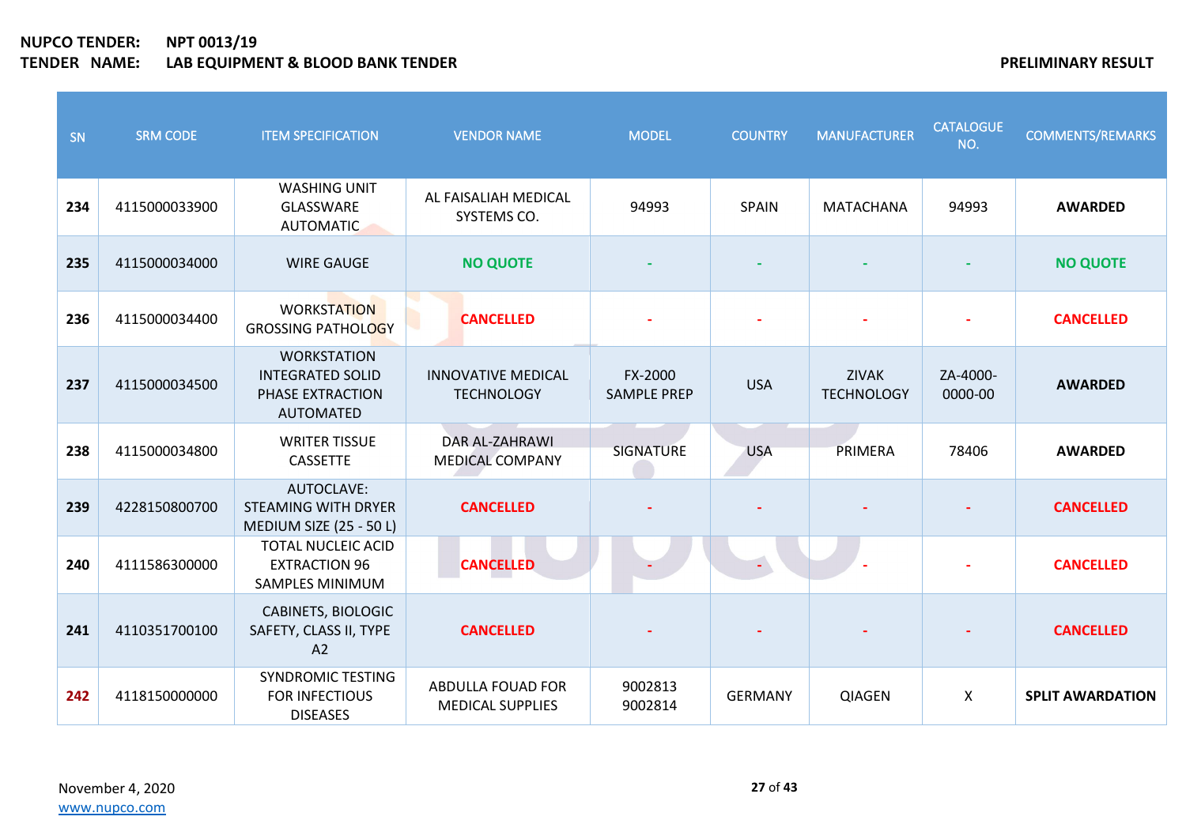**NUPCO TENDER:** NPT 0013/19
**TENDER NAME:** LAB EQUIPMENT & BLOOD BANK TENDER

**PRELIMINARY RESULT**

| SN | SRM CODE | ITEM SPECIFICATION | VENDOR NAME | MODEL | COUNTRY | MANUFACTURER | CATALOGUE NO. | COMMENTS/REMARKS |
|---|---|---|---|---|---|---|---|---|
| 234 | 4115000033900 | WASHING UNIT GLASSWARE AUTOMATIC | AL FAISALIAH MEDICAL SYSTEMS CO. | 94993 | SPAIN | MATACHANA | 94993 | **AWARDED** |
| 235 | 4115000034000 | WIRE GAUGE | NO QUOTE | - | - | - | - | NO QUOTE |
| 236 | 4115000034400 | WORKSTATION GROSSING PATHOLOGY | CANCELLED | - | - | - | - | CANCELLED |
| 237 | 4115000034500 | WORKSTATION INTEGRATED SOLID PHASE EXTRACTION AUTOMATED | INNOVATIVE MEDICAL TECHNOLOGY | FX-2000 SAMPLE PREP | USA | ZIVAK TECHNOLOGY | ZA-4000-0000-00 | **AWARDED** |
| 238 | 4115000034800 | WRITER TISSUE CASSETTE | DAR AL-ZAHRAWI MEDICAL COMPANY | SIGNATURE | USA | PRIMERA | 78406 | **AWARDED** |
| 239 | 4228150800700 | AUTOCLAVE: STEAMING WITH DRYER MEDIUM SIZE (25 - 50 L) | CANCELLED | - | - | - | - | CANCELLED |
| 240 | 4111586300000 | TOTAL NUCLEIC ACID EXTRACTION 96 SAMPLES MINIMUM | CANCELLED | - | - | - | - | CANCELLED |
| 241 | 4110351700100 | CABINETS, BIOLOGIC SAFETY, CLASS II, TYPE A2 | CANCELLED | - | - | - | - | CANCELLED |
| 242 | 4118150000000 | SYNDROMIC TESTING FOR INFECTIOUS DISEASES | ABDULLA FOUAD FOR MEDICAL SUPPLIES | 9002813 9002814 | GERMANY | QIAGEN | X | **SPLIT AWARDATION** |

November 4, 2020
www.nupco.com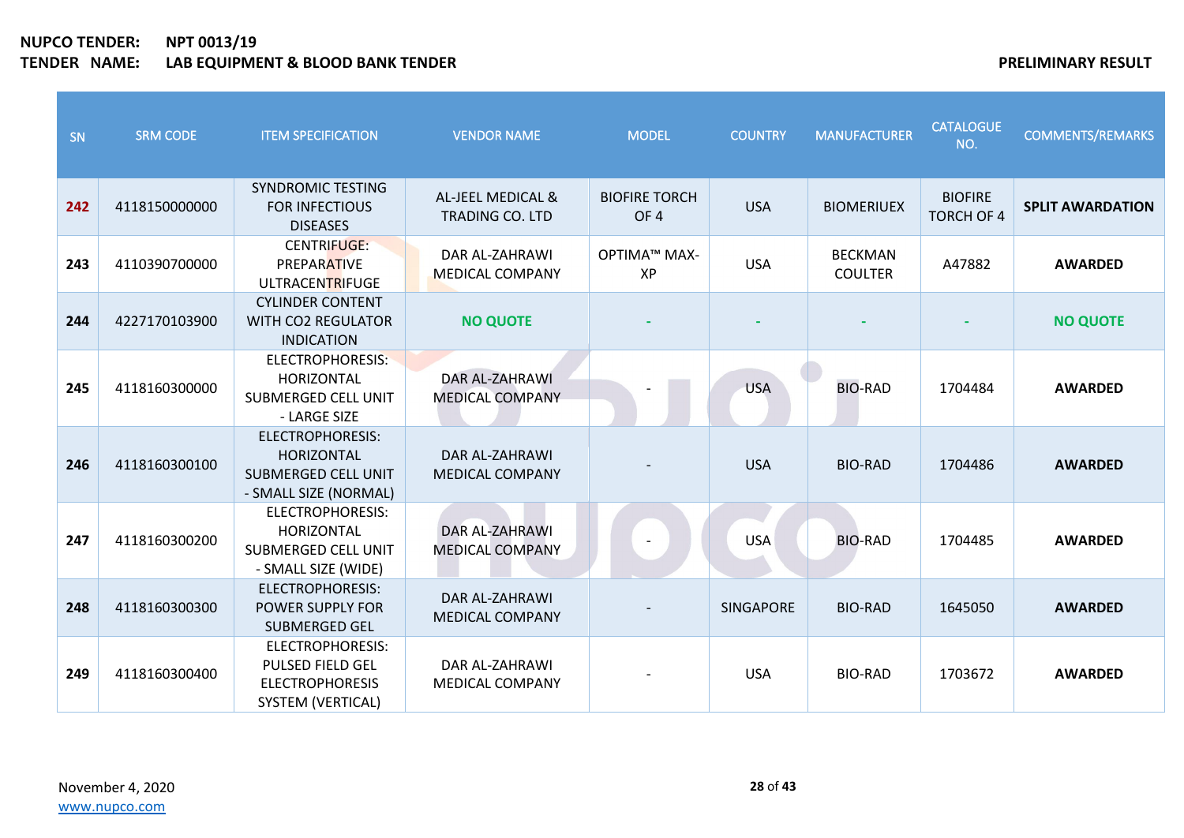**NUPCO TENDER:** NPT 0013/19
**TENDER NAME:** LAB EQUIPMENT & BLOOD BANK TENDER

**PRELIMINARY RESULT**

| SN | SRM CODE | ITEM SPECIFICATION | VENDOR NAME | MODEL | COUNTRY | MANUFACTURER | CATALOGUE NO. | COMMENTS/REMARKS |
|---|---|---|---|---|---|---|---|---|
| 242 | 4118150000000 | SYNDROMIC TESTING FOR INFECTIOUS DISEASES | AL-JEEL MEDICAL & TRADING CO. LTD | BIOFIRE TORCH OF 4 | USA | BIOMERIUEX | BIOFIRE TORCH OF 4 | **SPLIT AWARDATION** |
| 243 | 4110390700000 | CENTRIFUGE: PREPARATIVE ULTRACENTRIFUGE | DAR AL-ZAHRAWI MEDICAL COMPANY | OPTIMA™ MAX-XP | USA | BECKMAN COULTER | A47882 | **AWARDED** |
| 244 | 4227170103900 | CYLINDER CONTENT WITH CO2 REGULATOR INDICATION | **NO QUOTE** | - | - | - | - | **NO QUOTE** |
| 245 | 4118160300000 | ELECTROPHORESIS: HORIZONTAL SUBMERGED CELL UNIT - LARGE SIZE | DAR AL-ZAHRAWI MEDICAL COMPANY | - | USA | BIO-RAD | 1704484 | **AWARDED** |
| 246 | 4118160300100 | ELECTROPHORESIS: HORIZONTAL SUBMERGED CELL UNIT - SMALL SIZE (NORMAL) | DAR AL-ZAHRAWI MEDICAL COMPANY | - | USA | BIO-RAD | 1704486 | **AWARDED** |
| 247 | 4118160300200 | ELECTROPHORESIS: HORIZONTAL SUBMERGED CELL UNIT - SMALL SIZE (WIDE) | DAR AL-ZAHRAWI MEDICAL COMPANY | - | USA | BIO-RAD | 1704485 | **AWARDED** |
| 248 | 4118160300300 | ELECTROPHORESIS: POWER SUPPLY FOR SUBMERGED GEL | DAR AL-ZAHRAWI MEDICAL COMPANY | - | SINGAPORE | BIO-RAD | 1645050 | **AWARDED** |
| 249 | 4118160300400 | ELECTROPHORESIS: PULSED FIELD GEL ELECTROPHORESIS SYSTEM (VERTICAL) | DAR AL-ZAHRAWI MEDICAL COMPANY | - | USA | BIO-RAD | 1703672 | **AWARDED** |

November 4, 2020
www.nupco.com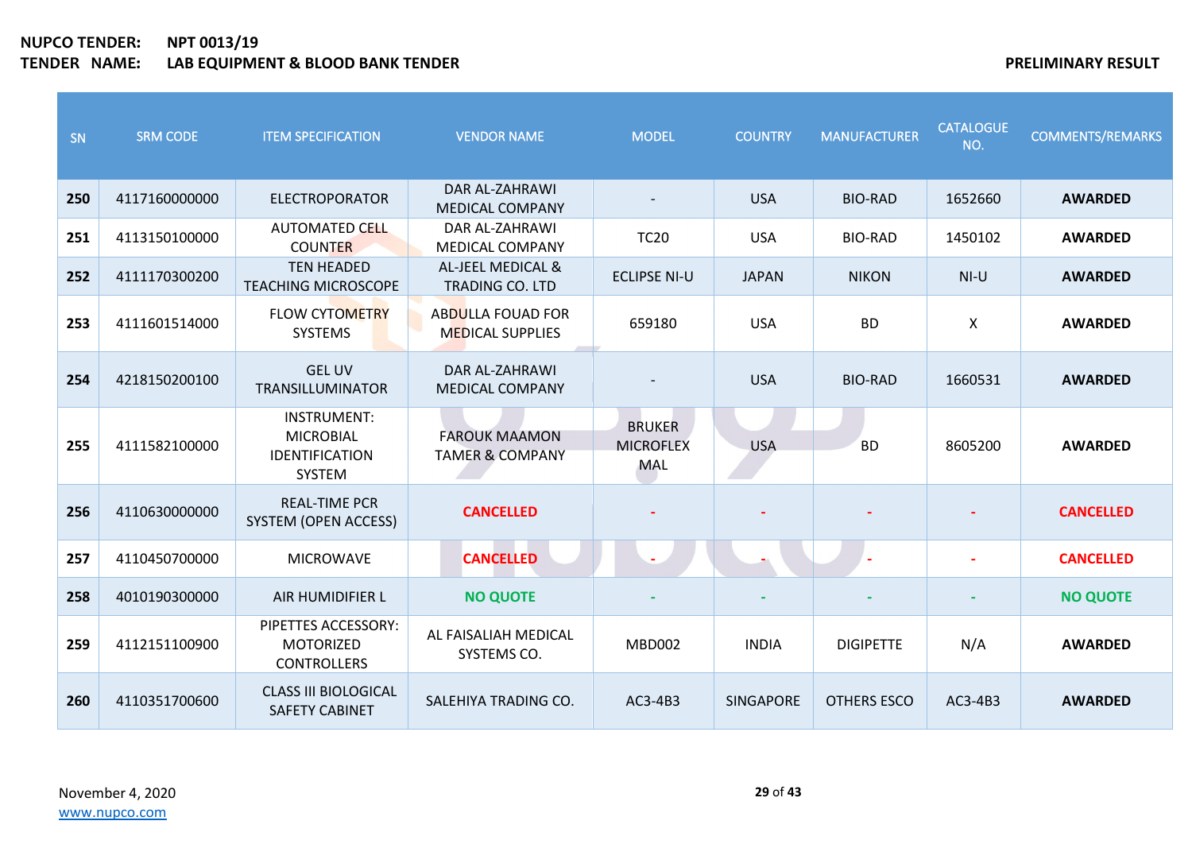**NUPCO TENDER:** **NPT 0013/19**
**TENDER NAME:** **LAB EQUIPMENT & BLOOD BANK TENDER**

**PRELIMINARY RESULT**

| SN | SRM CODE | ITEM SPECIFICATION | VENDOR NAME | MODEL | COUNTRY | MANUFACTURER | CATALOGUE NO. | COMMENTS/REMARKS |
|---|---|---|---|---|---|---|---|---|
| **250** | 4117160000000 | ELECTROPORATOR | DAR AL-ZAHRAWI MEDICAL COMPANY | - | USA | BIO-RAD | 1652660 | **AWARDED** |
| **251** | 4113150100000 | AUTOMATED CELL COUNTER | DAR AL-ZAHRAWI MEDICAL COMPANY | TC20 | USA | BIO-RAD | 1450102 | **AWARDED** |
| **252** | 4111170300200 | TEN HEADED TEACHING MICROSCOPE | AL-JEEL MEDICAL & TRADING CO. LTD | ECLIPSE NI-U | JAPAN | NIKON | NI-U | **AWARDED** |
| **253** | 4111601514000 | FLOW CYTOMETRY SYSTEMS | ABDULLA FOUAD FOR MEDICAL SUPPLIES | 659180 | USA | BD | X | **AWARDED** |
| **254** | 4218150200100 | GEL UV TRANSILLUMINATOR | DAR AL-ZAHRAWI MEDICAL COMPANY | - | USA | BIO-RAD | 1660531 | **AWARDED** |
| **255** | 4111582100000 | INSTRUMENT: MICROBIAL IDENTIFICATION SYSTEM | FAROUK MAAMON TAMER & COMPANY | BRUKER MICROFLEX MAL | USA | BD | 8605200 | **AWARDED** |
| **256** | 4110630000000 | REAL-TIME PCR SYSTEM (OPEN ACCESS) | **CANCELLED** | - | - | - | - | **CANCELLED** |
| **257** | 4110450700000 | MICROWAVE | **CANCELLED** | - | - | - | - | **CANCELLED** |
| **258** | 4010190300000 | AIR HUMIDIFIER L | **NO QUOTE** | - | - | - | - | **NO QUOTE** |
| **259** | 4112151100900 | PIPETTES ACCESSORY: MOTORIZED CONTROLLERS | AL FAISALIAH MEDICAL SYSTEMS CO. | MBD002 | INDIA | DIGIPETTE | N/A | **AWARDED** |
| **260** | 4110351700600 | CLASS III BIOLOGICAL SAFETY CABINET | SALEHIYA TRADING CO. | AC3-4B3 | SINGAPORE | OTHERS ESCO | AC3-4B3 | **AWARDED** |

November 4, 2020
www.nupco.com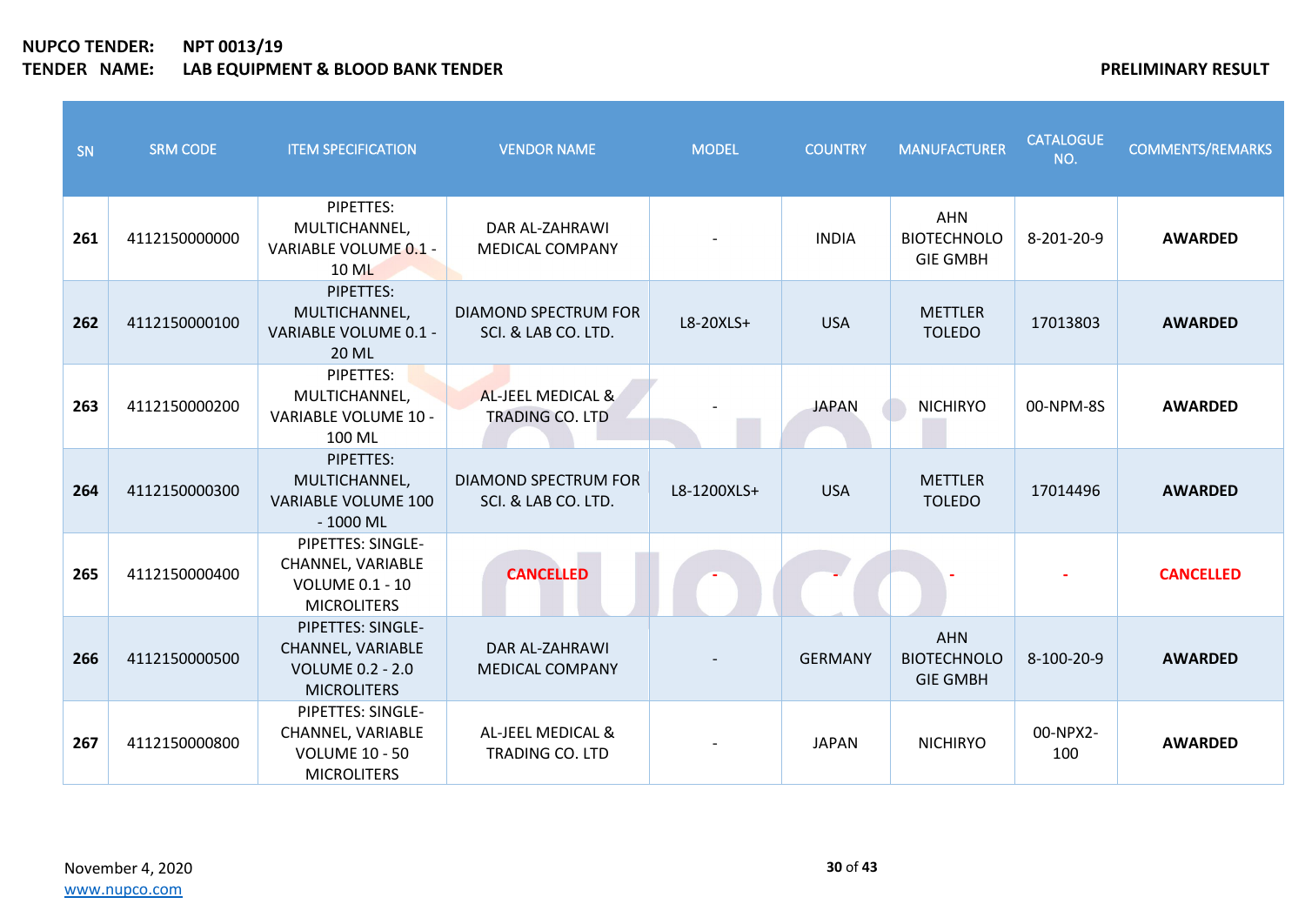**NUPCO TENDER:** NPT 0013/19
**TENDER NAME:** LAB EQUIPMENT & BLOOD BANK TENDER

**PRELIMINARY RESULT**

| SN | SRM CODE | ITEM SPECIFICATION | VENDOR NAME | MODEL | COUNTRY | MANUFACTURER | CATALOGUE NO. | COMMENTS/REMARKS |
|---|---|---|---|---|---|---|---|---|
| **261** | 4112150000000 | PIPETTES: MULTICHANNEL, VARIABLE VOLUME 0.1 - 10 ML | DAR AL-ZAHRAWI MEDICAL COMPANY | - | INDIA | AHN BIOTECHNOLOGIE GMBH | 8-201-20-9 | **AWARDED** |
| **262** | 4112150000100 | PIPETTES: MULTICHANNEL, VARIABLE VOLUME 0.1 - 20 ML | DIAMOND SPECTRUM FOR SCI. & LAB CO. LTD. | L8-20XLS+ | USA | METTLER TOLEDO | 17013803 | **AWARDED** |
| **263** | 4112150000200 | PIPETTES: MULTICHANNEL, VARIABLE VOLUME 10 - 100 ML | AL-JEEL MEDICAL & TRADING CO. LTD | - | JAPAN | NICHIRYO | 00-NPM-8S | **AWARDED** |
| **264** | 4112150000300 | PIPETTES: MULTICHANNEL, VARIABLE VOLUME 100 - 1000 ML | DIAMOND SPECTRUM FOR SCI. & LAB CO. LTD. | L8-1200XLS+ | USA | METTLER TOLEDO | 17014496 | **AWARDED** |
| **265** | 4112150000400 | PIPETTES: SINGLE-CHANNEL, VARIABLE VOLUME 0.1 - 10 MICROLITERS | **CANCELLED** | - | - | - | - | **CANCELLED** |
| **266** | 4112150000500 | PIPETTES: SINGLE-CHANNEL, VARIABLE VOLUME 0.2 - 2.0 MICROLITERS | DAR AL-ZAHRAWI MEDICAL COMPANY | - | GERMANY | AHN BIOTECHNOLOGIE GMBH | 8-100-20-9 | **AWARDED** |
| **267** | 4112150000800 | PIPETTES: SINGLE-CHANNEL, VARIABLE VOLUME 10 - 50 MICROLITERS | AL-JEEL MEDICAL & TRADING CO. LTD | - | JAPAN | NICHIRYO | 00-NPX2-100 | **AWARDED** |

November 4, 2020
www.nupco.com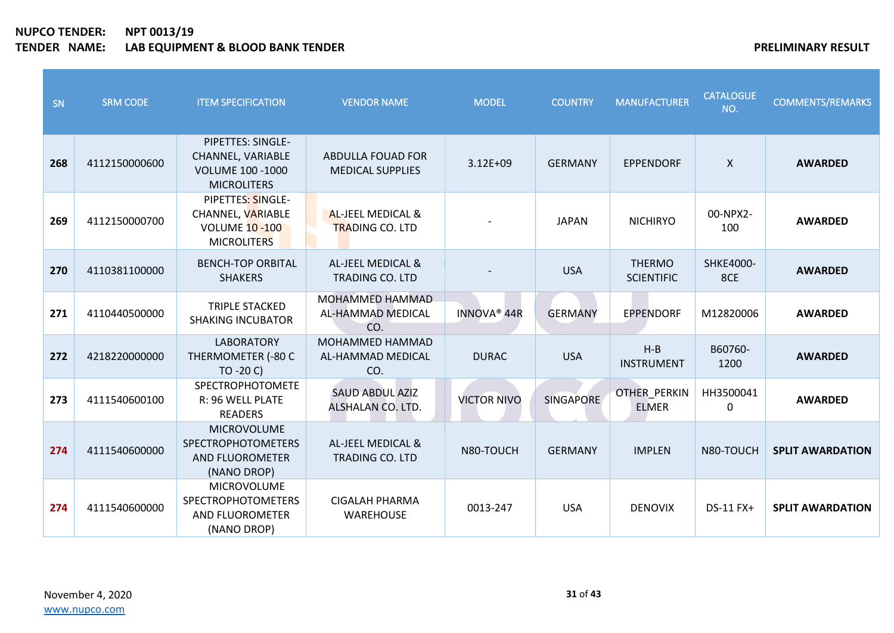**NUPCO TENDER:** **NPT 0013/19**
**TENDER NAME:** **LAB EQUIPMENT & BLOOD BANK TENDER**

**PRELIMINARY RESULT**

| SN | SRM CODE | ITEM SPECIFICATION | VENDOR NAME | MODEL | COUNTRY | MANUFACTURER | CATALOGUE NO. | COMMENTS/REMARKS |
|---|---|---|---|---|---|---|---|---|
| **268** | 4112150000600 | PIPETTES: SINGLE-CHANNEL, VARIABLE VOLUME 100 -1000 MICROLITERS | ABDULLA FOUAD FOR MEDICAL SUPPLIES | 3.12E+09 | GERMANY | EPPENDORF | X | **AWARDED** |
| **269** | 4112150000700 | PIPETTES: SINGLE-CHANNEL, VARIABLE VOLUME 10 -100 MICROLITERS | AL-JEEL MEDICAL & TRADING CO. LTD | - | JAPAN | NICHIRYO | 00-NPX2-100 | **AWARDED** |
| **270** | 4110381100000 | BENCH-TOP ORBITAL SHAKERS | AL-JEEL MEDICAL & TRADING CO. LTD | - | USA | THERMO SCIENTIFIC | SHKE4000-8CE | **AWARDED** |
| **271** | 4110440500000 | TRIPLE STACKED SHAKING INCUBATOR | MOHAMMED HAMMAD AL-HAMMAD MEDICAL CO. | INNOVA® 44R | GERMANY | EPPENDORF | M12820006 | **AWARDED** |
| **272** | 4218220000000 | LABORATORY THERMOMETER (-80 C TO -20 C) | MOHAMMED HAMMAD AL-HAMMAD MEDICAL CO. | DURAC | USA | H-B INSTRUMENT | B60760-1200 | **AWARDED** |
| **273** | 4111540600100 | SPECTROPHOTOMETER: 96 WELL PLATE READERS | SAUD ABDUL AZIZ ALSHALAN CO. LTD. | VICTOR NIVO | SINGAPORE | OTHER_PERKIN ELMER | HH35000410 | **AWARDED** |
| **274** | 4111540600000 | MICROVOLUME SPECTROPHOTOMETERS AND FLUOROMETER (NANO DROP) | AL-JEEL MEDICAL & TRADING CO. LTD | N80-TOUCH | GERMANY | IMPLEN | N80-TOUCH | **SPLIT AWARDATION** |
| **274** | 4111540600000 | MICROVOLUME SPECTROPHOTOMETERS AND FLUOROMETER (NANO DROP) | CIGALAH PHARMA WAREHOUSE | 0013-247 | USA | DENOVIX | DS-11 FX+ | **SPLIT AWARDATION** |

November 4, 2020
www.nupco.com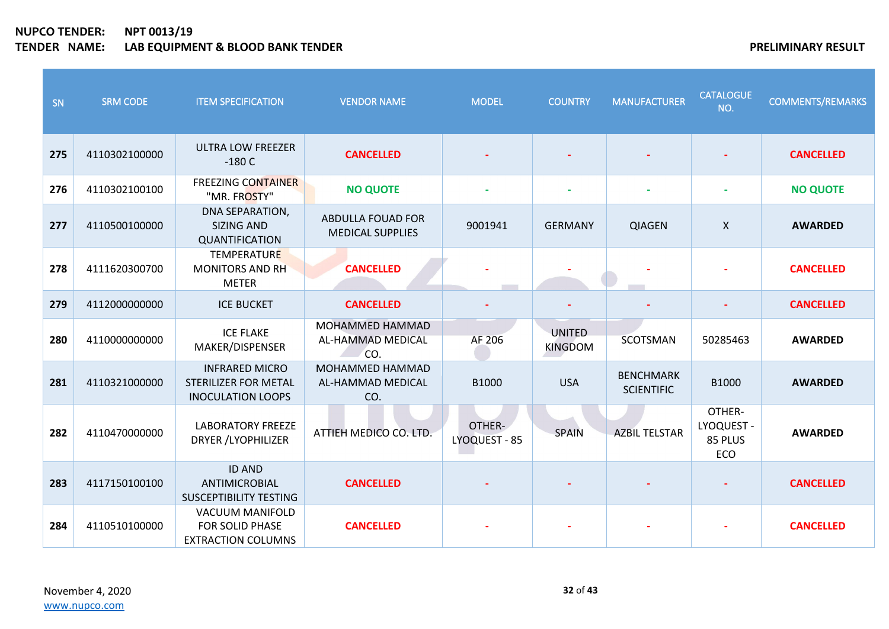**NUPCO TENDER:** NPT 0013/19
**TENDER NAME:** LAB EQUIPMENT & BLOOD BANK TENDER

**PRELIMINARY RESULT**

| SN | SRM CODE | ITEM SPECIFICATION | VENDOR NAME | MODEL | COUNTRY | MANUFACTURER | CATALOGUE NO. | COMMENTS/REMARKS |
|---|---|---|---|---|---|---|---|---|
| 275 | 4110302100000 | ULTRA LOW FREEZER -180 C | CANCELLED | - | - | - | - | CANCELLED |
| 276 | 4110302100100 | FREEZING CONTAINER "MR. FROSTY" | NO QUOTE | - | - | - | - | NO QUOTE |
| 277 | 4110500100000 | DNA SEPARATION, SIZING AND QUANTIFICATION | ABDULLA FOUAD FOR MEDICAL SUPPLIES | 9001941 | GERMANY | QIAGEN | X | AWARDED |
| 278 | 4111620300700 | TEMPERATURE MONITORS AND RH METER | CANCELLED | - | - | - | - | CANCELLED |
| 279 | 4112000000000 | ICE BUCKET | CANCELLED | - | - | - | - | CANCELLED |
| 280 | 4110000000000 | ICE FLAKE MAKER/DISPENSER | MOHAMMED HAMMAD AL-HAMMAD MEDICAL CO. | AF 206 | UNITED KINGDOM | SCOTSMAN | 50285463 | AWARDED |
| 281 | 4110321000000 | INFRARED MICRO STERILIZER FOR METAL INOCULATION LOOPS | MOHAMMED HAMMAD AL-HAMMAD MEDICAL CO. | B1000 | USA | BENCHMARK SCIENTIFIC | B1000 | AWARDED |
| 282 | 4110470000000 | LABORATORY FREEZE DRYER /LYOPHILIZER | ATTIEH MEDICO CO. LTD. | OTHER- LYOQUEST - 85 | SPAIN | AZBIL TELSTAR | OTHER- LYOQUEST - 85 PLUS ECO | AWARDED |
| 283 | 4117150100100 | ID AND ANTIMICROBIAL SUSCEPTIBILITY TESTING | CANCELLED | - | - | - | - | CANCELLED |
| 284 | 4110510100000 | VACUUM MANIFOLD FOR SOLID PHASE EXTRACTION COLUMNS | CANCELLED | - | - | - | - | CANCELLED |

November 4, 2020
www.nupco.com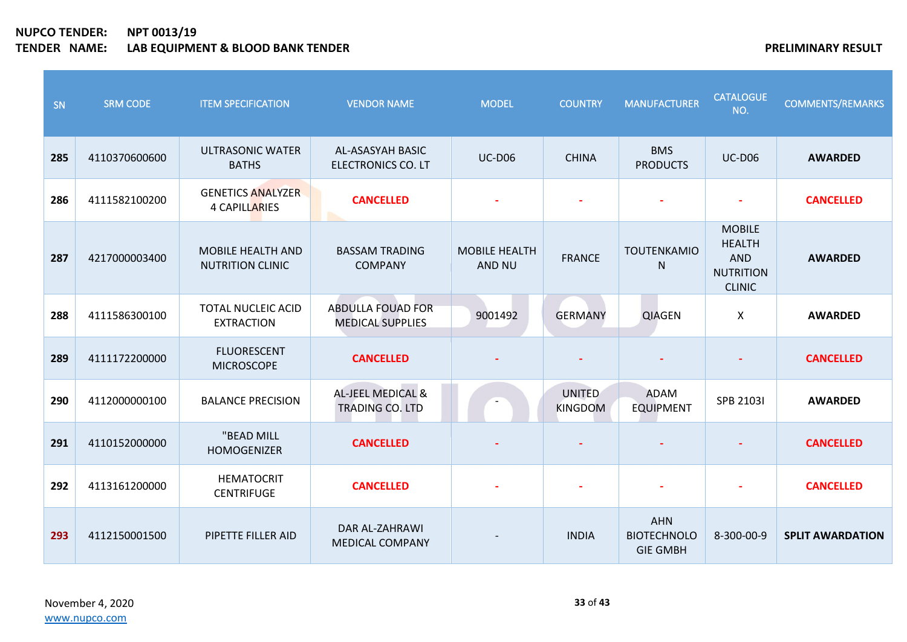**NUPCO TENDER:** NPT 0013/19
**TENDER NAME:** LAB EQUIPMENT & BLOOD BANK TENDER

**PRELIMINARY RESULT**

| SN | SRM CODE | ITEM SPECIFICATION | VENDOR NAME | MODEL | COUNTRY | MANUFACTURER | CATALOGUE NO. | COMMENTS/REMARKS |
|---|---|---|---|---|---|---|---|---|
| **285** | 4110370600600 | ULTRASONIC WATER BATHS | AL-ASASYAH BASIC ELECTRONICS CO. LT | UC-D06 | CHINA | BMS PRODUCTS | UC-D06 | **AWARDED** |
| **286** | 4111582100200 | GENETICS ANALYZER 4 CAPILLARIES | **CANCELLED** | - | - | - | - | **CANCELLED** |
| **287** | 4217000003400 | MOBILE HEALTH AND NUTRITION CLINIC | BASSAM TRADING COMPANY | MOBILE HEALTH AND NU | FRANCE | TOUTENKAMIO N | MOBILE HEALTH AND NUTRITION CLINIC | **AWARDED** |
| **288** | 4111586300100 | TOTAL NUCLEIC ACID EXTRACTION | ABDULLA FOUAD FOR MEDICAL SUPPLIES | 9001492 | GERMANY | QIAGEN | X | **AWARDED** |
| **289** | 4111172200000 | FLUORESCENT MICROSCOPE | **CANCELLED** | - | - | - | - | **CANCELLED** |
| **290** | 4112000000100 | BALANCE PRECISION | AL-JEEL MEDICAL & TRADING CO. LTD | - | UNITED KINGDOM | ADAM EQUIPMENT | SPB 2103I | **AWARDED** |
| **291** | 4110152000000 | "BEAD MILL HOMOGENIZER | **CANCELLED** | - | - | - | - | **CANCELLED** |
| **292** | 4113161200000 | HEMATOCRIT CENTRIFUGE | **CANCELLED** | - | - | - | - | **CANCELLED** |
| **293** | 4112150001500 | PIPETTE FILLER AID | DAR AL-ZAHRAWI MEDICAL COMPANY | - | INDIA | AHN BIOTECHNOLO GIE GMBH | 8-300-00-9 | **SPLIT AWARDATION** |

November 4, 2020
www.nupco.com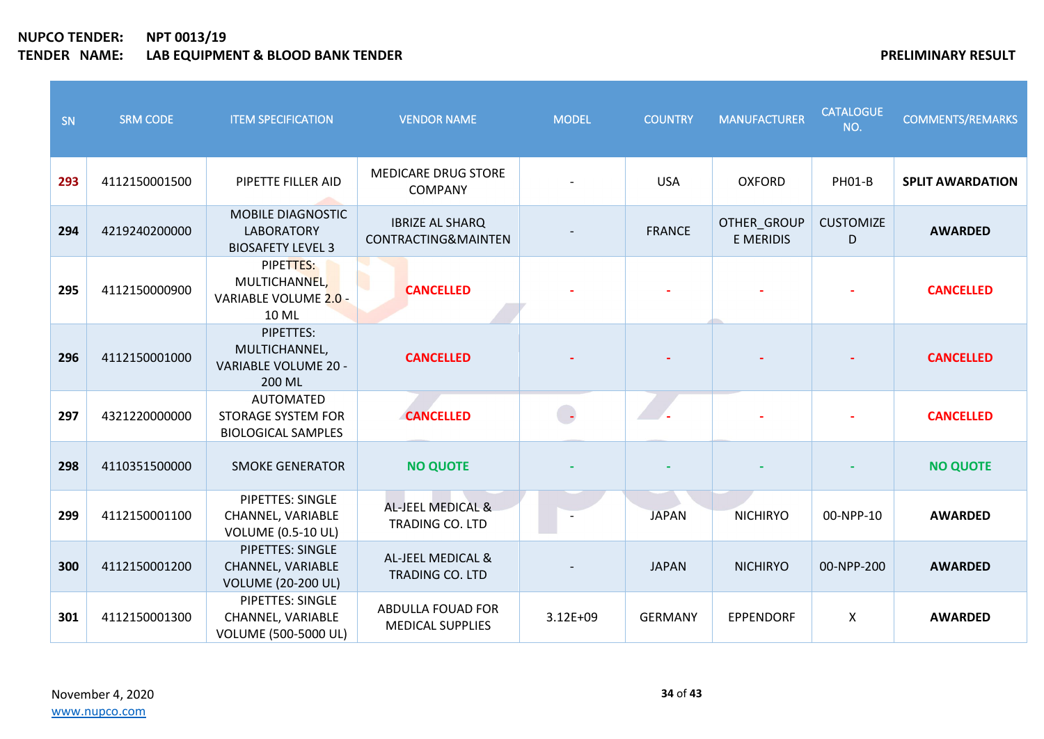**NUPCO TENDER:** NPT 0013/19
**TENDER NAME:** LAB EQUIPMENT & BLOOD BANK TENDER

**PRELIMINARY RESULT**

| SN | SRM CODE | ITEM SPECIFICATION | VENDOR NAME | MODEL | COUNTRY | MANUFACTURER | CATALOGUE NO. | COMMENTS/REMARKS |
|---|---|---|---|---|---|---|---|---|
| 293 | 4112150001500 | PIPETTE FILLER AID | MEDICARE DRUG STORE COMPANY | - | USA | OXFORD | PH01-B | SPLIT AWARDATION |
| 294 | 4219240200000 | MOBILE DIAGNOSTIC LABORATORY BIOSAFETY LEVEL 3 | IBRIZE AL SHARQ CONTRACTING&MAINTEN | - | FRANCE | OTHER_GROUP E MERIDIS | CUSTOMIZE D | AWARDED |
| 295 | 4112150000900 | PIPETTES: MULTICHANNEL, VARIABLE VOLUME 2.0 - 10 ML | CANCELLED | - | - | - | - | CANCELLED |
| 296 | 4112150001000 | PIPETTES: MULTICHANNEL, VARIABLE VOLUME 20 - 200 ML | CANCELLED | - | - | - | - | CANCELLED |
| 297 | 4321220000000 | AUTOMATED STORAGE SYSTEM FOR BIOLOGICAL SAMPLES | CANCELLED | - | - | - | - | CANCELLED |
| 298 | 4110351500000 | SMOKE GENERATOR | NO QUOTE | - | - | - | - | NO QUOTE |
| 299 | 4112150001100 | PIPETTES: SINGLE CHANNEL, VARIABLE VOLUME (0.5-10 UL) | AL-JEEL MEDICAL & TRADING CO. LTD | - | JAPAN | NICHIRYO | 00-NPP-10 | AWARDED |
| 300 | 4112150001200 | PIPETTES: SINGLE CHANNEL, VARIABLE VOLUME (20-200 UL) | AL-JEEL MEDICAL & TRADING CO. LTD | - | JAPAN | NICHIRYO | 00-NPP-200 | AWARDED |
| 301 | 4112150001300 | PIPETTES: SINGLE CHANNEL, VARIABLE VOLUME (500-5000 UL) | ABDULLA FOUAD FOR MEDICAL SUPPLIES | 3.12E+09 | GERMANY | EPPENDORF | X | AWARDED |

November 4, 2020
www.nupco.com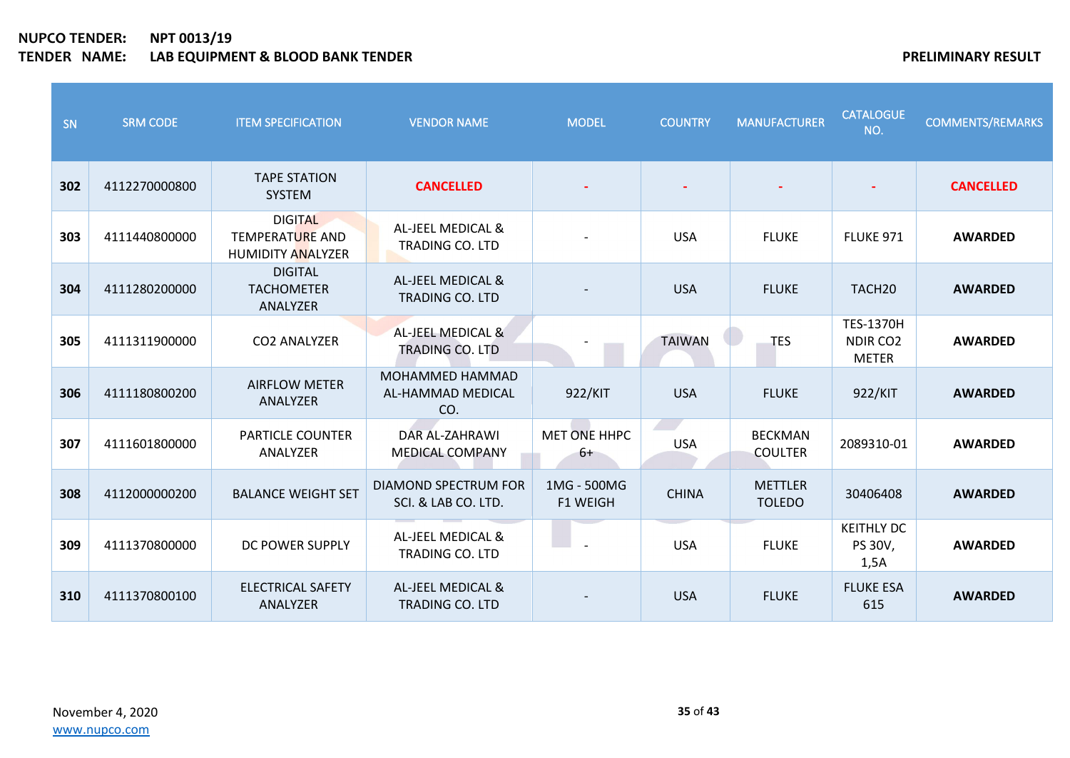**NUPCO TENDER:** **NPT 0013/19**
**TENDER NAME:** **LAB EQUIPMENT & BLOOD BANK TENDER**

**PRELIMINARY RESULT**

| SN | SRM CODE | ITEM SPECIFICATION | VENDOR NAME | MODEL | COUNTRY | MANUFACTURER | CATALOGUE NO. | COMMENTS/REMARKS |
|---|---|---|---|---|---|---|---|---|
| **302** | 4112270000800 | TAPE STATION SYSTEM | **CANCELLED** | - | - | - | - | **CANCELLED** |
| **303** | 4111440800000 | DIGITAL TEMPERATURE AND HUMIDITY ANALYZER | AL-JEEL MEDICAL & TRADING CO. LTD | - | USA | FLUKE | FLUKE 971 | **AWARDED** |
| **304** | 4111280200000 | DIGITAL TACHOMETER ANALYZER | AL-JEEL MEDICAL & TRADING CO. LTD | - | USA | FLUKE | TACH20 | **AWARDED** |
| **305** | 4111311900000 | CO2 ANALYZER | AL-JEEL MEDICAL & TRADING CO. LTD | - | TAIWAN | TES | TES-1370H NDIR CO2 METER | **AWARDED** |
| **306** | 4111180800200 | AIRFLOW METER ANALYZER | MOHAMMED HAMMAD AL-HAMMAD MEDICAL CO. | 922/KIT | USA | FLUKE | 922/KIT | **AWARDED** |
| **307** | 4111601800000 | PARTICLE COUNTER ANALYZER | DAR AL-ZAHRAWI MEDICAL COMPANY | MET ONE HHPC 6+ | USA | BECKMAN COULTER | 2089310-01 | **AWARDED** |
| **308** | 4112000000200 | BALANCE WEIGHT SET | DIAMOND SPECTRUM FOR SCI. & LAB CO. LTD. | 1MG - 500MG F1 WEIGH | CHINA | METTLER TOLEDO | 30406408 | **AWARDED** |
| **309** | 4111370800000 | DC POWER SUPPLY | AL-JEEL MEDICAL & TRADING CO. LTD | - | USA | FLUKE | KEITHLY DC PS 30V, 1,5A | **AWARDED** |
| **310** | 4111370800100 | ELECTRICAL SAFETY ANALYZER | AL-JEEL MEDICAL & TRADING CO. LTD | - | USA | FLUKE | FLUKE ESA 615 | **AWARDED** |

November 4, 2020
www.nupco.com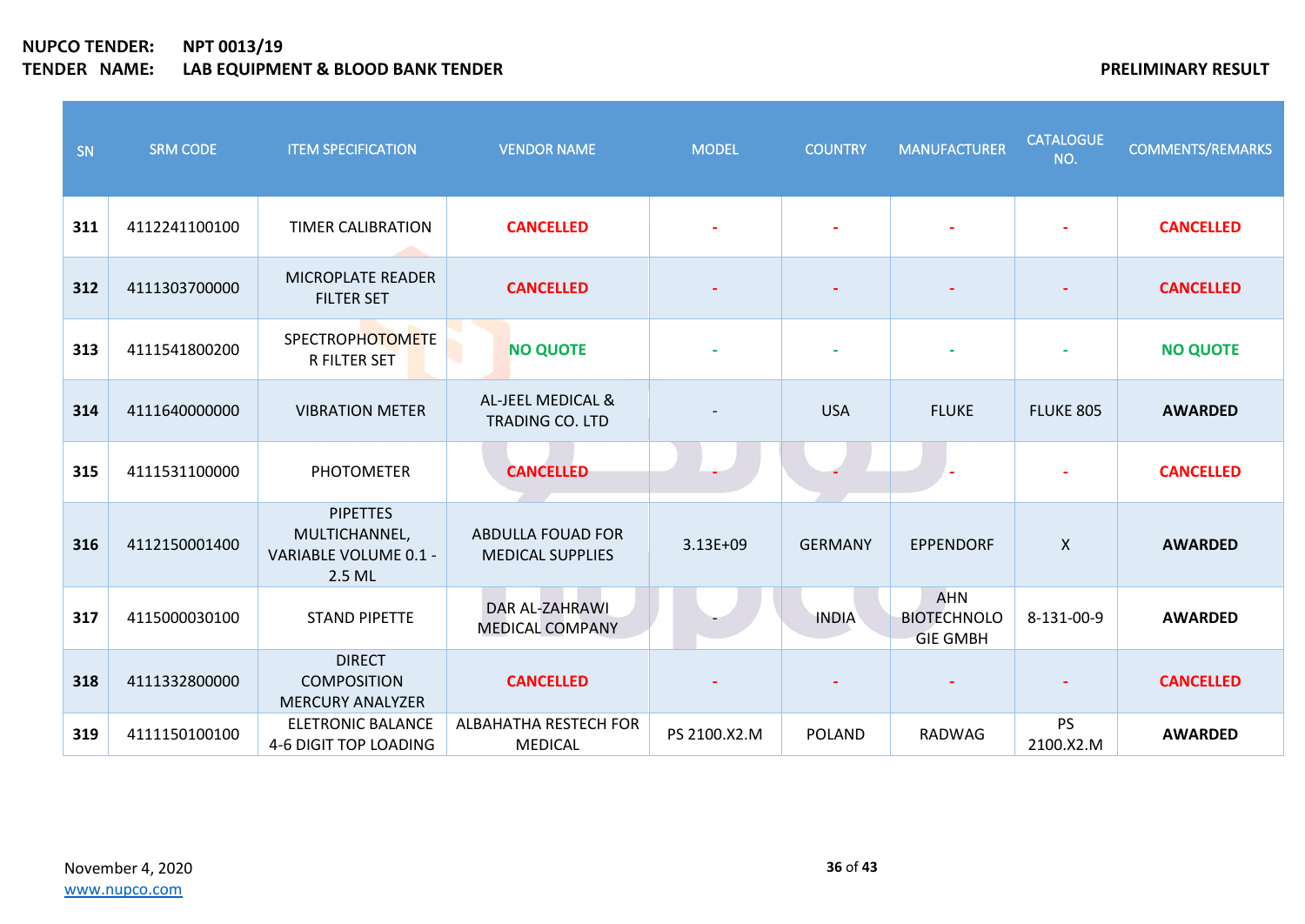**NUPCO TENDER:** NPT 0013/19
**TENDER NAME:** LAB EQUIPMENT & BLOOD BANK TENDER

**PRELIMINARY RESULT**

| SN | SRM CODE | ITEM SPECIFICATION | VENDOR NAME | MODEL | COUNTRY | MANUFACTURER | CATALOGUE NO. | COMMENTS/REMARKS |
|---|---|---|---|---|---|---|---|---|
| 311 | 4112241100100 | TIMER CALIBRATION | CANCELLED | - | - | - | - | CANCELLED |
| 312 | 4111303700000 | MICROPLATE READER FILTER SET | CANCELLED | - | - | - | - | CANCELLED |
| 313 | 4111541800200 | SPECTROPHOTOMETER FILTER SET | NO QUOTE | - | - | - | - | NO QUOTE |
| 314 | 4111640000000 | VIBRATION METER | AL-JEEL MEDICAL & TRADING CO. LTD | - | USA | FLUKE | FLUKE 805 | AWARDED |
| 315 | 4111531100000 | PHOTOMETER | CANCELLED | - | - | - | - | CANCELLED |
| 316 | 4112150001400 | PIPETTES MULTICHANNEL, VARIABLE VOLUME 0.1 - 2.5 ML | ABDULLA FOUAD FOR MEDICAL SUPPLIES | 3.13E+09 | GERMANY | EPPENDORF | X | AWARDED |
| 317 | 4115000030100 | STAND PIPETTE | DAR AL-ZAHRAWI MEDICAL COMPANY | - | INDIA | AHN BIOTECHNOLOGIE GMBH | 8-131-00-9 | AWARDED |
| 318 | 4111332800000 | DIRECT COMPOSITION MERCURY ANALYZER | CANCELLED | - | - | - | - | CANCELLED |
| 319 | 4111150100100 | ELETRONIC BALANCE 4-6 DIGIT TOP LOADING | ALBAHATHA RESTECH FOR MEDICAL | PS 2100.X2.M | POLAND | RADWAG | PS 2100.X2.M | AWARDED |

November 4, 2020
www.nupco.com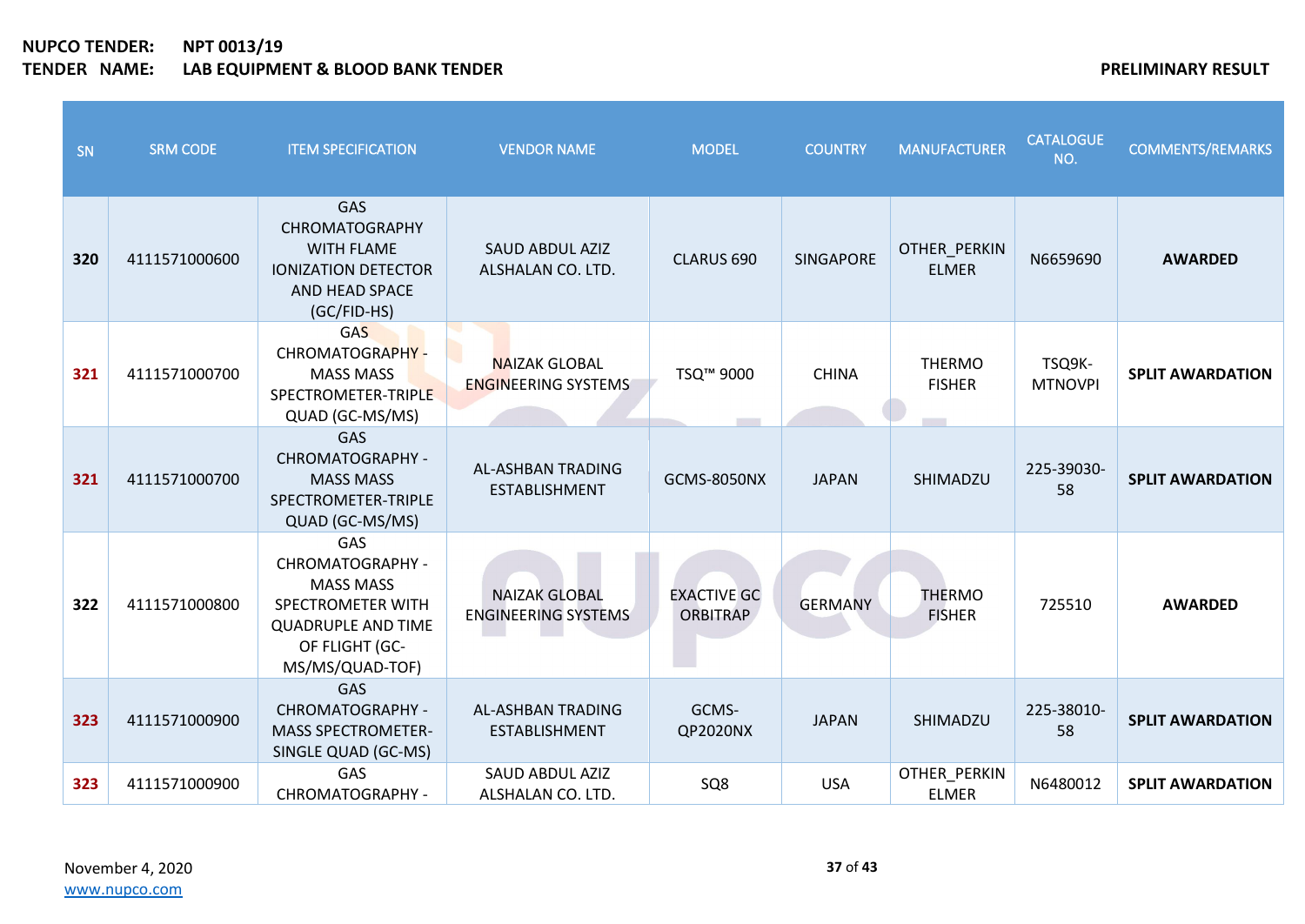**NUPCO TENDER:** NPT 0013/19
**TENDER NAME:** LAB EQUIPMENT & BLOOD BANK TENDER

**PRELIMINARY RESULT**

| SN | SRM CODE | ITEM SPECIFICATION | VENDOR NAME | MODEL | COUNTRY | MANUFACTURER | CATALOGUE NO. | COMMENTS/REMARKS |
|---|---|---|---|---|---|---|---|---|
| **320** | 4111571000600 | GAS CHROMATOGRAPHY WITH FLAME IONIZATION DETECTOR AND HEAD SPACE (GC/FID-HS) | SAUD ABDUL AZIZ ALSHALAN CO. LTD. | CLARUS 690 | SINGAPORE | OTHER_PERKIN ELMER | N6659690 | **AWARDED** |
| **321** | 4111571000700 | GAS CHROMATOGRAPHY - MASS MASS SPECTROMETER-TRIPLE QUAD (GC-MS/MS) | NAIZAK GLOBAL ENGINEERING SYSTEMS | TSQ™ 9000 | CHINA | THERMO FISHER | TSQ9K-MTNOVPI | **SPLIT AWARDATION** |
| **321** | 4111571000700 | GAS CHROMATOGRAPHY - MASS MASS SPECTROMETER-TRIPLE QUAD (GC-MS/MS) | AL-ASHBAN TRADING ESTABLISHMENT | GCMS-8050NX | JAPAN | SHIMADZU | 225-39030-58 | **SPLIT AWARDATION** |
| **322** | 4111571000800 | GAS CHROMATOGRAPHY - MASS MASS SPECTROMETER WITH QUADRUPLE AND TIME OF FLIGHT (GC-MS/MS/QUAD-TOF) | NAIZAK GLOBAL ENGINEERING SYSTEMS | EXACTIVE GC ORBITRAP | GERMANY | THERMO FISHER | 725510 | **AWARDED** |
| **323** | 4111571000900 | GAS CHROMATOGRAPHY - MASS SPECTROMETER-SINGLE QUAD (GC-MS) | AL-ASHBAN TRADING ESTABLISHMENT | GCMS-QP2020NX | JAPAN | SHIMADZU | 225-38010-58 | **SPLIT AWARDATION** |
| **323** | 4111571000900 | GAS CHROMATOGRAPHY - | SAUD ABDUL AZIZ ALSHALAN CO. LTD. | SQ8 | USA | OTHER_PERKIN ELMER | N6480012 | **SPLIT AWARDATION** |

November 4, 2020
www.nupco.com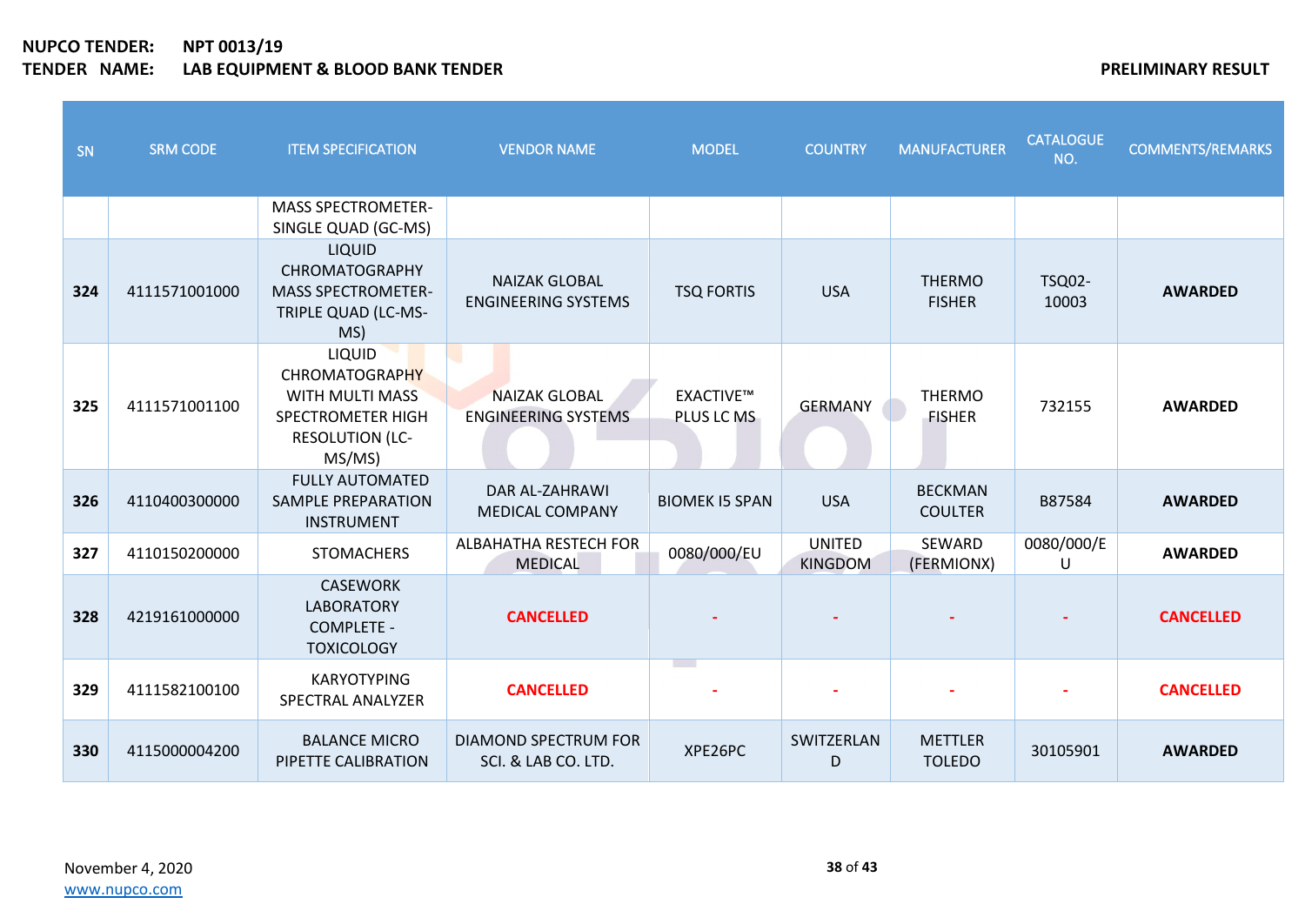**NUPCO TENDER:** NPT 0013/19
**TENDER NAME:** LAB EQUIPMENT & BLOOD BANK TENDER

**PRELIMINARY RESULT**

| SN | SRM CODE | ITEM SPECIFICATION | VENDOR NAME | MODEL | COUNTRY | MANUFACTURER | CATALOGUE NO. | COMMENTS/REMARKS |
|---|---|---|---|---|---|---|---|---|
| | | MASS SPECTROMETER-SINGLE QUAD (GC-MS) | | | | | | |
| **324** | 4111571001000 | LIQUID CHROMATOGRAPHY MASS SPECTROMETER-TRIPLE QUAD (LC-MS-MS) | NAIZAK GLOBAL ENGINEERING SYSTEMS | TSQ FORTIS | USA | THERMO FISHER | TSQ02-10003 | **AWARDED** |
| **325** | 4111571001100 | LIQUID CHROMATOGRAPHY WITH MULTI MASS SPECTROMETER HIGH RESOLUTION (LC-MS/MS) | NAIZAK GLOBAL ENGINEERING SYSTEMS | EXACTIVE™ PLUS LC MS | GERMANY | THERMO FISHER | 732155 | **AWARDED** |
| **326** | 4110400300000 | FULLY AUTOMATED SAMPLE PREPARATION INSTRUMENT | DAR AL-ZAHRAWI MEDICAL COMPANY | BIOMEK I5 SPAN | USA | BECKMAN COULTER | B87584 | **AWARDED** |
| **327** | 4110150200000 | STOMACHERS | ALBAHATHA RESTECH FOR MEDICAL | 0080/000/EU | UNITED KINGDOM | SEWARD (FERMIONX) | 0080/000/EU | **AWARDED** |
| **328** | 4219161000000 | CASEWORK LABORATORY COMPLETE - TOXICOLOGY | **CANCELLED** | - | - | - | - | **CANCELLED** |
| **329** | 4111582100100 | KARYOTYPING SPECTRAL ANALYZER | **CANCELLED** | - | - | - | - | **CANCELLED** |
| **330** | 4115000004200 | BALANCE MICRO PIPETTE CALIBRATION | DIAMOND SPECTRUM FOR SCI. & LAB CO. LTD. | XPE26PC | SWITZERLAND | METTLER TOLEDO | 30105901 | **AWARDED** |

November 4, 2020
www.nupco.com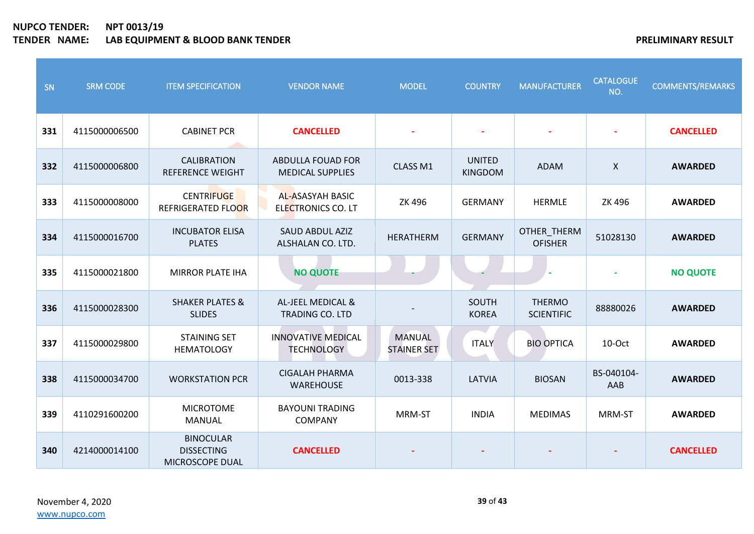**NUPCO TENDER:** NPT 0013/19
**TENDER NAME:** LAB EQUIPMENT & BLOOD BANK TENDER

**PRELIMINARY RESULT**

| SN | SRM CODE | ITEM SPECIFICATION | VENDOR NAME | MODEL | COUNTRY | MANUFACTURER | CATALOGUE NO. | COMMENTS/REMARKS |
|---|---|---|---|---|---|---|---|---|
| **331** | 4115000006500 | CABINET PCR | **CANCELLED** | - | - | - | - | **CANCELLED** |
| **332** | 4115000006800 | CALIBRATION REFERENCE WEIGHT | ABDULLA FOUAD FOR MEDICAL SUPPLIES | CLASS M1 | UNITED KINGDOM | ADAM | X | **AWARDED** |
| **333** | 4115000008000 | CENTRIFUGE REFRIGERATED FLOOR | AL-ASASYAH BASIC ELECTRONICS CO. LT | ZK 496 | GERMANY | HERMLE | ZK 496 | **AWARDED** |
| **334** | 4115000016700 | INCUBATOR ELISA PLATES | SAUD ABDUL AZIZ ALSHALAN CO. LTD. | HERATHERM | GERMANY | OTHER_THERM OFISHER | 51028130 | **AWARDED** |
| **335** | 4115000021800 | MIRROR PLATE IHA | **NO QUOTE** | - | - | - | - | **NO QUOTE** |
| **336** | 4115000028300 | SHAKER PLATES & SLIDES | AL-JEEL MEDICAL & TRADING CO. LTD | - | SOUTH KOREA | THERMO SCIENTIFIC | 88880026 | **AWARDED** |
| **337** | 4115000029800 | STAINING SET HEMATOLOGY | INNOVATIVE MEDICAL TECHNOLOGY | MANUAL STAINER SET | ITALY | BIO OPTICA | 10-Oct | **AWARDED** |
| **338** | 4115000034700 | WORKSTATION PCR | CIGALAH PHARMA WAREHOUSE | 0013-338 | LATVIA | BIOSAN | BS-040104-AAB | **AWARDED** |
| **339** | 4110291600200 | MICROTOME MANUAL | BAYOUNI TRADING COMPANY | MRM-ST | INDIA | MEDIMAS | MRM-ST | **AWARDED** |
| **340** | 4214000014100 | BINOCULAR DISSECTING MICROSCOPE DUAL | **CANCELLED** | - | - | - | - | **CANCELLED** |

November 4, 2020
www.nupco.com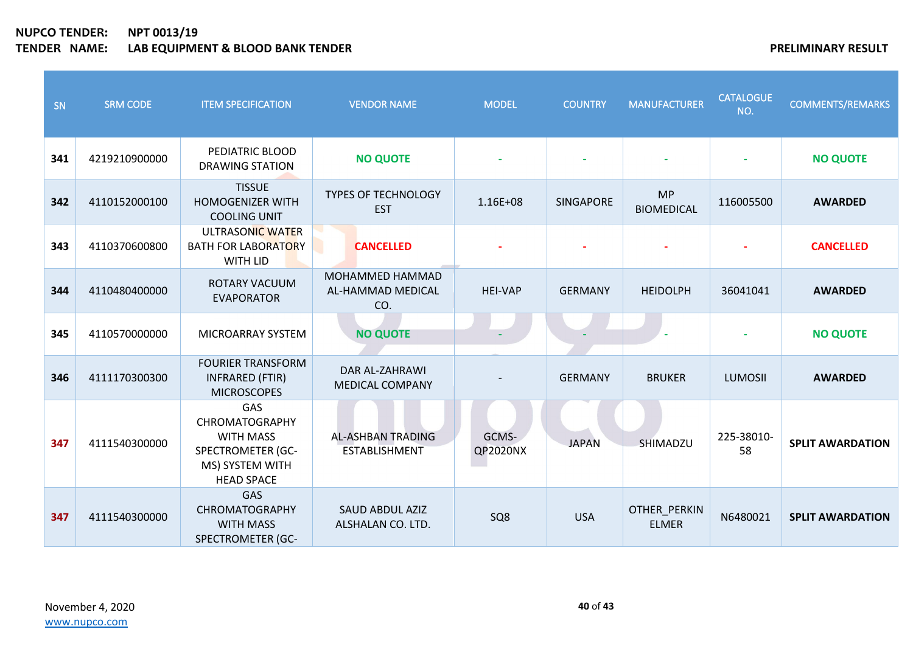**NUPCO TENDER:** NPT 0013/19
**TENDER NAME:** LAB EQUIPMENT & BLOOD BANK TENDER

**PRELIMINARY RESULT**

| SN | SRM CODE | ITEM SPECIFICATION | VENDOR NAME | MODEL | COUNTRY | MANUFACTURER | CATALOGUE NO. | COMMENTS/REMARKS |
|---|---|---|---|---|---|---|---|---|
| 341 | 4219210900000 | PEDIATRIC BLOOD DRAWING STATION | NO QUOTE | - | - | - | - | NO QUOTE |
| 342 | 4110152000100 | TISSUE HOMOGENIZER WITH COOLING UNIT | TYPES OF TECHNOLOGY EST | 1.16E+08 | SINGAPORE | MP BIOMEDICAL | 116005500 | AWARDED |
| 343 | 4110370600800 | ULTRASONIC WATER BATH FOR LABORATORY WITH LID | CANCELLED | - | - | - | - | CANCELLED |
| 344 | 4110480400000 | ROTARY VACUUM EVAPORATOR | MOHAMMED HAMMAD AL-HAMMAD MEDICAL CO. | HEI-VAP | GERMANY | HEIDOLPH | 36041041 | AWARDED |
| 345 | 4110570000000 | MICROARRAY SYSTEM | NO QUOTE | - | - | - | - | NO QUOTE |
| 346 | 4111170300300 | FOURIER TRANSFORM INFRARED (FTIR) MICROSCOPES | DAR AL-ZAHRAWI MEDICAL COMPANY | - | GERMANY | BRUKER | LUMOSII | AWARDED |
| 347 | 4111540300000 | GAS CHROMATOGRAPHY WITH MASS SPECTROMETER (GC-MS) SYSTEM WITH HEAD SPACE | AL-ASHBAN TRADING ESTABLISHMENT | GCMS-QP2020NX | JAPAN | SHIMADZU | 225-38010-58 | SPLIT AWARDATION |
| 347 | 4111540300000 | GAS CHROMATOGRAPHY WITH MASS SPECTROMETER (GC- | SAUD ABDUL AZIZ ALSHALAN CO. LTD. | SQ8 | USA | OTHER_PERKIN ELMER | N6480021 | SPLIT AWARDATION |

November 4, 2020
www.nupco.com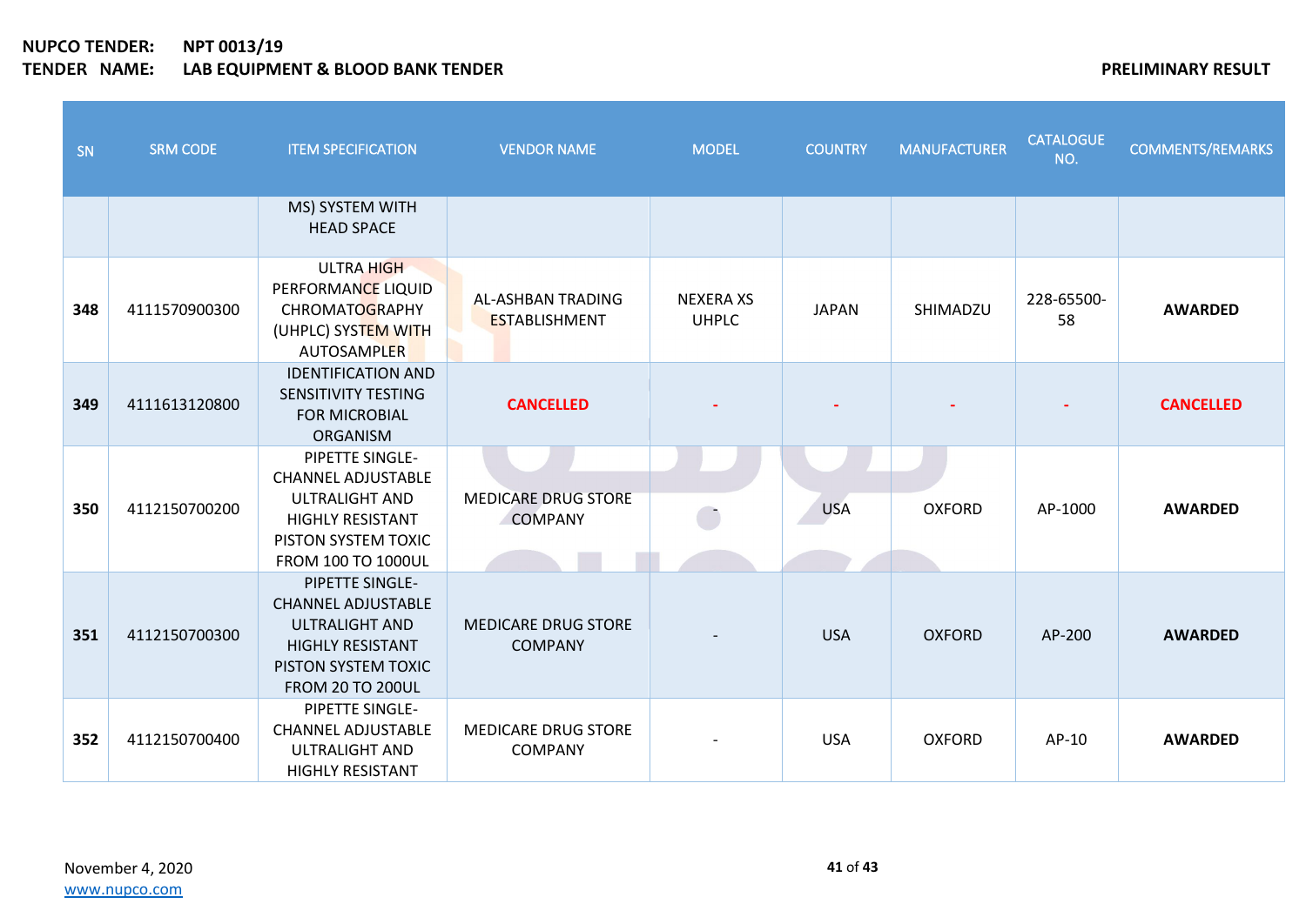**NUPCO TENDER:** **NPT 0013/19**
**TENDER NAME:** **LAB EQUIPMENT & BLOOD BANK TENDER**

**PRELIMINARY RESULT**

| SN | SRM CODE | ITEM SPECIFICATION | VENDOR NAME | MODEL | COUNTRY | MANUFACTURER | CATALOGUE NO. | COMMENTS/REMARKS |
|---|---|---|---|---|---|---|---|---|
| | | MS) SYSTEM WITH HEAD SPACE | | | | | | |
| **348** | 4111570900300 | ULTRA HIGH PERFORMANCE LIQUID CHROMATOGRAPHY (UHPLC) SYSTEM WITH AUTOSAMPLER | AL-ASHBAN TRADING ESTABLISHMENT | NEXERA XS UHPLC | JAPAN | SHIMADZU | 228-65500-58 | **AWARDED** |
| **349** | 4111613120800 | IDENTIFICATION AND SENSITIVITY TESTING FOR MICROBIAL ORGANISM | **CANCELLED** | - | - | - | - | **CANCELLED** |
| **350** | 4112150700200 | PIPETTE SINGLE-CHANNEL ADJUSTABLE ULTRALIGHT AND HIGHLY RESISTANT PISTON SYSTEM TOXIC FROM 100 TO 1000UL | MEDICARE DRUG STORE COMPANY | - | USA | OXFORD | AP-1000 | **AWARDED** |
| **351** | 4112150700300 | PIPETTE SINGLE-CHANNEL ADJUSTABLE ULTRALIGHT AND HIGHLY RESISTANT PISTON SYSTEM TOXIC FROM 20 TO 200UL | MEDICARE DRUG STORE COMPANY | - | USA | OXFORD | AP-200 | **AWARDED** |
| **352** | 4112150700400 | PIPETTE SINGLE-CHANNEL ADJUSTABLE ULTRALIGHT AND HIGHLY RESISTANT | MEDICARE DRUG STORE COMPANY | - | USA | OXFORD | AP-10 | **AWARDED** |

November 4, 2020
www.nupco.com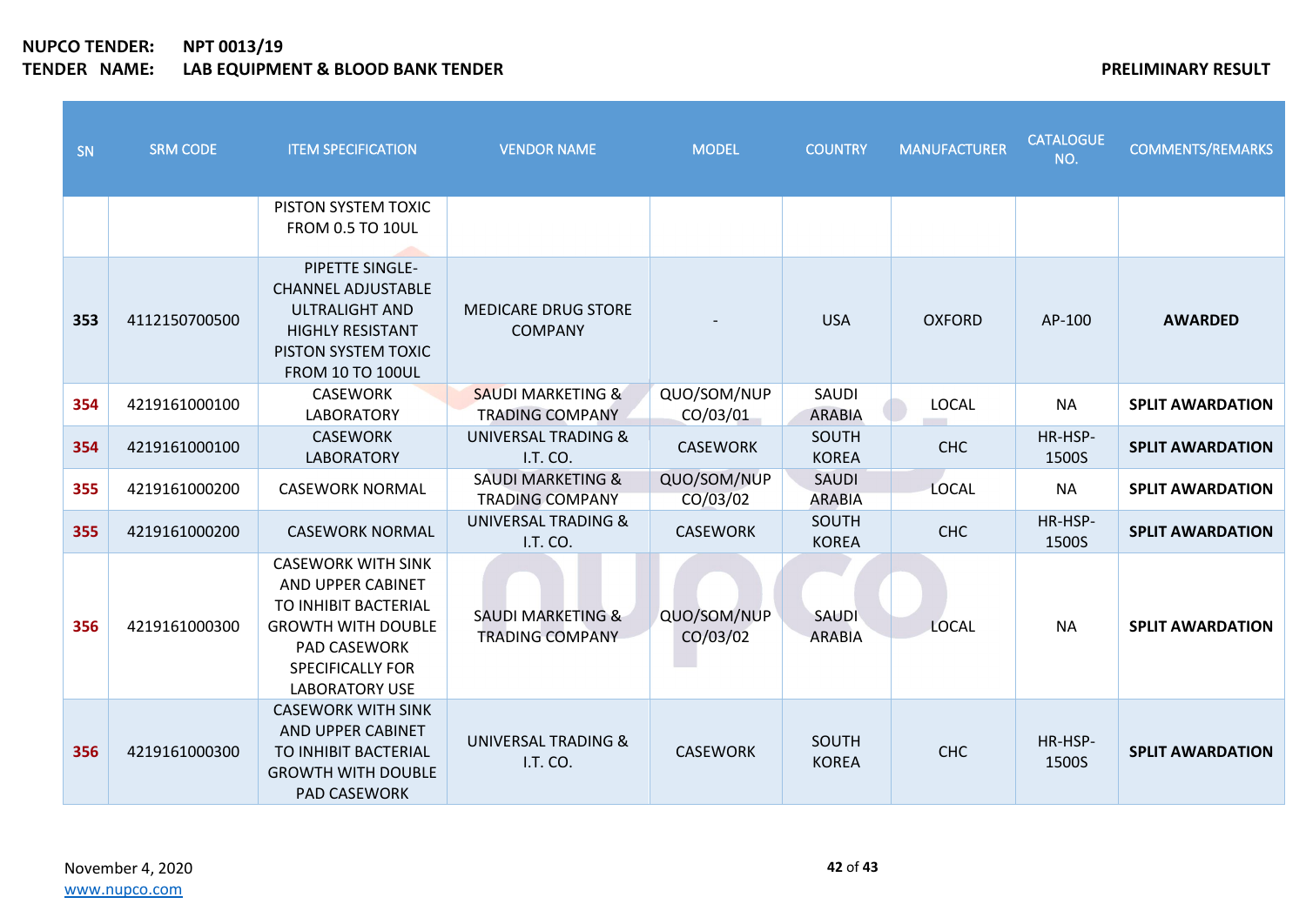**NUPCO TENDER:** NPT 0013/19
**TENDER NAME:** LAB EQUIPMENT & BLOOD BANK TENDER

**PRELIMINARY RESULT**

| SN | SRM CODE | ITEM SPECIFICATION | VENDOR NAME | MODEL | COUNTRY | MANUFACTURER | CATALOGUE NO. | COMMENTS/REMARKS |
|---|---|---|---|---|---|---|---|---|
| | | PISTON SYSTEM TOXIC FROM 0.5 TO 10UL | | | | | | |
| 353 | 4112150700500 | PIPETTE SINGLE-CHANNEL ADJUSTABLE ULTRALIGHT AND HIGHLY RESISTANT PISTON SYSTEM TOXIC FROM 10 TO 100UL | MEDICARE DRUG STORE COMPANY | - | USA | OXFORD | AP-100 | **AWARDED** |
| 354 | 4219161000100 | CASEWORK LABORATORY | SAUDI MARKETING & TRADING COMPANY | QUO/SOM/NUP CO/03/01 | SAUDI ARABIA | LOCAL | NA | **SPLIT AWARDATION** |
| 354 | 4219161000100 | CASEWORK LABORATORY | UNIVERSAL TRADING & I.T. CO. | CASEWORK | SOUTH KOREA | CHC | HR-HSP-1500S | **SPLIT AWARDATION** |
| 355 | 4219161000200 | CASEWORK NORMAL | SAUDI MARKETING & TRADING COMPANY | QUO/SOM/NUP CO/03/02 | SAUDI ARABIA | LOCAL | NA | **SPLIT AWARDATION** |
| 355 | 4219161000200 | CASEWORK NORMAL | UNIVERSAL TRADING & I.T. CO. | CASEWORK | SOUTH KOREA | CHC | HR-HSP-1500S | **SPLIT AWARDATION** |
| 356 | 4219161000300 | CASEWORK WITH SINK AND UPPER CABINET TO INHIBIT BACTERIAL GROWTH WITH DOUBLE PAD CASEWORK SPECIFICALLY FOR LABORATORY USE | SAUDI MARKETING & TRADING COMPANY | QUO/SOM/NUP CO/03/02 | SAUDI ARABIA | LOCAL | NA | **SPLIT AWARDATION** |
| 356 | 4219161000300 | CASEWORK WITH SINK AND UPPER CABINET TO INHIBIT BACTERIAL GROWTH WITH DOUBLE PAD CASEWORK | UNIVERSAL TRADING & I.T. CO. | CASEWORK | SOUTH KOREA | CHC | HR-HSP-1500S | **SPLIT AWARDATION** |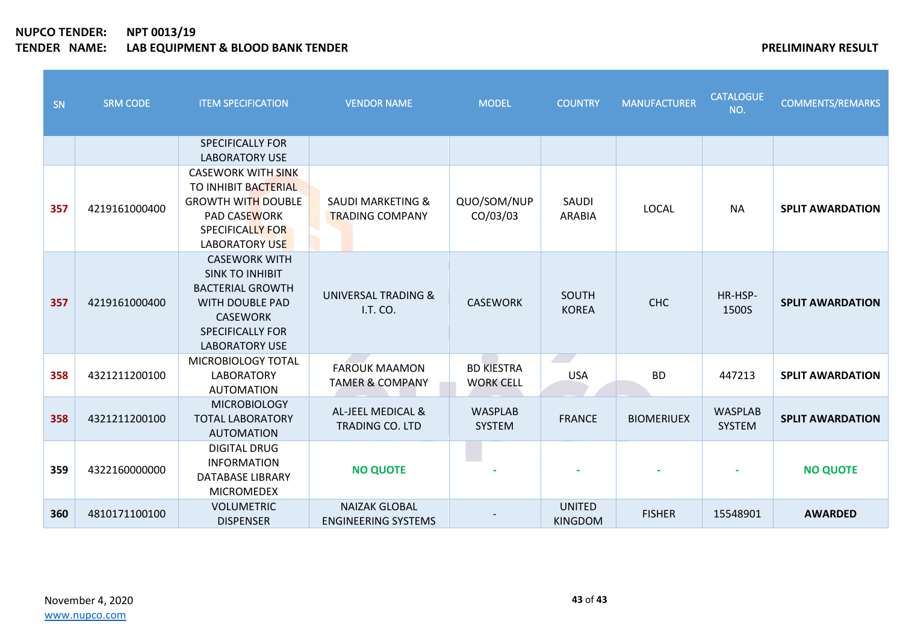**NUPCO TENDER:** NPT 0013/19
**TENDER NAME:** LAB EQUIPMENT & BLOOD BANK TENDER

**PRELIMINARY RESULT**

| SN | SRM CODE | ITEM SPECIFICATION | VENDOR NAME | MODEL | COUNTRY | MANUFACTURER | CATALOGUE NO. | COMMENTS/REMARKS |
|---|---|---|---|---|---|---|---|---|
| | | SPECIFICALLY FOR LABORATORY USE | | | | | | |
| 357 | 4219161000400 | CASEWORK WITH SINK TO INHIBIT BACTERIAL GROWTH WITH DOUBLE PAD CASEWORK SPECIFICALLY FOR LABORATORY USE | SAUDI MARKETING & TRADING COMPANY | QUO/SOM/NUPCO/03/03 | SAUDI ARABIA | LOCAL | NA | **SPLIT AWARDATION** |
| 357 | 4219161000400 | CASEWORK WITH SINK TO INHIBIT BACTERIAL GROWTH WITH DOUBLE PAD CASEWORK SPECIFICALLY FOR LABORATORY USE | UNIVERSAL TRADING & I.T. CO. | CASEWORK | SOUTH KOREA | CHC | HR-HSP-1500S | **SPLIT AWARDATION** |
| 358 | 4321211200100 | MICROBIOLOGY TOTAL LABORATORY AUTOMATION | FAROUK MAAMON TAMER & COMPANY | BD KIESTRA WORK CELL | USA | BD | 447213 | **SPLIT AWARDATION** |
| 358 | 4321211200100 | MICROBIOLOGY TOTAL LABORATORY AUTOMATION | AL-JEEL MEDICAL & TRADING CO. LTD | WASPLAB SYSTEM | FRANCE | BIOMERIUEX | WASPLAB SYSTEM | **SPLIT AWARDATION** |
| 359 | 4322160000000 | DIGITAL DRUG INFORMATION DATABASE LIBRARY MICROMEDEX | **NO QUOTE** | - | - | - | - | **NO QUOTE** |
| 360 | 4810171100100 | VOLUMETRIC DISPENSER | NAIZAK GLOBAL ENGINEERING SYSTEMS | - | UNITED KINGDOM | FISHER | 15548901 | **AWARDED** |

November 4, 2020
www.nupco.com